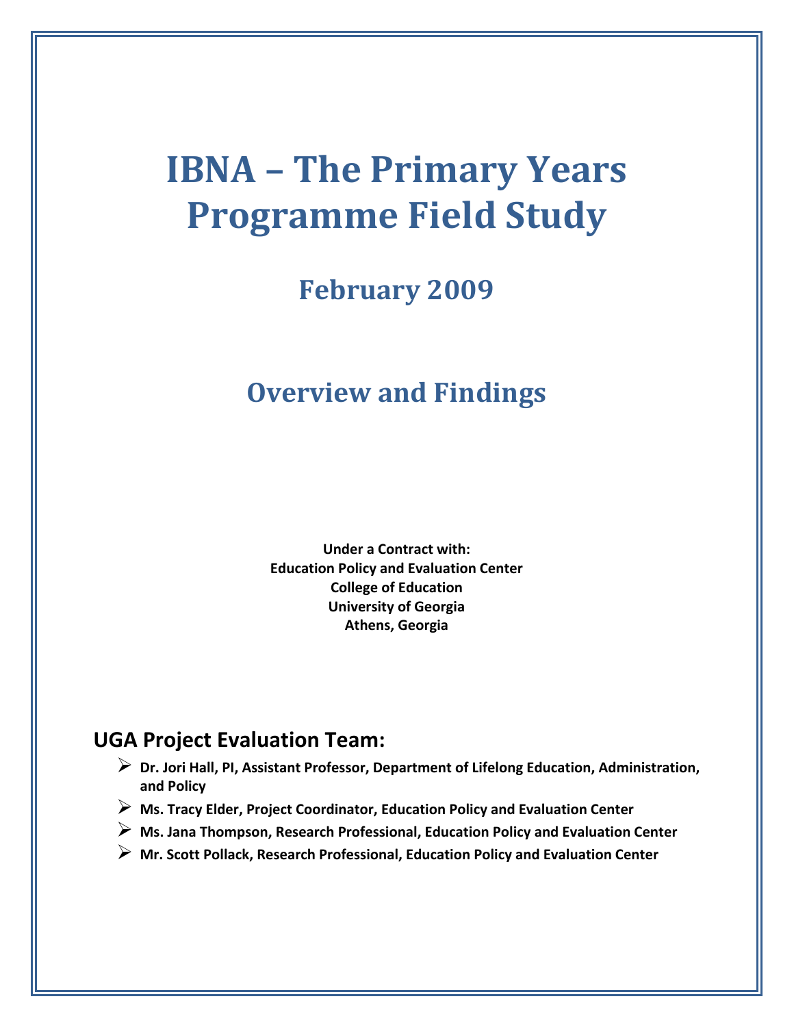# IBNA – The Primary Years Programme Field Study

## February 2009

## Overview and Findings

**Under a Contract with:**
**Education Policy and Evaluation Center**
**College of Education**
**University of Georgia**
**Athens, Georgia**

### UGA Project Evaluation Team:

- **Dr. Jori Hall, PI, Assistant Professor, Department of Lifelong Education, Administration, and Policy**
- **Ms. Tracy Elder, Project Coordinator, Education Policy and Evaluation Center**
- **Ms. Jana Thompson, Research Professional, Education Policy and Evaluation Center**
- **Mr. Scott Pollack, Research Professional, Education Policy and Evaluation Center**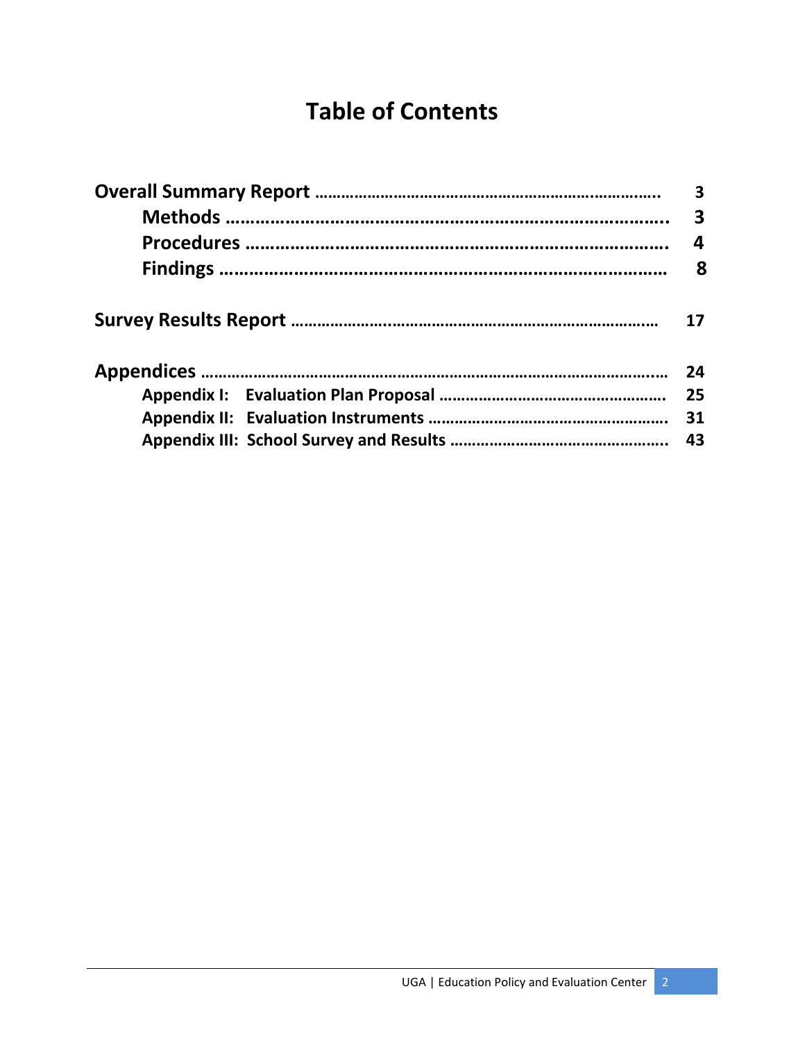# Table of Contents

**Overall Summary Report** ………………………………………………………………… **3**

- **Methods** ……………………………………………………………………………… **3**
- **Procedures** ………………………………………………………………………… **4**
- **Findings** …………………………………………………………………………… **8**

**Survey Results Report** ………………………………………………………………… **17**

**Appendices** ……………………………………………………………………………… **24**

- **Appendix I: Evaluation Plan Proposal** ……………………………………… **25**
- **Appendix II: Evaluation Instruments** ………………………………………… **31**
- **Appendix III: School Survey and Results** …………………………………… **43**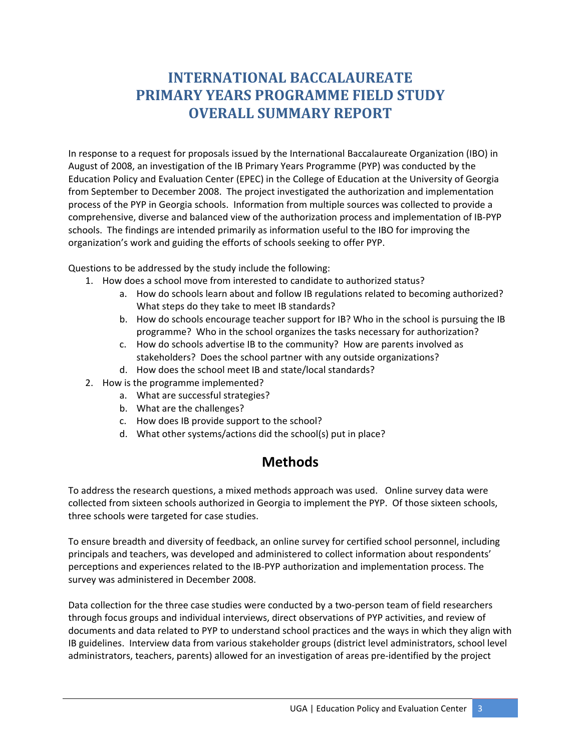# INTERNATIONAL BACCALAUREATE PRIMARY YEARS PROGRAMME FIELD STUDY OVERALL SUMMARY REPORT

In response to a request for proposals issued by the International Baccalaureate Organization (IBO) in August of 2008, an investigation of the IB Primary Years Programme (PYP) was conducted by the Education Policy and Evaluation Center (EPEC) in the College of Education at the University of Georgia from September to December 2008. The project investigated the authorization and implementation process of the PYP in Georgia schools. Information from multiple sources was collected to provide a comprehensive, diverse and balanced view of the authorization process and implementation of IB-PYP schools. The findings are intended primarily as information useful to the IBO for improving the organization's work and guiding the efforts of schools seeking to offer PYP.

Questions to be addressed by the study include the following:

1. How does a school move from interested to candidate to authorized status?
   a. How do schools learn about and follow IB regulations related to becoming authorized? What steps do they take to meet IB standards?
   b. How do schools encourage teacher support for IB? Who in the school is pursuing the IB programme? Who in the school organizes the tasks necessary for authorization?
   c. How do schools advertise IB to the community? How are parents involved as stakeholders? Does the school partner with any outside organizations?
   d. How does the school meet IB and state/local standards?
2. How is the programme implemented?
   a. What are successful strategies?
   b. What are the challenges?
   c. How does IB provide support to the school?
   d. What other systems/actions did the school(s) put in place?

## Methods

To address the research questions, a mixed methods approach was used. Online survey data were collected from sixteen schools authorized in Georgia to implement the PYP. Of those sixteen schools, three schools were targeted for case studies.

To ensure breadth and diversity of feedback, an online survey for certified school personnel, including principals and teachers, was developed and administered to collect information about respondents' perceptions and experiences related to the IB-PYP authorization and implementation process. The survey was administered in December 2008.

Data collection for the three case studies were conducted by a two-person team of field researchers through focus groups and individual interviews, direct observations of PYP activities, and review of documents and data related to PYP to understand school practices and the ways in which they align with IB guidelines. Interview data from various stakeholder groups (district level administrators, school level administrators, teachers, parents) allowed for an investigation of areas pre-identified by the project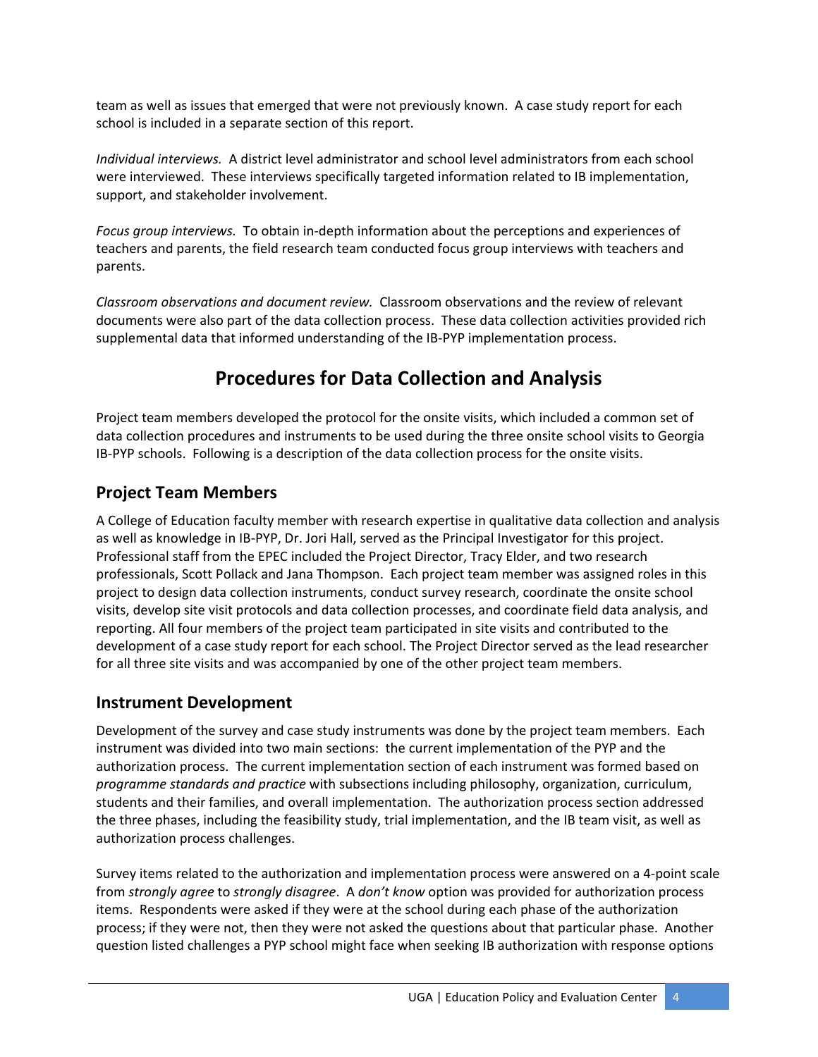team as well as issues that emerged that were not previously known. A case study report for each school is included in a separate section of this report.

*Individual interviews.* A district level administrator and school level administrators from each school were interviewed. These interviews specifically targeted information related to IB implementation, support, and stakeholder involvement.

*Focus group interviews.* To obtain in-depth information about the perceptions and experiences of teachers and parents, the field research team conducted focus group interviews with teachers and parents.

*Classroom observations and document review.* Classroom observations and the review of relevant documents were also part of the data collection process. These data collection activities provided rich supplemental data that informed understanding of the IB-PYP implementation process.

# Procedures for Data Collection and Analysis

Project team members developed the protocol for the onsite visits, which included a common set of data collection procedures and instruments to be used during the three onsite school visits to Georgia IB-PYP schools. Following is a description of the data collection process for the onsite visits.

## Project Team Members

A College of Education faculty member with research expertise in qualitative data collection and analysis as well as knowledge in IB-PYP, Dr. Jori Hall, served as the Principal Investigator for this project. Professional staff from the EPEC included the Project Director, Tracy Elder, and two research professionals, Scott Pollack and Jana Thompson. Each project team member was assigned roles in this project to design data collection instruments, conduct survey research, coordinate the onsite school visits, develop site visit protocols and data collection processes, and coordinate field data analysis, and reporting. All four members of the project team participated in site visits and contributed to the development of a case study report for each school. The Project Director served as the lead researcher for all three site visits and was accompanied by one of the other project team members.

## Instrument Development

Development of the survey and case study instruments was done by the project team members. Each instrument was divided into two main sections: the current implementation of the PYP and the authorization process. The current implementation section of each instrument was formed based on *programme standards and practice* with subsections including philosophy, organization, curriculum, students and their families, and overall implementation. The authorization process section addressed the three phases, including the feasibility study, trial implementation, and the IB team visit, as well as authorization process challenges.

Survey items related to the authorization and implementation process were answered on a 4-point scale from *strongly agree* to *strongly disagree*. A *don't know* option was provided for authorization process items. Respondents were asked if they were at the school during each phase of the authorization process; if they were not, then they were not asked the questions about that particular phase. Another question listed challenges a PYP school might face when seeking IB authorization with response options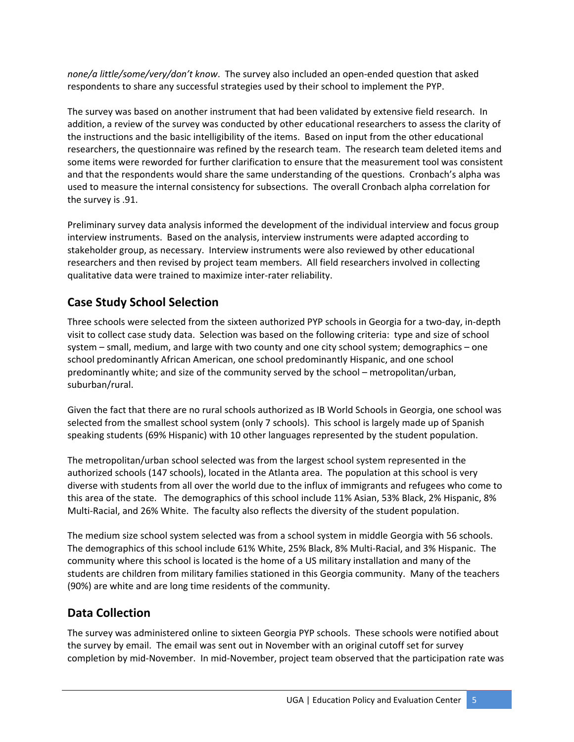*none/a little/some/very/don't know*. The survey also included an open-ended question that asked respondents to share any successful strategies used by their school to implement the PYP.

The survey was based on another instrument that had been validated by extensive field research. In addition, a review of the survey was conducted by other educational researchers to assess the clarity of the instructions and the basic intelligibility of the items. Based on input from the other educational researchers, the questionnaire was refined by the research team. The research team deleted items and some items were reworded for further clarification to ensure that the measurement tool was consistent and that the respondents would share the same understanding of the questions. Cronbach's alpha was used to measure the internal consistency for subsections. The overall Cronbach alpha correlation for the survey is .91.

Preliminary survey data analysis informed the development of the individual interview and focus group interview instruments. Based on the analysis, interview instruments were adapted according to stakeholder group, as necessary. Interview instruments were also reviewed by other educational researchers and then revised by project team members. All field researchers involved in collecting qualitative data were trained to maximize inter-rater reliability.

## Case Study School Selection

Three schools were selected from the sixteen authorized PYP schools in Georgia for a two-day, in-depth visit to collect case study data. Selection was based on the following criteria: type and size of school system – small, medium, and large with two county and one city school system; demographics – one school predominantly African American, one school predominantly Hispanic, and one school predominantly white; and size of the community served by the school – metropolitan/urban, suburban/rural.

Given the fact that there are no rural schools authorized as IB World Schools in Georgia, one school was selected from the smallest school system (only 7 schools). This school is largely made up of Spanish speaking students (69% Hispanic) with 10 other languages represented by the student population.

The metropolitan/urban school selected was from the largest school system represented in the authorized schools (147 schools), located in the Atlanta area. The population at this school is very diverse with students from all over the world due to the influx of immigrants and refugees who come to this area of the state. The demographics of this school include 11% Asian, 53% Black, 2% Hispanic, 8% Multi-Racial, and 26% White. The faculty also reflects the diversity of the student population.

The medium size school system selected was from a school system in middle Georgia with 56 schools. The demographics of this school include 61% White, 25% Black, 8% Multi-Racial, and 3% Hispanic. The community where this school is located is the home of a US military installation and many of the students are children from military families stationed in this Georgia community. Many of the teachers (90%) are white and are long time residents of the community.

## Data Collection

The survey was administered online to sixteen Georgia PYP schools. These schools were notified about the survey by email. The email was sent out in November with an original cutoff set for survey completion by mid-November. In mid-November, project team observed that the participation rate was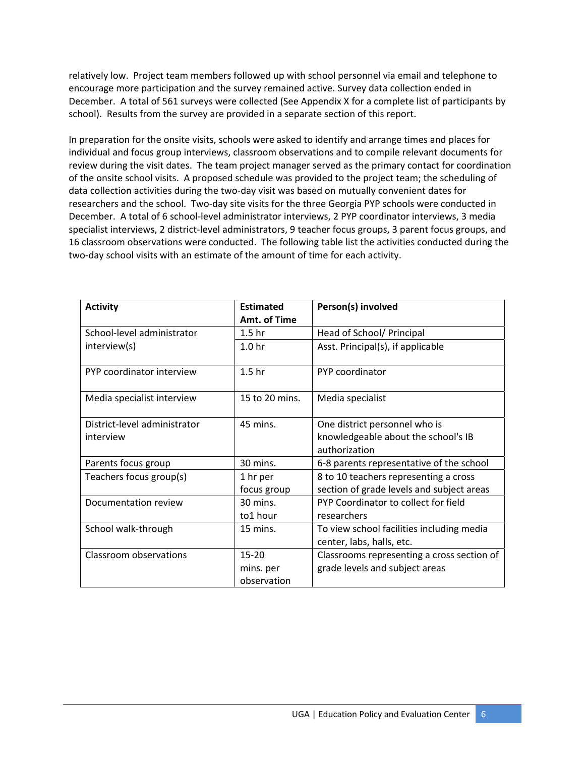relatively low. Project team members followed up with school personnel via email and telephone to encourage more participation and the survey remained active. Survey data collection ended in December. A total of 561 surveys were collected (See Appendix X for a complete list of participants by school). Results from the survey are provided in a separate section of this report.

In preparation for the onsite visits, schools were asked to identify and arrange times and places for individual and focus group interviews, classroom observations and to compile relevant documents for review during the visit dates. The team project manager served as the primary contact for coordination of the onsite school visits. A proposed schedule was provided to the project team; the scheduling of data collection activities during the two-day visit was based on mutually convenient dates for researchers and the school. Two-day site visits for the three Georgia PYP schools were conducted in December. A total of 6 school-level administrator interviews, 2 PYP coordinator interviews, 3 media specialist interviews, 2 district-level administrators, 9 teacher focus groups, 3 parent focus groups, and 16 classroom observations were conducted. The following table list the activities conducted during the two-day school visits with an estimate of the amount of time for each activity.

| Activity | Estimated Amt. of Time | Person(s) involved |
|---|---|---|
| School-level administrator interview(s) | 1.5 hr | Head of School/ Principal |
| | 1.0 hr | Asst. Principal(s), if applicable |
| PYP coordinator interview | 1.5 hr | PYP coordinator |
| Media specialist interview | 15 to 20 mins. | Media specialist |
| District-level administrator interview | 45 mins. | One district personnel who is knowledgeable about the school's IB authorization |
| Parents focus group | 30 mins. | 6-8 parents representative of the school |
| Teachers focus group(s) | 1 hr per focus group | 8 to 10 teachers representing a cross section of grade levels and subject areas |
| Documentation review | 30 mins. to1 hour | PYP Coordinator to collect for field researchers |
| School walk-through | 15 mins. | To view school facilities including media center, labs, halls, etc. |
| Classroom observations | 15-20 mins. per observation | Classrooms representing a cross section of grade levels and subject areas |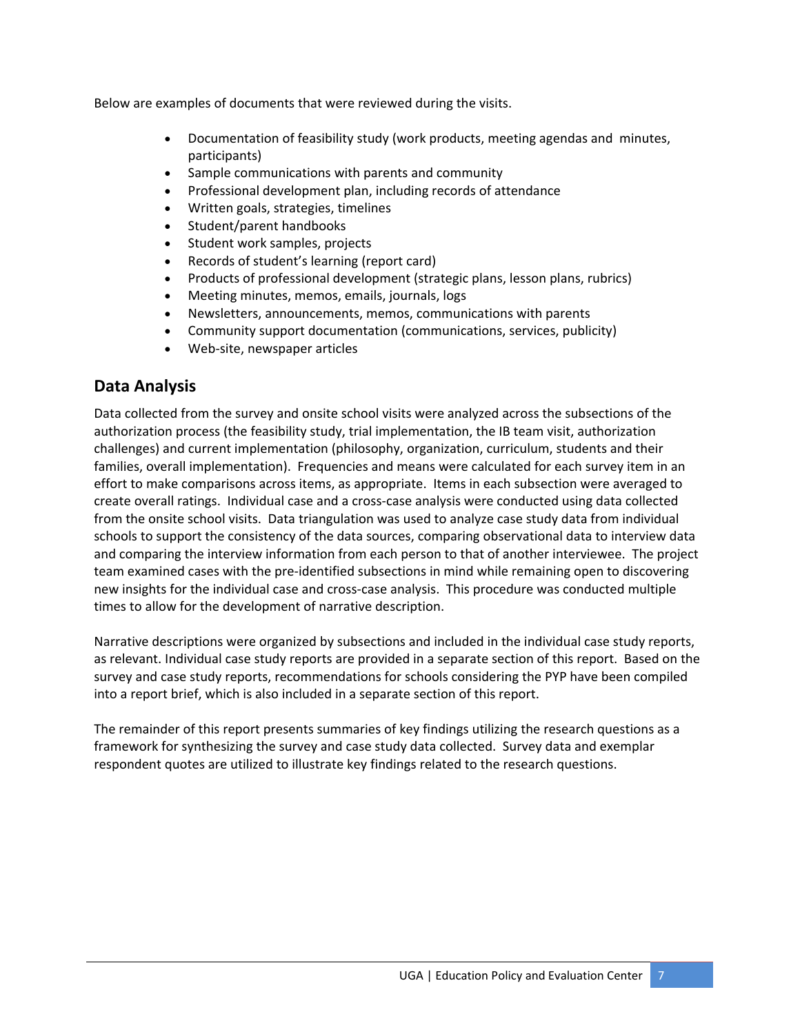Below are examples of documents that were reviewed during the visits.

- Documentation of feasibility study (work products, meeting agendas and minutes, participants)
- Sample communications with parents and community
- Professional development plan, including records of attendance
- Written goals, strategies, timelines
- Student/parent handbooks
- Student work samples, projects
- Records of student's learning (report card)
- Products of professional development (strategic plans, lesson plans, rubrics)
- Meeting minutes, memos, emails, journals, logs
- Newsletters, announcements, memos, communications with parents
- Community support documentation (communications, services, publicity)
- Web-site, newspaper articles

## Data Analysis

Data collected from the survey and onsite school visits were analyzed across the subsections of the authorization process (the feasibility study, trial implementation, the IB team visit, authorization challenges) and current implementation (philosophy, organization, curriculum, students and their families, overall implementation). Frequencies and means were calculated for each survey item in an effort to make comparisons across items, as appropriate. Items in each subsection were averaged to create overall ratings. Individual case and a cross-case analysis were conducted using data collected from the onsite school visits. Data triangulation was used to analyze case study data from individual schools to support the consistency of the data sources, comparing observational data to interview data and comparing the interview information from each person to that of another interviewee. The project team examined cases with the pre-identified subsections in mind while remaining open to discovering new insights for the individual case and cross-case analysis. This procedure was conducted multiple times to allow for the development of narrative description.

Narrative descriptions were organized by subsections and included in the individual case study reports, as relevant. Individual case study reports are provided in a separate section of this report. Based on the survey and case study reports, recommendations for schools considering the PYP have been compiled into a report brief, which is also included in a separate section of this report.

The remainder of this report presents summaries of key findings utilizing the research questions as a framework for synthesizing the survey and case study data collected. Survey data and exemplar respondent quotes are utilized to illustrate key findings related to the research questions.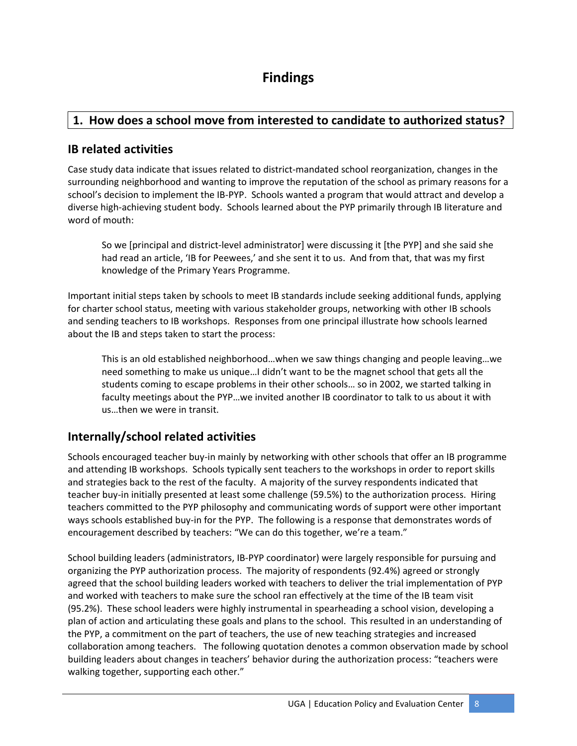# Findings

## 1. How does a school move from interested to candidate to authorized status?

## IB related activities

Case study data indicate that issues related to district-mandated school reorganization, changes in the surrounding neighborhood and wanting to improve the reputation of the school as primary reasons for a school's decision to implement the IB-PYP. Schools wanted a program that would attract and develop a diverse high-achieving student body. Schools learned about the PYP primarily through IB literature and word of mouth:

> So we [principal and district-level administrator] were discussing it [the PYP] and she said she had read an article, 'IB for Peewees,' and she sent it to us. And from that, that was my first knowledge of the Primary Years Programme.

Important initial steps taken by schools to meet IB standards include seeking additional funds, applying for charter school status, meeting with various stakeholder groups, networking with other IB schools and sending teachers to IB workshops. Responses from one principal illustrate how schools learned about the IB and steps taken to start the process:

> This is an old established neighborhood…when we saw things changing and people leaving…we need something to make us unique…I didn't want to be the magnet school that gets all the students coming to escape problems in their other schools… so in 2002, we started talking in faculty meetings about the PYP…we invited another IB coordinator to talk to us about it with us…then we were in transit.

## Internally/school related activities

Schools encouraged teacher buy-in mainly by networking with other schools that offer an IB programme and attending IB workshops. Schools typically sent teachers to the workshops in order to report skills and strategies back to the rest of the faculty. A majority of the survey respondents indicated that teacher buy-in initially presented at least some challenge (59.5%) to the authorization process. Hiring teachers committed to the PYP philosophy and communicating words of support were other important ways schools established buy-in for the PYP. The following is a response that demonstrates words of encouragement described by teachers: "We can do this together, we're a team."

School building leaders (administrators, IB-PYP coordinator) were largely responsible for pursuing and organizing the PYP authorization process. The majority of respondents (92.4%) agreed or strongly agreed that the school building leaders worked with teachers to deliver the trial implementation of PYP and worked with teachers to make sure the school ran effectively at the time of the IB team visit (95.2%). These school leaders were highly instrumental in spearheading a school vision, developing a plan of action and articulating these goals and plans to the school. This resulted in an understanding of the PYP, a commitment on the part of teachers, the use of new teaching strategies and increased collaboration among teachers. The following quotation denotes a common observation made by school building leaders about changes in teachers' behavior during the authorization process: "teachers were walking together, supporting each other."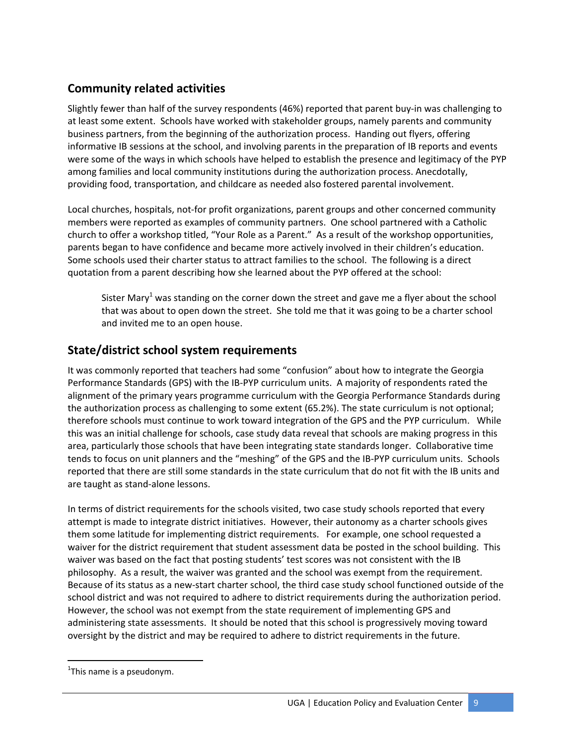## Community related activities

Slightly fewer than half of the survey respondents (46%) reported that parent buy-in was challenging to at least some extent. Schools have worked with stakeholder groups, namely parents and community business partners, from the beginning of the authorization process. Handing out flyers, offering informative IB sessions at the school, and involving parents in the preparation of IB reports and events were some of the ways in which schools have helped to establish the presence and legitimacy of the PYP among families and local community institutions during the authorization process. Anecdotally, providing food, transportation, and childcare as needed also fostered parental involvement.

Local churches, hospitals, not-for profit organizations, parent groups and other concerned community members were reported as examples of community partners. One school partnered with a Catholic church to offer a workshop titled, "Your Role as a Parent." As a result of the workshop opportunities, parents began to have confidence and became more actively involved in their children's education. Some schools used their charter status to attract families to the school. The following is a direct quotation from a parent describing how she learned about the PYP offered at the school:

> Sister Mary[1] was standing on the corner down the street and gave me a flyer about the school that was about to open down the street. She told me that it was going to be a charter school and invited me to an open house.

## State/district school system requirements

It was commonly reported that teachers had some "confusion" about how to integrate the Georgia Performance Standards (GPS) with the IB-PYP curriculum units. A majority of respondents rated the alignment of the primary years programme curriculum with the Georgia Performance Standards during the authorization process as challenging to some extent (65.2%). The state curriculum is not optional; therefore schools must continue to work toward integration of the GPS and the PYP curriculum. While this was an initial challenge for schools, case study data reveal that schools are making progress in this area, particularly those schools that have been integrating state standards longer. Collaborative time tends to focus on unit planners and the "meshing" of the GPS and the IB-PYP curriculum units. Schools reported that there are still some standards in the state curriculum that do not fit with the IB units and are taught as stand-alone lessons.

In terms of district requirements for the schools visited, two case study schools reported that every attempt is made to integrate district initiatives. However, their autonomy as a charter schools gives them some latitude for implementing district requirements. For example, one school requested a waiver for the district requirement that student assessment data be posted in the school building. This waiver was based on the fact that posting students' test scores was not consistent with the IB philosophy. As a result, the waiver was granted and the school was exempt from the requirement. Because of its status as a new-start charter school, the third case study school functioned outside of the school district and was not required to adhere to district requirements during the authorization period. However, the school was not exempt from the state requirement of implementing GPS and administering state assessments. It should be noted that this school is progressively moving toward oversight by the district and may be required to adhere to district requirements in the future.

[1] This name is a pseudonym.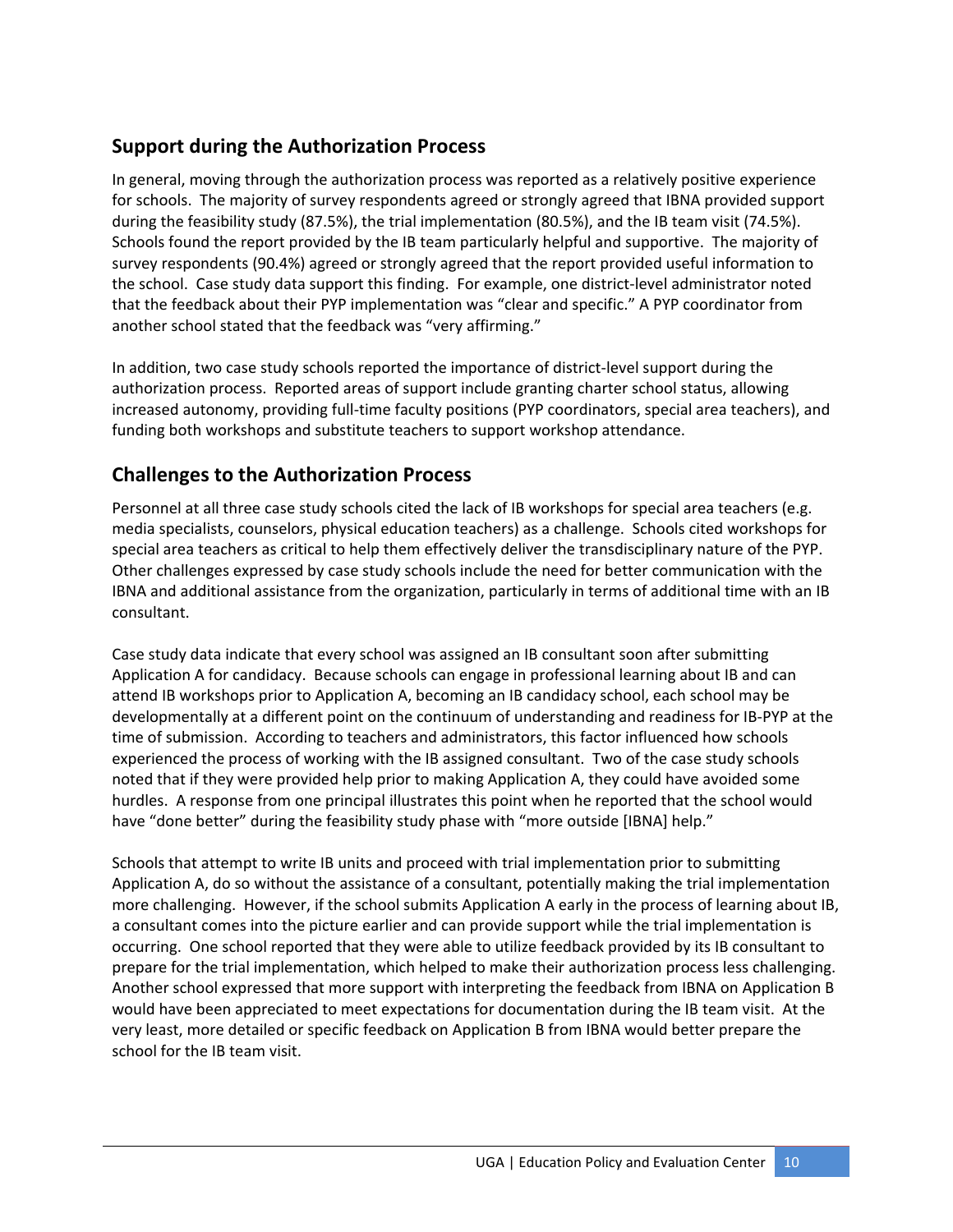## Support during the Authorization Process

In general, moving through the authorization process was reported as a relatively positive experience for schools. The majority of survey respondents agreed or strongly agreed that IBNA provided support during the feasibility study (87.5%), the trial implementation (80.5%), and the IB team visit (74.5%). Schools found the report provided by the IB team particularly helpful and supportive. The majority of survey respondents (90.4%) agreed or strongly agreed that the report provided useful information to the school. Case study data support this finding. For example, one district-level administrator noted that the feedback about their PYP implementation was "clear and specific." A PYP coordinator from another school stated that the feedback was "very affirming."

In addition, two case study schools reported the importance of district-level support during the authorization process. Reported areas of support include granting charter school status, allowing increased autonomy, providing full-time faculty positions (PYP coordinators, special area teachers), and funding both workshops and substitute teachers to support workshop attendance.

## Challenges to the Authorization Process

Personnel at all three case study schools cited the lack of IB workshops for special area teachers (e.g. media specialists, counselors, physical education teachers) as a challenge. Schools cited workshops for special area teachers as critical to help them effectively deliver the transdisciplinary nature of the PYP. Other challenges expressed by case study schools include the need for better communication with the IBNA and additional assistance from the organization, particularly in terms of additional time with an IB consultant.

Case study data indicate that every school was assigned an IB consultant soon after submitting Application A for candidacy. Because schools can engage in professional learning about IB and can attend IB workshops prior to Application A, becoming an IB candidacy school, each school may be developmentally at a different point on the continuum of understanding and readiness for IB-PYP at the time of submission. According to teachers and administrators, this factor influenced how schools experienced the process of working with the IB assigned consultant. Two of the case study schools noted that if they were provided help prior to making Application A, they could have avoided some hurdles. A response from one principal illustrates this point when he reported that the school would have "done better" during the feasibility study phase with "more outside [IBNA] help."

Schools that attempt to write IB units and proceed with trial implementation prior to submitting Application A, do so without the assistance of a consultant, potentially making the trial implementation more challenging. However, if the school submits Application A early in the process of learning about IB, a consultant comes into the picture earlier and can provide support while the trial implementation is occurring. One school reported that they were able to utilize feedback provided by its IB consultant to prepare for the trial implementation, which helped to make their authorization process less challenging. Another school expressed that more support with interpreting the feedback from IBNA on Application B would have been appreciated to meet expectations for documentation during the IB team visit. At the very least, more detailed or specific feedback on Application B from IBNA would better prepare the school for the IB team visit.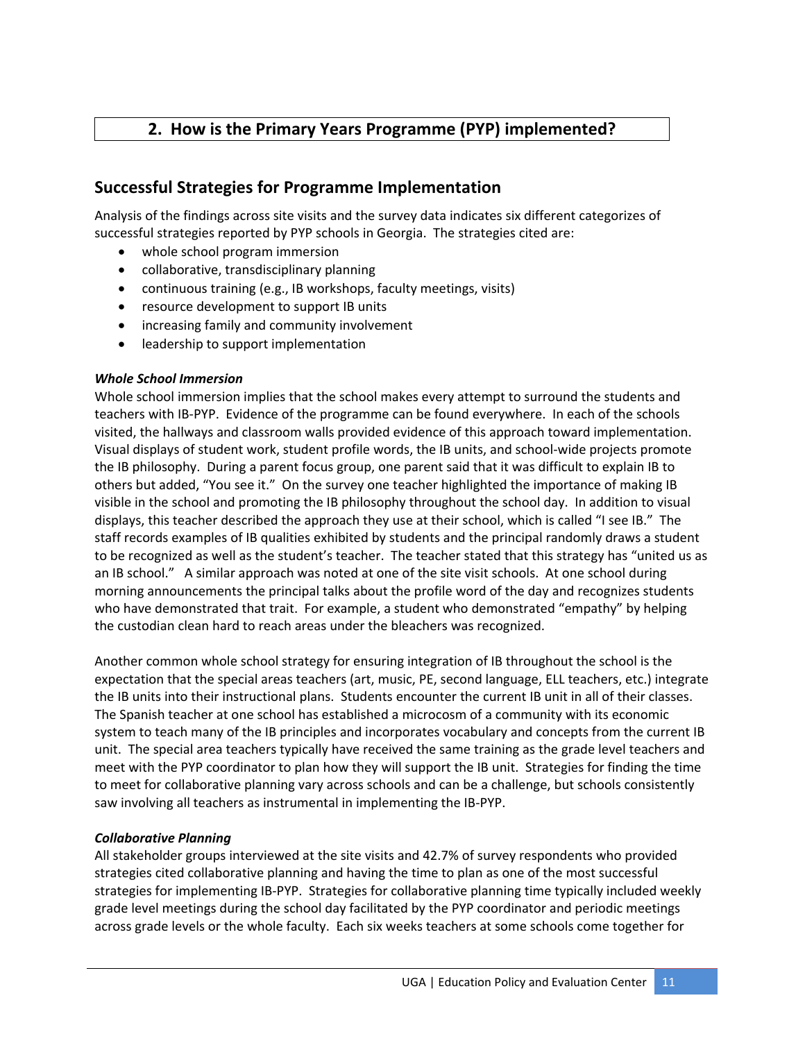## 2. How is the Primary Years Programme (PYP) implemented?

## Successful Strategies for Programme Implementation

Analysis of the findings across site visits and the survey data indicates six different categorizes of successful strategies reported by PYP schools in Georgia. The strategies cited are:

- whole school program immersion
- collaborative, transdisciplinary planning
- continuous training (e.g., IB workshops, faculty meetings, visits)
- resource development to support IB units
- increasing family and community involvement
- leadership to support implementation

***Whole School Immersion***

Whole school immersion implies that the school makes every attempt to surround the students and teachers with IB-PYP. Evidence of the programme can be found everywhere. In each of the schools visited, the hallways and classroom walls provided evidence of this approach toward implementation. Visual displays of student work, student profile words, the IB units, and school-wide projects promote the IB philosophy. During a parent focus group, one parent said that it was difficult to explain IB to others but added, "You see it." On the survey one teacher highlighted the importance of making IB visible in the school and promoting the IB philosophy throughout the school day. In addition to visual displays, this teacher described the approach they use at their school, which is called "I see IB." The staff records examples of IB qualities exhibited by students and the principal randomly draws a student to be recognized as well as the student's teacher. The teacher stated that this strategy has "united us as an IB school." A similar approach was noted at one of the site visit schools. At one school during morning announcements the principal talks about the profile word of the day and recognizes students who have demonstrated that trait. For example, a student who demonstrated "empathy" by helping the custodian clean hard to reach areas under the bleachers was recognized.

Another common whole school strategy for ensuring integration of IB throughout the school is the expectation that the special areas teachers (art, music, PE, second language, ELL teachers, etc.) integrate the IB units into their instructional plans. Students encounter the current IB unit in all of their classes. The Spanish teacher at one school has established a microcosm of a community with its economic system to teach many of the IB principles and incorporates vocabulary and concepts from the current IB unit. The special area teachers typically have received the same training as the grade level teachers and meet with the PYP coordinator to plan how they will support the IB unit. Strategies for finding the time to meet for collaborative planning vary across schools and can be a challenge, but schools consistently saw involving all teachers as instrumental in implementing the IB-PYP.

***Collaborative Planning***

All stakeholder groups interviewed at the site visits and 42.7% of survey respondents who provided strategies cited collaborative planning and having the time to plan as one of the most successful strategies for implementing IB-PYP. Strategies for collaborative planning time typically included weekly grade level meetings during the school day facilitated by the PYP coordinator and periodic meetings across grade levels or the whole faculty. Each six weeks teachers at some schools come together for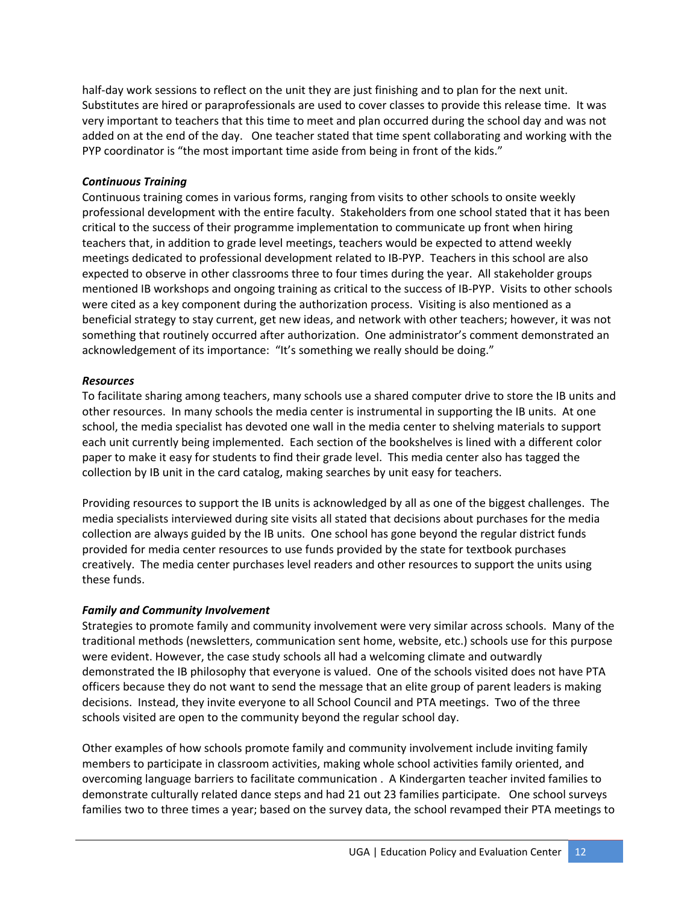half-day work sessions to reflect on the unit they are just finishing and to plan for the next unit. Substitutes are hired or paraprofessionals are used to cover classes to provide this release time. It was very important to teachers that this time to meet and plan occurred during the school day and was not added on at the end of the day. One teacher stated that time spent collaborating and working with the PYP coordinator is "the most important time aside from being in front of the kids."

***Continuous Training***

Continuous training comes in various forms, ranging from visits to other schools to onsite weekly professional development with the entire faculty. Stakeholders from one school stated that it has been critical to the success of their programme implementation to communicate up front when hiring teachers that, in addition to grade level meetings, teachers would be expected to attend weekly meetings dedicated to professional development related to IB-PYP. Teachers in this school are also expected to observe in other classrooms three to four times during the year. All stakeholder groups mentioned IB workshops and ongoing training as critical to the success of IB-PYP. Visits to other schools were cited as a key component during the authorization process. Visiting is also mentioned as a beneficial strategy to stay current, get new ideas, and network with other teachers; however, it was not something that routinely occurred after authorization. One administrator's comment demonstrated an acknowledgement of its importance: "It's something we really should be doing."

***Resources***

To facilitate sharing among teachers, many schools use a shared computer drive to store the IB units and other resources. In many schools the media center is instrumental in supporting the IB units. At one school, the media specialist has devoted one wall in the media center to shelving materials to support each unit currently being implemented. Each section of the bookshelves is lined with a different color paper to make it easy for students to find their grade level. This media center also has tagged the collection by IB unit in the card catalog, making searches by unit easy for teachers.

Providing resources to support the IB units is acknowledged by all as one of the biggest challenges. The media specialists interviewed during site visits all stated that decisions about purchases for the media collection are always guided by the IB units. One school has gone beyond the regular district funds provided for media center resources to use funds provided by the state for textbook purchases creatively. The media center purchases level readers and other resources to support the units using these funds.

***Family and Community Involvement***

Strategies to promote family and community involvement were very similar across schools. Many of the traditional methods (newsletters, communication sent home, website, etc.) schools use for this purpose were evident. However, the case study schools all had a welcoming climate and outwardly demonstrated the IB philosophy that everyone is valued. One of the schools visited does not have PTA officers because they do not want to send the message that an elite group of parent leaders is making decisions. Instead, they invite everyone to all School Council and PTA meetings. Two of the three schools visited are open to the community beyond the regular school day.

Other examples of how schools promote family and community involvement include inviting family members to participate in classroom activities, making whole school activities family oriented, and overcoming language barriers to facilitate communication . A Kindergarten teacher invited families to demonstrate culturally related dance steps and had 21 out 23 families participate. One school surveys families two to three times a year; based on the survey data, the school revamped their PTA meetings to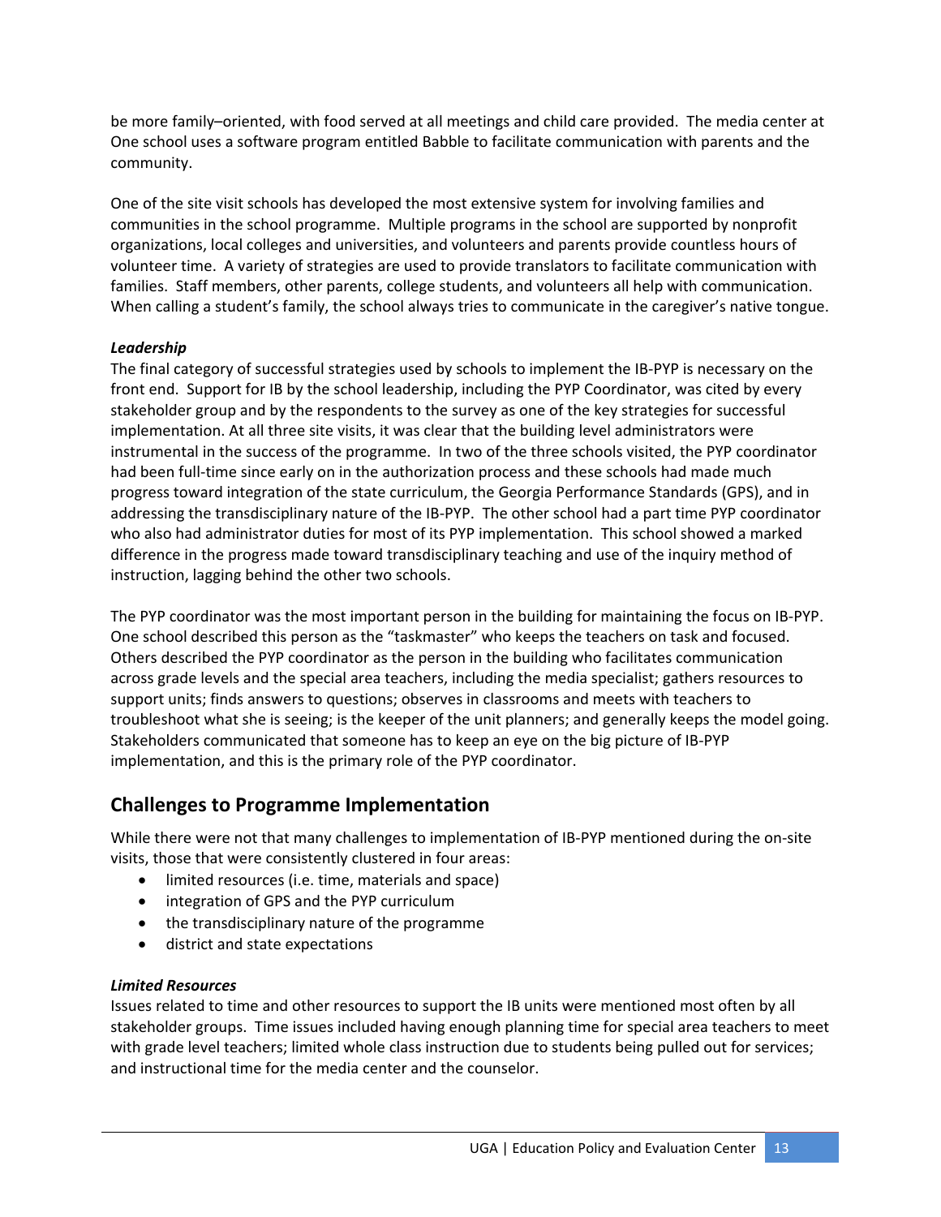be more family–oriented, with food served at all meetings and child care provided. The media center at One school uses a software program entitled Babble to facilitate communication with parents and the community.

One of the site visit schools has developed the most extensive system for involving families and communities in the school programme. Multiple programs in the school are supported by nonprofit organizations, local colleges and universities, and volunteers and parents provide countless hours of volunteer time. A variety of strategies are used to provide translators to facilitate communication with families. Staff members, other parents, college students, and volunteers all help with communication. When calling a student's family, the school always tries to communicate in the caregiver's native tongue.

***Leadership***

The final category of successful strategies used by schools to implement the IB-PYP is necessary on the front end. Support for IB by the school leadership, including the PYP Coordinator, was cited by every stakeholder group and by the respondents to the survey as one of the key strategies for successful implementation. At all three site visits, it was clear that the building level administrators were instrumental in the success of the programme. In two of the three schools visited, the PYP coordinator had been full-time since early on in the authorization process and these schools had made much progress toward integration of the state curriculum, the Georgia Performance Standards (GPS), and in addressing the transdisciplinary nature of the IB-PYP. The other school had a part time PYP coordinator who also had administrator duties for most of its PYP implementation. This school showed a marked difference in the progress made toward transdisciplinary teaching and use of the inquiry method of instruction, lagging behind the other two schools.

The PYP coordinator was the most important person in the building for maintaining the focus on IB-PYP. One school described this person as the "taskmaster" who keeps the teachers on task and focused. Others described the PYP coordinator as the person in the building who facilitates communication across grade levels and the special area teachers, including the media specialist; gathers resources to support units; finds answers to questions; observes in classrooms and meets with teachers to troubleshoot what she is seeing; is the keeper of the unit planners; and generally keeps the model going. Stakeholders communicated that someone has to keep an eye on the big picture of IB-PYP implementation, and this is the primary role of the PYP coordinator.

## Challenges to Programme Implementation

While there were not that many challenges to implementation of IB-PYP mentioned during the on-site visits, those that were consistently clustered in four areas:

- limited resources (i.e. time, materials and space)
- integration of GPS and the PYP curriculum
- the transdisciplinary nature of the programme
- district and state expectations

***Limited Resources***

Issues related to time and other resources to support the IB units were mentioned most often by all stakeholder groups. Time issues included having enough planning time for special area teachers to meet with grade level teachers; limited whole class instruction due to students being pulled out for services; and instructional time for the media center and the counselor.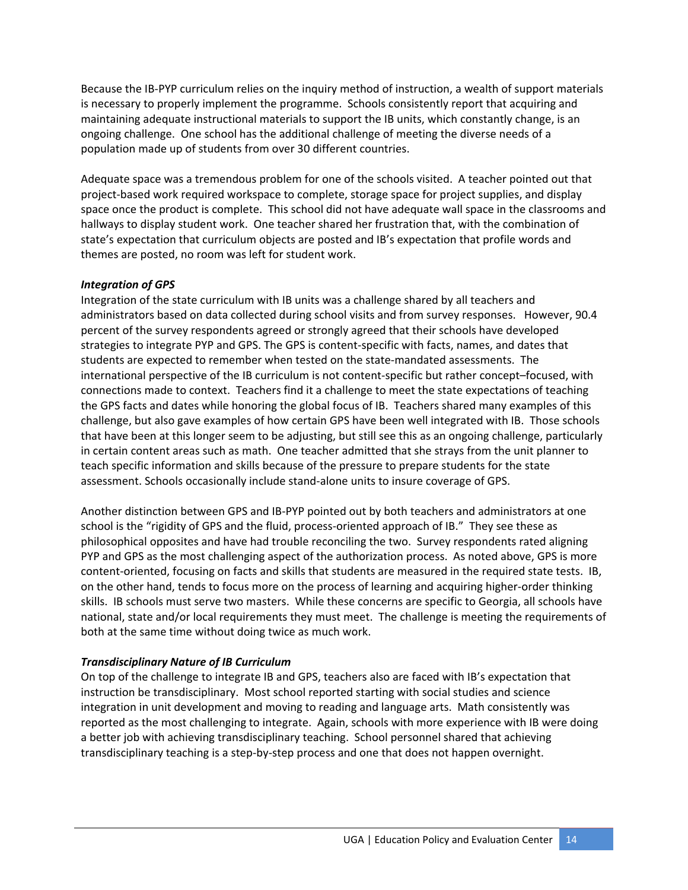Because the IB-PYP curriculum relies on the inquiry method of instruction, a wealth of support materials is necessary to properly implement the programme. Schools consistently report that acquiring and maintaining adequate instructional materials to support the IB units, which constantly change, is an ongoing challenge. One school has the additional challenge of meeting the diverse needs of a population made up of students from over 30 different countries.

Adequate space was a tremendous problem for one of the schools visited. A teacher pointed out that project-based work required workspace to complete, storage space for project supplies, and display space once the product is complete. This school did not have adequate wall space in the classrooms and hallways to display student work. One teacher shared her frustration that, with the combination of state's expectation that curriculum objects are posted and IB's expectation that profile words and themes are posted, no room was left for student work.

***Integration of GPS***

Integration of the state curriculum with IB units was a challenge shared by all teachers and administrators based on data collected during school visits and from survey responses. However, 90.4 percent of the survey respondents agreed or strongly agreed that their schools have developed strategies to integrate PYP and GPS. The GPS is content-specific with facts, names, and dates that students are expected to remember when tested on the state-mandated assessments. The international perspective of the IB curriculum is not content-specific but rather concept–focused, with connections made to context. Teachers find it a challenge to meet the state expectations of teaching the GPS facts and dates while honoring the global focus of IB. Teachers shared many examples of this challenge, but also gave examples of how certain GPS have been well integrated with IB. Those schools that have been at this longer seem to be adjusting, but still see this as an ongoing challenge, particularly in certain content areas such as math. One teacher admitted that she strays from the unit planner to teach specific information and skills because of the pressure to prepare students for the state assessment. Schools occasionally include stand-alone units to insure coverage of GPS.

Another distinction between GPS and IB-PYP pointed out by both teachers and administrators at one school is the "rigidity of GPS and the fluid, process-oriented approach of IB." They see these as philosophical opposites and have had trouble reconciling the two. Survey respondents rated aligning PYP and GPS as the most challenging aspect of the authorization process. As noted above, GPS is more content-oriented, focusing on facts and skills that students are measured in the required state tests. IB, on the other hand, tends to focus more on the process of learning and acquiring higher-order thinking skills. IB schools must serve two masters. While these concerns are specific to Georgia, all schools have national, state and/or local requirements they must meet. The challenge is meeting the requirements of both at the same time without doing twice as much work.

***Transdisciplinary Nature of IB Curriculum***

On top of the challenge to integrate IB and GPS, teachers also are faced with IB's expectation that instruction be transdisciplinary. Most school reported starting with social studies and science integration in unit development and moving to reading and language arts. Math consistently was reported as the most challenging to integrate. Again, schools with more experience with IB were doing a better job with achieving transdisciplinary teaching. School personnel shared that achieving transdisciplinary teaching is a step-by-step process and one that does not happen overnight.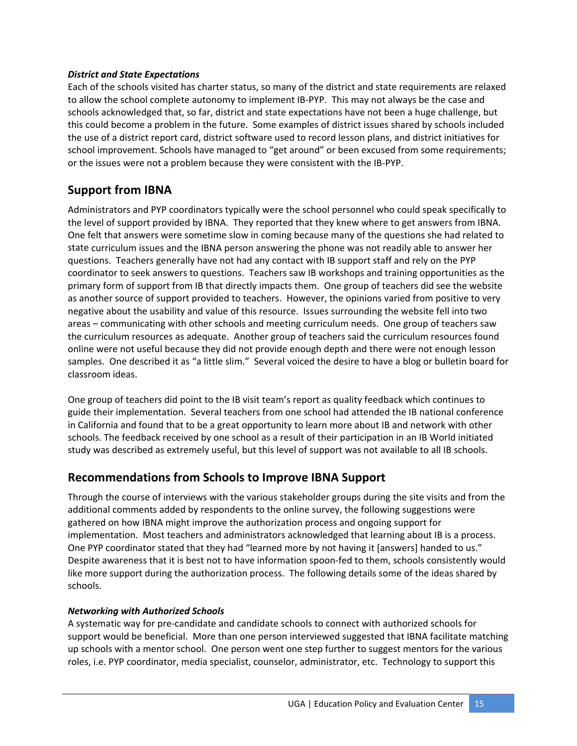***District and State Expectations***

Each of the schools visited has charter status, so many of the district and state requirements are relaxed to allow the school complete autonomy to implement IB-PYP. This may not always be the case and schools acknowledged that, so far, district and state expectations have not been a huge challenge, but this could become a problem in the future. Some examples of district issues shared by schools included the use of a district report card, district software used to record lesson plans, and district initiatives for school improvement. Schools have managed to "get around" or been excused from some requirements; or the issues were not a problem because they were consistent with the IB-PYP.

## Support from IBNA

Administrators and PYP coordinators typically were the school personnel who could speak specifically to the level of support provided by IBNA. They reported that they knew where to get answers from IBNA. One felt that answers were sometime slow in coming because many of the questions she had related to state curriculum issues and the IBNA person answering the phone was not readily able to answer her questions. Teachers generally have not had any contact with IB support staff and rely on the PYP coordinator to seek answers to questions. Teachers saw IB workshops and training opportunities as the primary form of support from IB that directly impacts them. One group of teachers did see the website as another source of support provided to teachers. However, the opinions varied from positive to very negative about the usability and value of this resource. Issues surrounding the website fell into two areas – communicating with other schools and meeting curriculum needs. One group of teachers saw the curriculum resources as adequate. Another group of teachers said the curriculum resources found online were not useful because they did not provide enough depth and there were not enough lesson samples. One described it as "a little slim." Several voiced the desire to have a blog or bulletin board for classroom ideas.

One group of teachers did point to the IB visit team's report as quality feedback which continues to guide their implementation. Several teachers from one school had attended the IB national conference in California and found that to be a great opportunity to learn more about IB and network with other schools. The feedback received by one school as a result of their participation in an IB World initiated study was described as extremely useful, but this level of support was not available to all IB schools.

## Recommendations from Schools to Improve IBNA Support

Through the course of interviews with the various stakeholder groups during the site visits and from the additional comments added by respondents to the online survey, the following suggestions were gathered on how IBNA might improve the authorization process and ongoing support for implementation. Most teachers and administrators acknowledged that learning about IB is a process. One PYP coordinator stated that they had "learned more by not having it [answers] handed to us." Despite awareness that it is best not to have information spoon-fed to them, schools consistently would like more support during the authorization process. The following details some of the ideas shared by schools.

***Networking with Authorized Schools***

A systematic way for pre-candidate and candidate schools to connect with authorized schools for support would be beneficial. More than one person interviewed suggested that IBNA facilitate matching up schools with a mentor school. One person went one step further to suggest mentors for the various roles, i.e. PYP coordinator, media specialist, counselor, administrator, etc. Technology to support this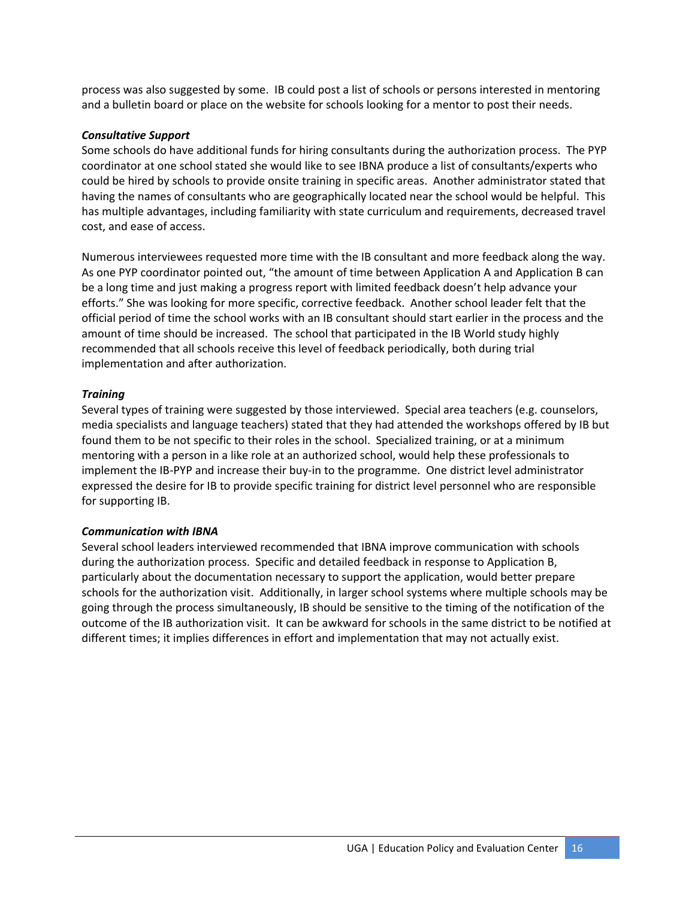process was also suggested by some. IB could post a list of schools or persons interested in mentoring and a bulletin board or place on the website for schools looking for a mentor to post their needs.

***Consultative Support***

Some schools do have additional funds for hiring consultants during the authorization process. The PYP coordinator at one school stated she would like to see IBNA produce a list of consultants/experts who could be hired by schools to provide onsite training in specific areas. Another administrator stated that having the names of consultants who are geographically located near the school would be helpful. This has multiple advantages, including familiarity with state curriculum and requirements, decreased travel cost, and ease of access.

Numerous interviewees requested more time with the IB consultant and more feedback along the way. As one PYP coordinator pointed out, "the amount of time between Application A and Application B can be a long time and just making a progress report with limited feedback doesn't help advance your efforts." She was looking for more specific, corrective feedback. Another school leader felt that the official period of time the school works with an IB consultant should start earlier in the process and the amount of time should be increased. The school that participated in the IB World study highly recommended that all schools receive this level of feedback periodically, both during trial implementation and after authorization.

***Training***

Several types of training were suggested by those interviewed. Special area teachers (e.g. counselors, media specialists and language teachers) stated that they had attended the workshops offered by IB but found them to be not specific to their roles in the school. Specialized training, or at a minimum mentoring with a person in a like role at an authorized school, would help these professionals to implement the IB-PYP and increase their buy-in to the programme. One district level administrator expressed the desire for IB to provide specific training for district level personnel who are responsible for supporting IB.

***Communication with IBNA***

Several school leaders interviewed recommended that IBNA improve communication with schools during the authorization process. Specific and detailed feedback in response to Application B, particularly about the documentation necessary to support the application, would better prepare schools for the authorization visit. Additionally, in larger school systems where multiple schools may be going through the process simultaneously, IB should be sensitive to the timing of the notification of the outcome of the IB authorization visit. It can be awkward for schools in the same district to be notified at different times; it implies differences in effort and implementation that may not actually exist.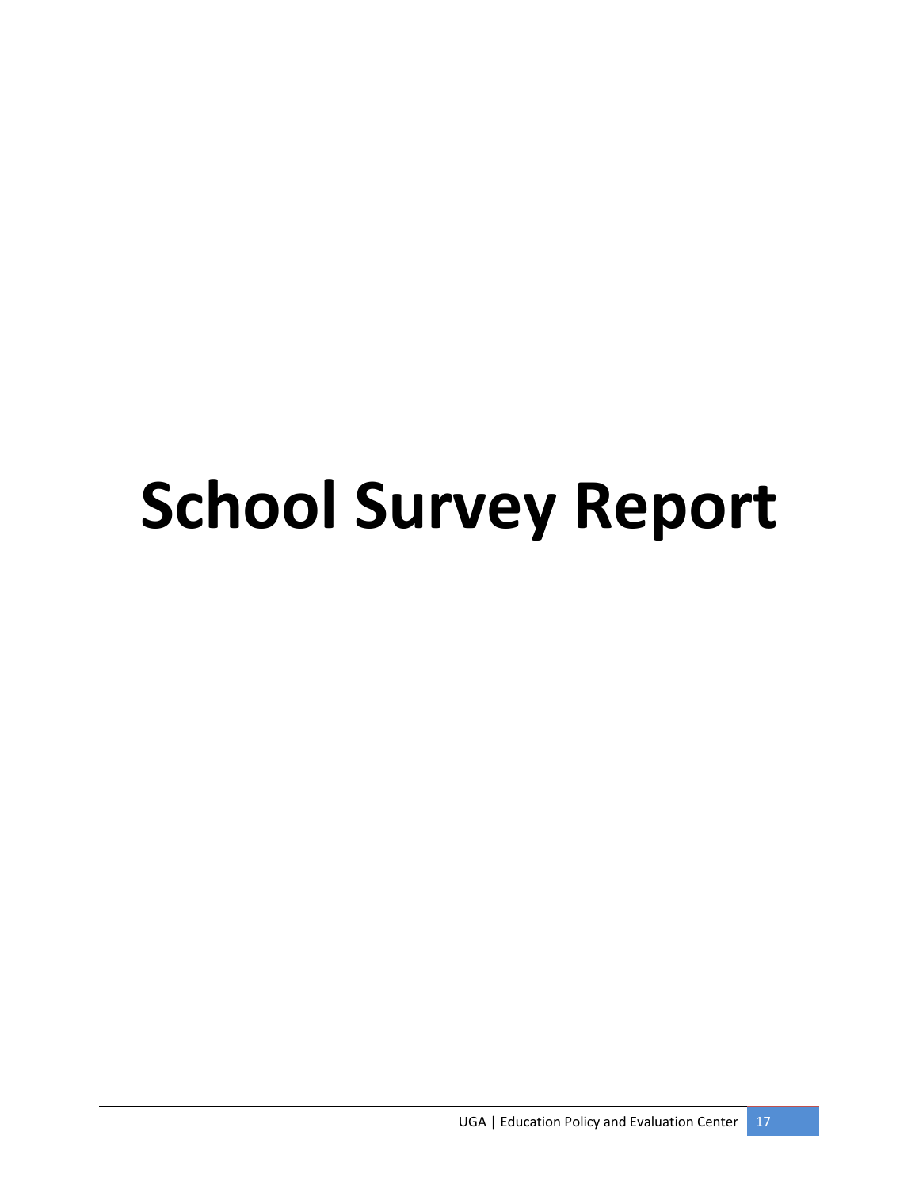# School Survey Report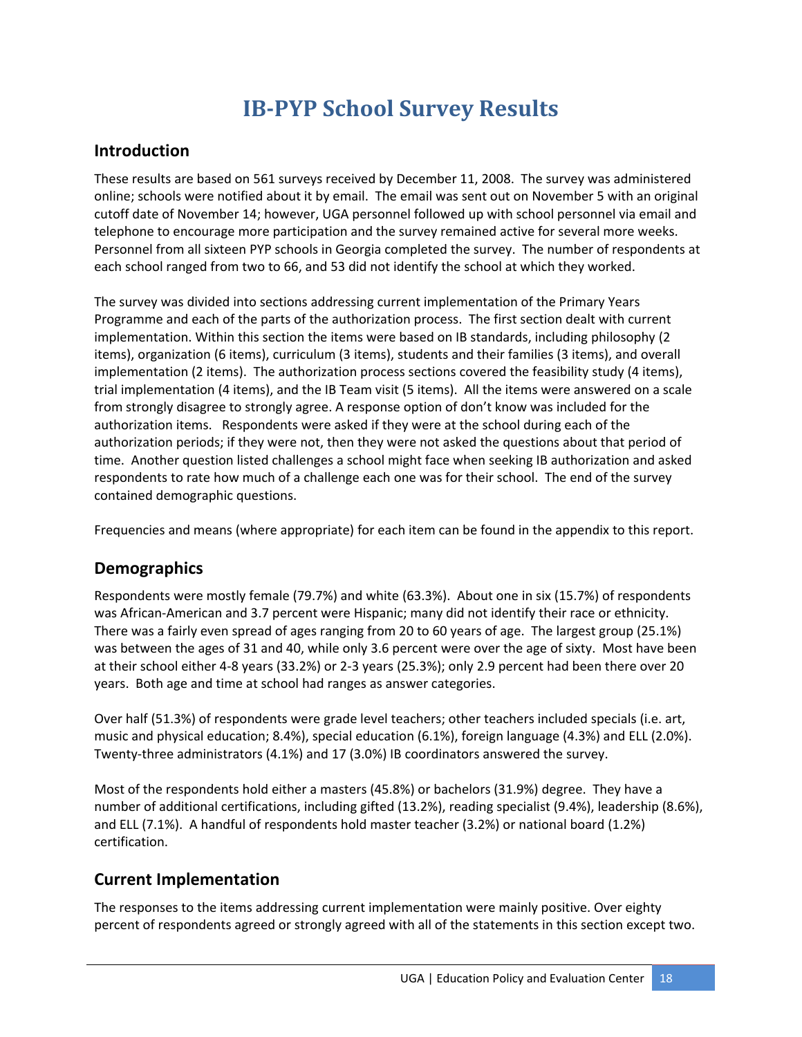# IB-PYP School Survey Results

## Introduction

These results are based on 561 surveys received by December 11, 2008. The survey was administered online; schools were notified about it by email. The email was sent out on November 5 with an original cutoff date of November 14; however, UGA personnel followed up with school personnel via email and telephone to encourage more participation and the survey remained active for several more weeks. Personnel from all sixteen PYP schools in Georgia completed the survey. The number of respondents at each school ranged from two to 66, and 53 did not identify the school at which they worked.

The survey was divided into sections addressing current implementation of the Primary Years Programme and each of the parts of the authorization process. The first section dealt with current implementation. Within this section the items were based on IB standards, including philosophy (2 items), organization (6 items), curriculum (3 items), students and their families (3 items), and overall implementation (2 items). The authorization process sections covered the feasibility study (4 items), trial implementation (4 items), and the IB Team visit (5 items). All the items were answered on a scale from strongly disagree to strongly agree. A response option of don't know was included for the authorization items. Respondents were asked if they were at the school during each of the authorization periods; if they were not, then they were not asked the questions about that period of time. Another question listed challenges a school might face when seeking IB authorization and asked respondents to rate how much of a challenge each one was for their school. The end of the survey contained demographic questions.

Frequencies and means (where appropriate) for each item can be found in the appendix to this report.

## Demographics

Respondents were mostly female (79.7%) and white (63.3%). About one in six (15.7%) of respondents was African-American and 3.7 percent were Hispanic; many did not identify their race or ethnicity. There was a fairly even spread of ages ranging from 20 to 60 years of age. The largest group (25.1%) was between the ages of 31 and 40, while only 3.6 percent were over the age of sixty. Most have been at their school either 4-8 years (33.2%) or 2-3 years (25.3%); only 2.9 percent had been there over 20 years. Both age and time at school had ranges as answer categories.

Over half (51.3%) of respondents were grade level teachers; other teachers included specials (i.e. art, music and physical education; 8.4%), special education (6.1%), foreign language (4.3%) and ELL (2.0%). Twenty-three administrators (4.1%) and 17 (3.0%) IB coordinators answered the survey.

Most of the respondents hold either a masters (45.8%) or bachelors (31.9%) degree. They have a number of additional certifications, including gifted (13.2%), reading specialist (9.4%), leadership (8.6%), and ELL (7.1%). A handful of respondents hold master teacher (3.2%) or national board (1.2%) certification.

## Current Implementation

The responses to the items addressing current implementation were mainly positive. Over eighty percent of respondents agreed or strongly agreed with all of the statements in this section except two.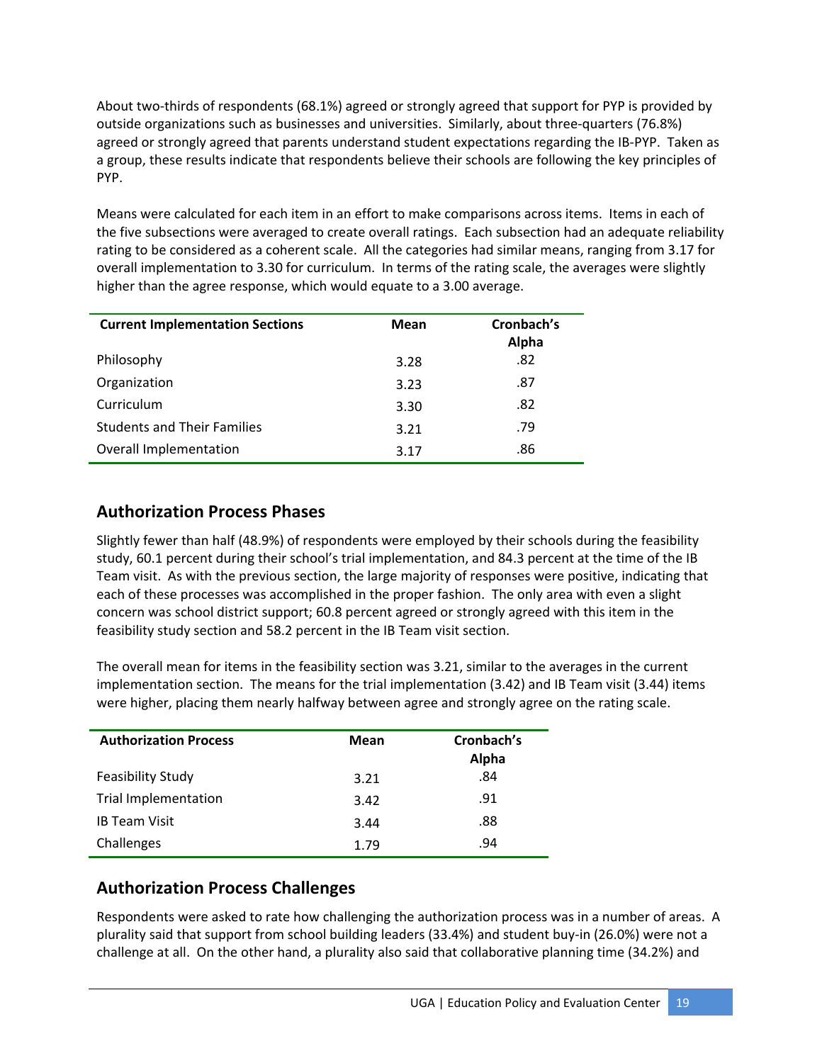About two-thirds of respondents (68.1%) agreed or strongly agreed that support for PYP is provided by outside organizations such as businesses and universities. Similarly, about three-quarters (76.8%) agreed or strongly agreed that parents understand student expectations regarding the IB-PYP. Taken as a group, these results indicate that respondents believe their schools are following the key principles of PYP.

Means were calculated for each item in an effort to make comparisons across items. Items in each of the five subsections were averaged to create overall ratings. Each subsection had an adequate reliability rating to be considered as a coherent scale. All the categories had similar means, ranging from 3.17 for overall implementation to 3.30 for curriculum. In terms of the rating scale, the averages were slightly higher than the agree response, which would equate to a 3.00 average.

| Current Implementation Sections | Mean | Cronbach's Alpha |
|---|---|---|
| Philosophy | 3.28 | .82 |
| Organization | 3.23 | .87 |
| Curriculum | 3.30 | .82 |
| Students and Their Families | 3.21 | .79 |
| Overall Implementation | 3.17 | .86 |

## Authorization Process Phases

Slightly fewer than half (48.9%) of respondents were employed by their schools during the feasibility study, 60.1 percent during their school's trial implementation, and 84.3 percent at the time of the IB Team visit. As with the previous section, the large majority of responses were positive, indicating that each of these processes was accomplished in the proper fashion. The only area with even a slight concern was school district support; 60.8 percent agreed or strongly agreed with this item in the feasibility study section and 58.2 percent in the IB Team visit section.

The overall mean for items in the feasibility section was 3.21, similar to the averages in the current implementation section. The means for the trial implementation (3.42) and IB Team visit (3.44) items were higher, placing them nearly halfway between agree and strongly agree on the rating scale.

| Authorization Process | Mean | Cronbach's Alpha |
|---|---|---|
| Feasibility Study | 3.21 | .84 |
| Trial Implementation | 3.42 | .91 |
| IB Team Visit | 3.44 | .88 |
| Challenges | 1.79 | .94 |

## Authorization Process Challenges

Respondents were asked to rate how challenging the authorization process was in a number of areas. A plurality said that support from school building leaders (33.4%) and student buy-in (26.0%) were not a challenge at all. On the other hand, a plurality also said that collaborative planning time (34.2%) and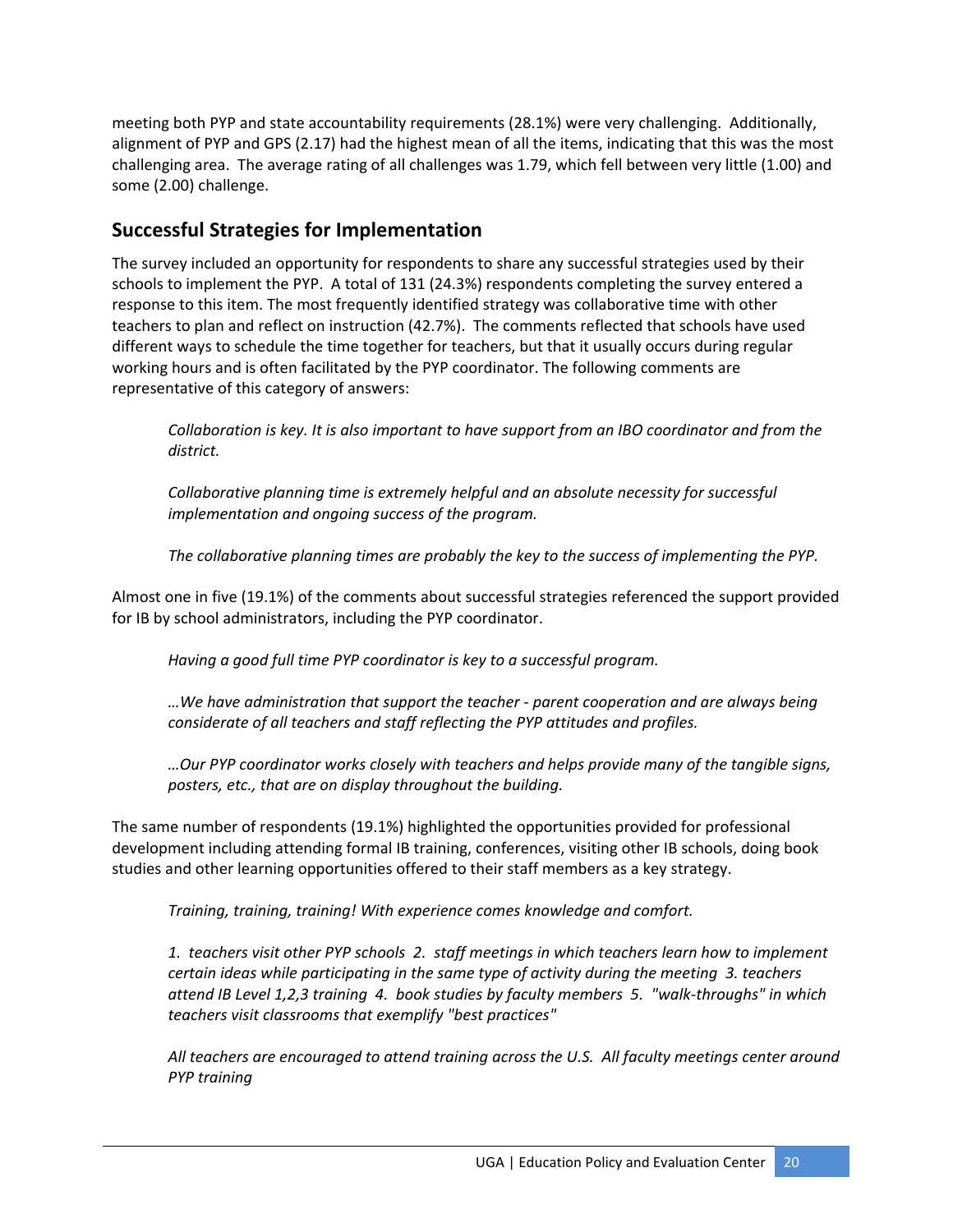meeting both PYP and state accountability requirements (28.1%) were very challenging. Additionally, alignment of PYP and GPS (2.17) had the highest mean of all the items, indicating that this was the most challenging area. The average rating of all challenges was 1.79, which fell between very little (1.00) and some (2.00) challenge.

## Successful Strategies for Implementation

The survey included an opportunity for respondents to share any successful strategies used by their schools to implement the PYP. A total of 131 (24.3%) respondents completing the survey entered a response to this item. The most frequently identified strategy was collaborative time with other teachers to plan and reflect on instruction (42.7%). The comments reflected that schools have used different ways to schedule the time together for teachers, but that it usually occurs during regular working hours and is often facilitated by the PYP coordinator. The following comments are representative of this category of answers:

> *Collaboration is key. It is also important to have support from an IBO coordinator and from the district.*
>
> *Collaborative planning time is extremely helpful and an absolute necessity for successful implementation and ongoing success of the program.*
>
> *The collaborative planning times are probably the key to the success of implementing the PYP.*

Almost one in five (19.1%) of the comments about successful strategies referenced the support provided for IB by school administrators, including the PYP coordinator.

> *Having a good full time PYP coordinator is key to a successful program.*
>
> *…We have administration that support the teacher - parent cooperation and are always being considerate of all teachers and staff reflecting the PYP attitudes and profiles.*
>
> *…Our PYP coordinator works closely with teachers and helps provide many of the tangible signs, posters, etc., that are on display throughout the building.*

The same number of respondents (19.1%) highlighted the opportunities provided for professional development including attending formal IB training, conferences, visiting other IB schools, doing book studies and other learning opportunities offered to their staff members as a key strategy.

> *Training, training, training! With experience comes knowledge and comfort.*
>
> *1. teachers visit other PYP schools 2. staff meetings in which teachers learn how to implement certain ideas while participating in the same type of activity during the meeting 3. teachers attend IB Level 1,2,3 training 4. book studies by faculty members 5. "walk-throughs" in which teachers visit classrooms that exemplify "best practices"*
>
> *All teachers are encouraged to attend training across the U.S. All faculty meetings center around PYP training*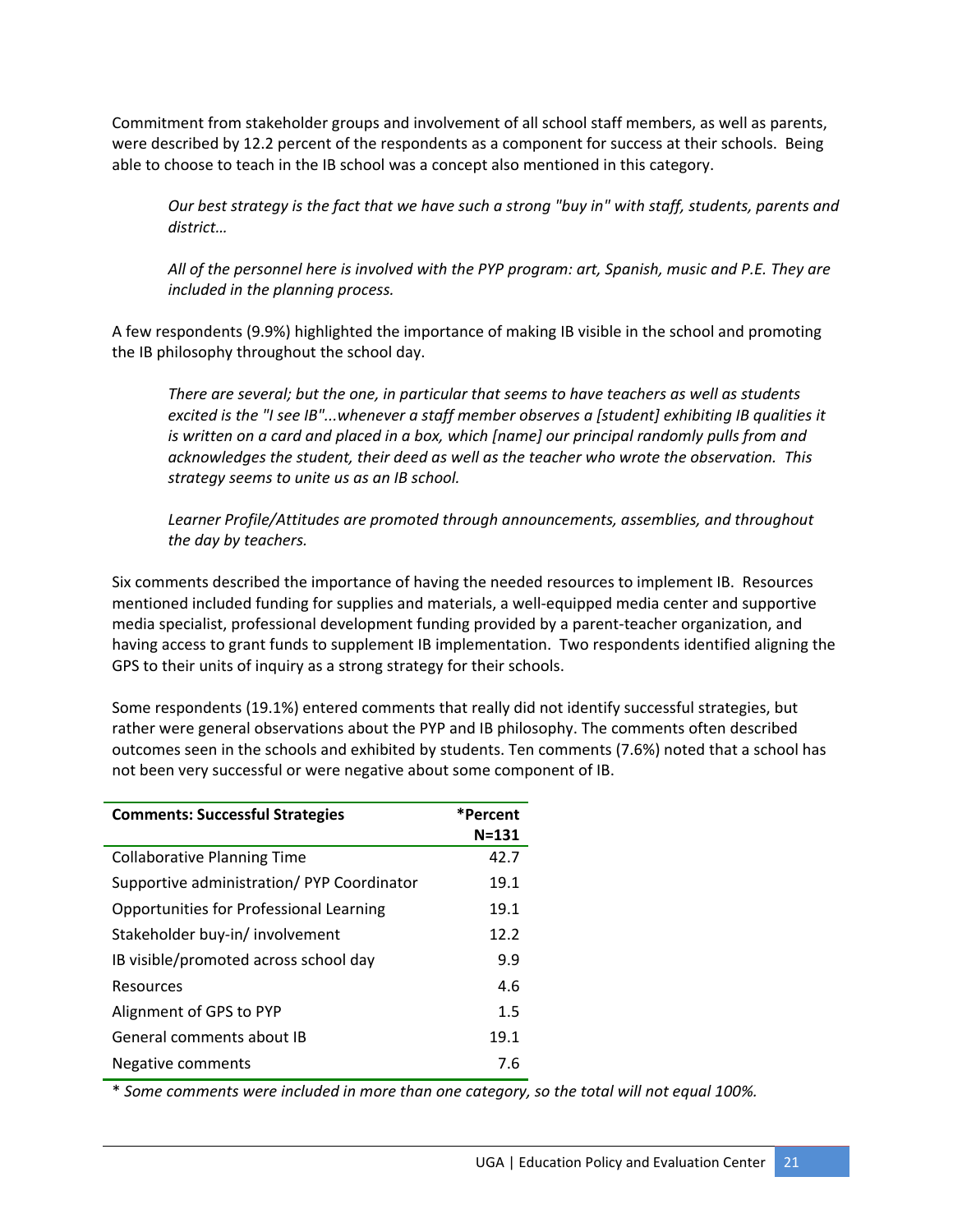Commitment from stakeholder groups and involvement of all school staff members, as well as parents, were described by 12.2 percent of the respondents as a component for success at their schools. Being able to choose to teach in the IB school was a concept also mentioned in this category.

> *Our best strategy is the fact that we have such a strong "buy in" with staff, students, parents and district…*
>
> *All of the personnel here is involved with the PYP program: art, Spanish, music and P.E. They are included in the planning process.*

A few respondents (9.9%) highlighted the importance of making IB visible in the school and promoting the IB philosophy throughout the school day.

> *There are several; but the one, in particular that seems to have teachers as well as students excited is the "I see IB"...whenever a staff member observes a [student] exhibiting IB qualities it is written on a card and placed in a box, which [name] our principal randomly pulls from and acknowledges the student, their deed as well as the teacher who wrote the observation. This strategy seems to unite us as an IB school.*
>
> *Learner Profile/Attitudes are promoted through announcements, assemblies, and throughout the day by teachers.*

Six comments described the importance of having the needed resources to implement IB. Resources mentioned included funding for supplies and materials, a well-equipped media center and supportive media specialist, professional development funding provided by a parent-teacher organization, and having access to grant funds to supplement IB implementation. Two respondents identified aligning the GPS to their units of inquiry as a strong strategy for their schools.

Some respondents (19.1%) entered comments that really did not identify successful strategies, but rather were general observations about the PYP and IB philosophy. The comments often described outcomes seen in the schools and exhibited by students. Ten comments (7.6%) noted that a school has not been very successful or were negative about some component of IB.

| **Comments: Successful Strategies** | **\*Percent N=131** |
|---|---|
| Collaborative Planning Time | 42.7 |
| Supportive administration/ PYP Coordinator | 19.1 |
| Opportunities for Professional Learning | 19.1 |
| Stakeholder buy-in/ involvement | 12.2 |
| IB visible/promoted across school day | 9.9 |
| Resources | 4.6 |
| Alignment of GPS to PYP | 1.5 |
| General comments about IB | 19.1 |
| Negative comments | 7.6 |

\* *Some comments were included in more than one category, so the total will not equal 100%.*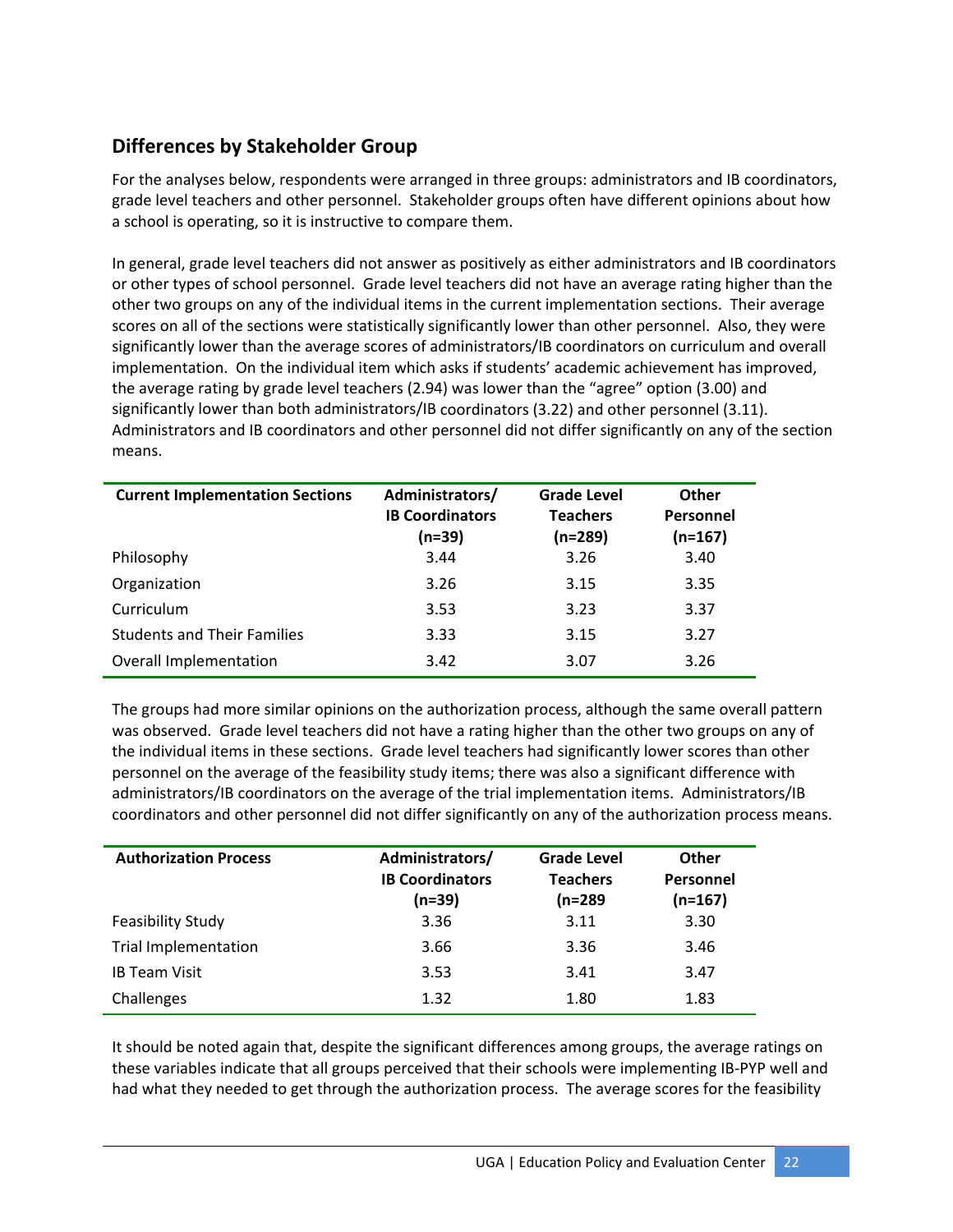## Differences by Stakeholder Group

For the analyses below, respondents were arranged in three groups: administrators and IB coordinators, grade level teachers and other personnel. Stakeholder groups often have different opinions about how a school is operating, so it is instructive to compare them.

In general, grade level teachers did not answer as positively as either administrators and IB coordinators or other types of school personnel. Grade level teachers did not have an average rating higher than the other two groups on any of the individual items in the current implementation sections. Their average scores on all of the sections were statistically significantly lower than other personnel. Also, they were significantly lower than the average scores of administrators/IB coordinators on curriculum and overall implementation. On the individual item which asks if students' academic achievement has improved, the average rating by grade level teachers (2.94) was lower than the "agree" option (3.00) and significantly lower than both administrators/IB coordinators (3.22) and other personnel (3.11). Administrators and IB coordinators and other personnel did not differ significantly on any of the section means.

| Current Implementation Sections | Administrators/ IB Coordinators (n=39) | Grade Level Teachers (n=289) | Other Personnel (n=167) |
|---|---|---|---|
| Philosophy | 3.44 | 3.26 | 3.40 |
| Organization | 3.26 | 3.15 | 3.35 |
| Curriculum | 3.53 | 3.23 | 3.37 |
| Students and Their Families | 3.33 | 3.15 | 3.27 |
| Overall Implementation | 3.42 | 3.07 | 3.26 |

The groups had more similar opinions on the authorization process, although the same overall pattern was observed. Grade level teachers did not have a rating higher than the other two groups on any of the individual items in these sections. Grade level teachers had significantly lower scores than other personnel on the average of the feasibility study items; there was also a significant difference with administrators/IB coordinators on the average of the trial implementation items. Administrators/IB coordinators and other personnel did not differ significantly on any of the authorization process means.

| Authorization Process | Administrators/ IB Coordinators (n=39) | Grade Level Teachers (n=289 | Other Personnel (n=167) |
|---|---|---|---|
| Feasibility Study | 3.36 | 3.11 | 3.30 |
| Trial Implementation | 3.66 | 3.36 | 3.46 |
| IB Team Visit | 3.53 | 3.41 | 3.47 |
| Challenges | 1.32 | 1.80 | 1.83 |

It should be noted again that, despite the significant differences among groups, the average ratings on these variables indicate that all groups perceived that their schools were implementing IB-PYP well and had what they needed to get through the authorization process. The average scores for the feasibility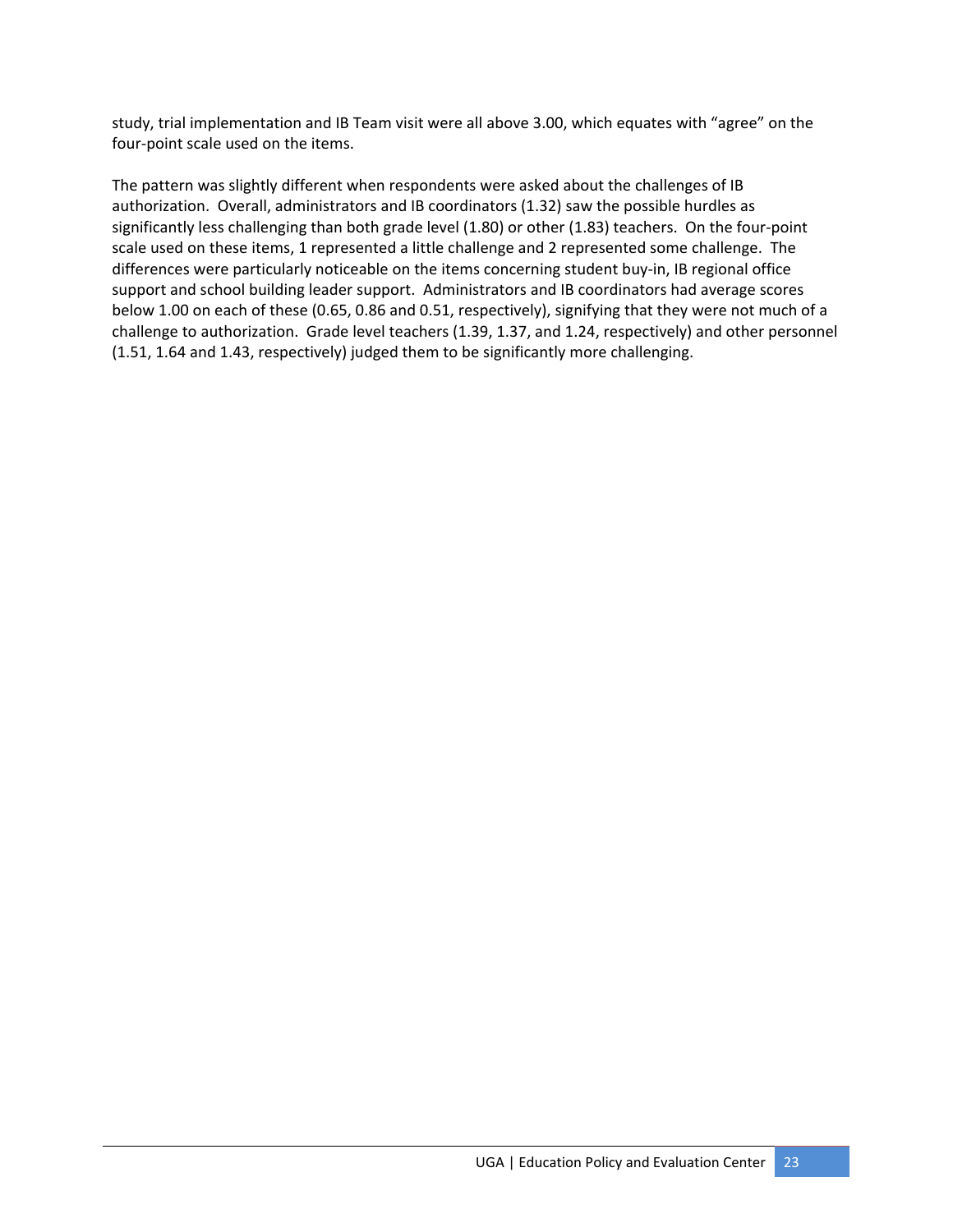study, trial implementation and IB Team visit were all above 3.00, which equates with "agree" on the four-point scale used on the items.

The pattern was slightly different when respondents were asked about the challenges of IB authorization. Overall, administrators and IB coordinators (1.32) saw the possible hurdles as significantly less challenging than both grade level (1.80) or other (1.83) teachers. On the four-point scale used on these items, 1 represented a little challenge and 2 represented some challenge. The differences were particularly noticeable on the items concerning student buy-in, IB regional office support and school building leader support. Administrators and IB coordinators had average scores below 1.00 on each of these (0.65, 0.86 and 0.51, respectively), signifying that they were not much of a challenge to authorization. Grade level teachers (1.39, 1.37, and 1.24, respectively) and other personnel (1.51, 1.64 and 1.43, respectively) judged them to be significantly more challenging.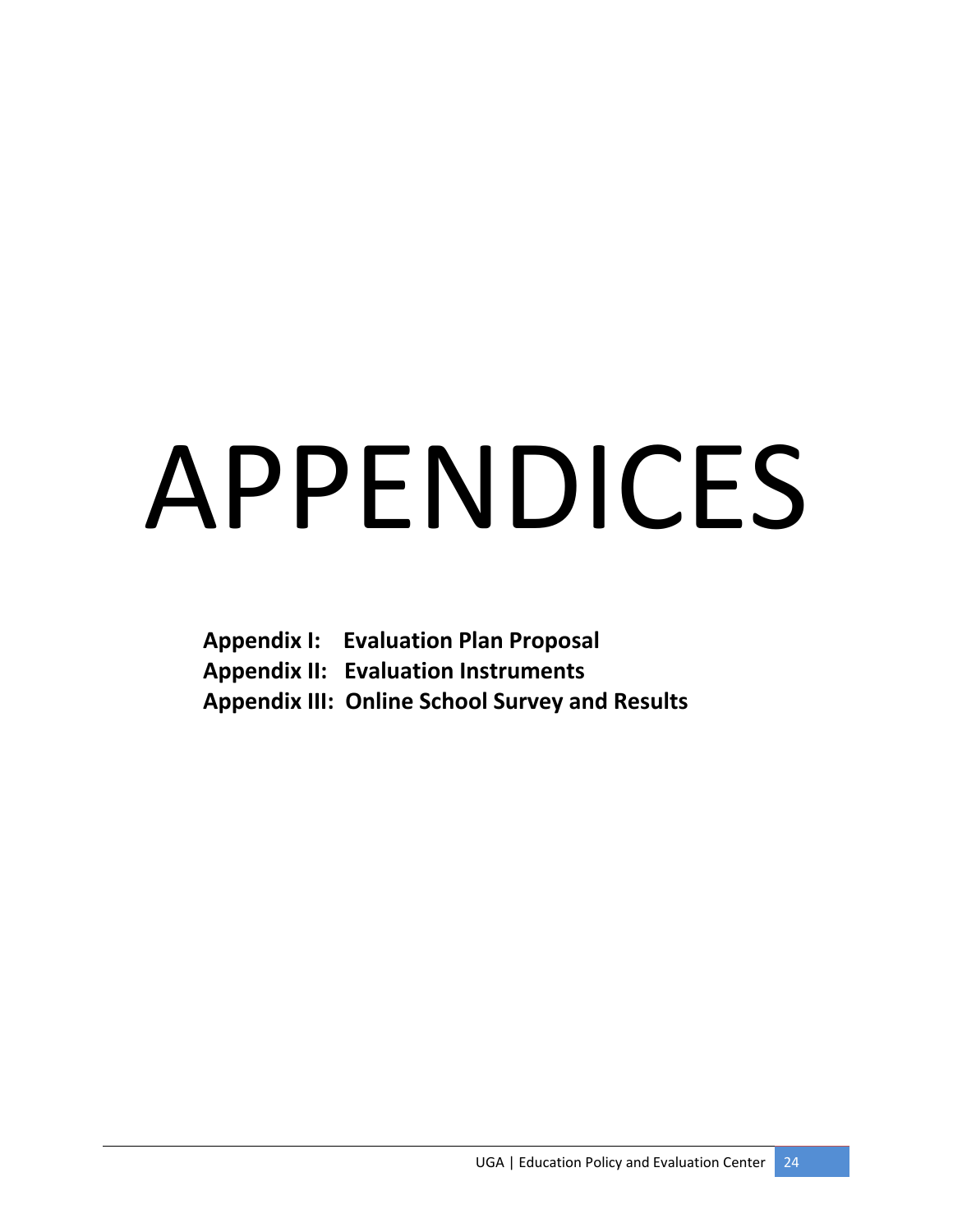# APPENDICES

**Appendix I: Evaluation Plan Proposal**
**Appendix II: Evaluation Instruments**
**Appendix III: Online School Survey and Results**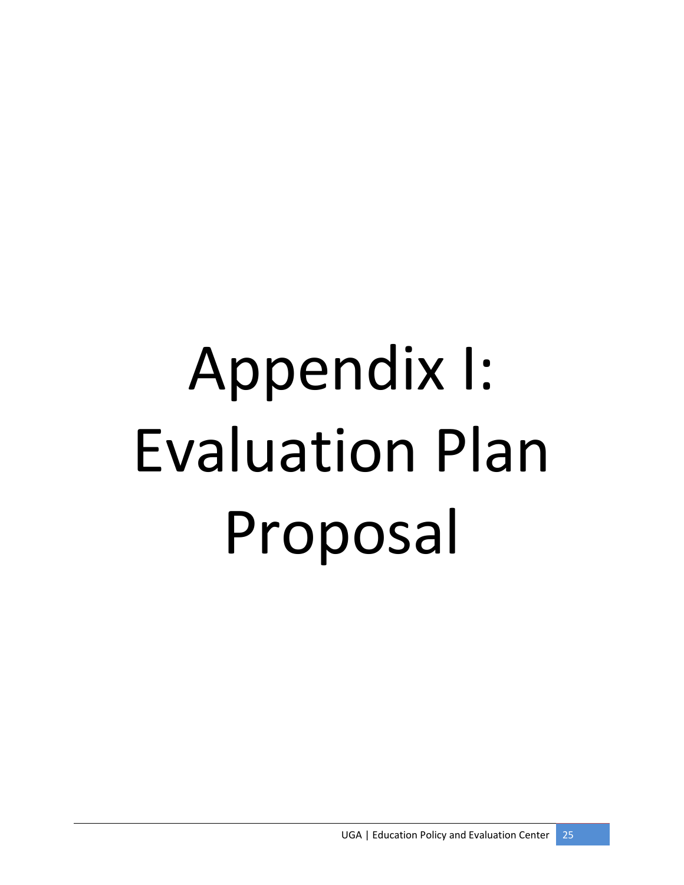# Appendix I: Evaluation Plan Proposal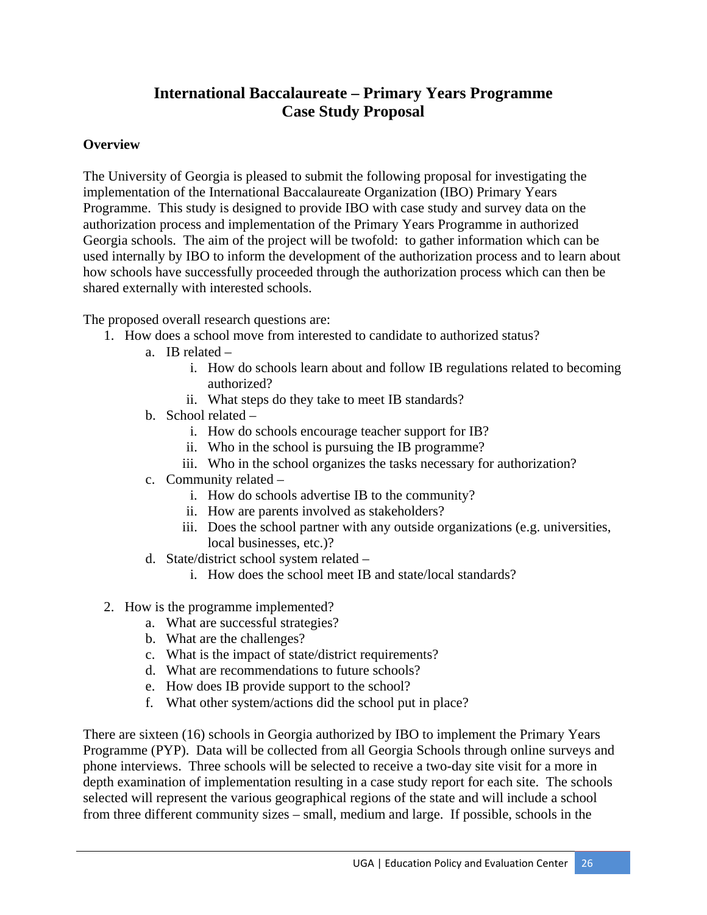# International Baccalaureate – Primary Years Programme
# Case Study Proposal

## Overview

The University of Georgia is pleased to submit the following proposal for investigating the implementation of the International Baccalaureate Organization (IBO) Primary Years Programme. This study is designed to provide IBO with case study and survey data on the authorization process and implementation of the Primary Years Programme in authorized Georgia schools. The aim of the project will be twofold: to gather information which can be used internally by IBO to inform the development of the authorization process and to learn about how schools have successfully proceeded through the authorization process which can then be shared externally with interested schools.

The proposed overall research questions are:

1. How does a school move from interested to candidate to authorized status?
   a. IB related –
      i. How do schools learn about and follow IB regulations related to becoming authorized?
      ii. What steps do they take to meet IB standards?
   b. School related –
      i. How do schools encourage teacher support for IB?
      ii. Who in the school is pursuing the IB programme?
      iii. Who in the school organizes the tasks necessary for authorization?
   c. Community related –
      i. How do schools advertise IB to the community?
      ii. How are parents involved as stakeholders?
      iii. Does the school partner with any outside organizations (e.g. universities, local businesses, etc.)?
   d. State/district school system related –
      i. How does the school meet IB and state/local standards?

2. How is the programme implemented?
   a. What are successful strategies?
   b. What are the challenges?
   c. What is the impact of state/district requirements?
   d. What are recommendations to future schools?
   e. How does IB provide support to the school?
   f. What other system/actions did the school put in place?

There are sixteen (16) schools in Georgia authorized by IBO to implement the Primary Years Programme (PYP). Data will be collected from all Georgia Schools through online surveys and phone interviews. Three schools will be selected to receive a two-day site visit for a more in depth examination of implementation resulting in a case study report for each site. The schools selected will represent the various geographical regions of the state and will include a school from three different community sizes – small, medium and large. If possible, schools in the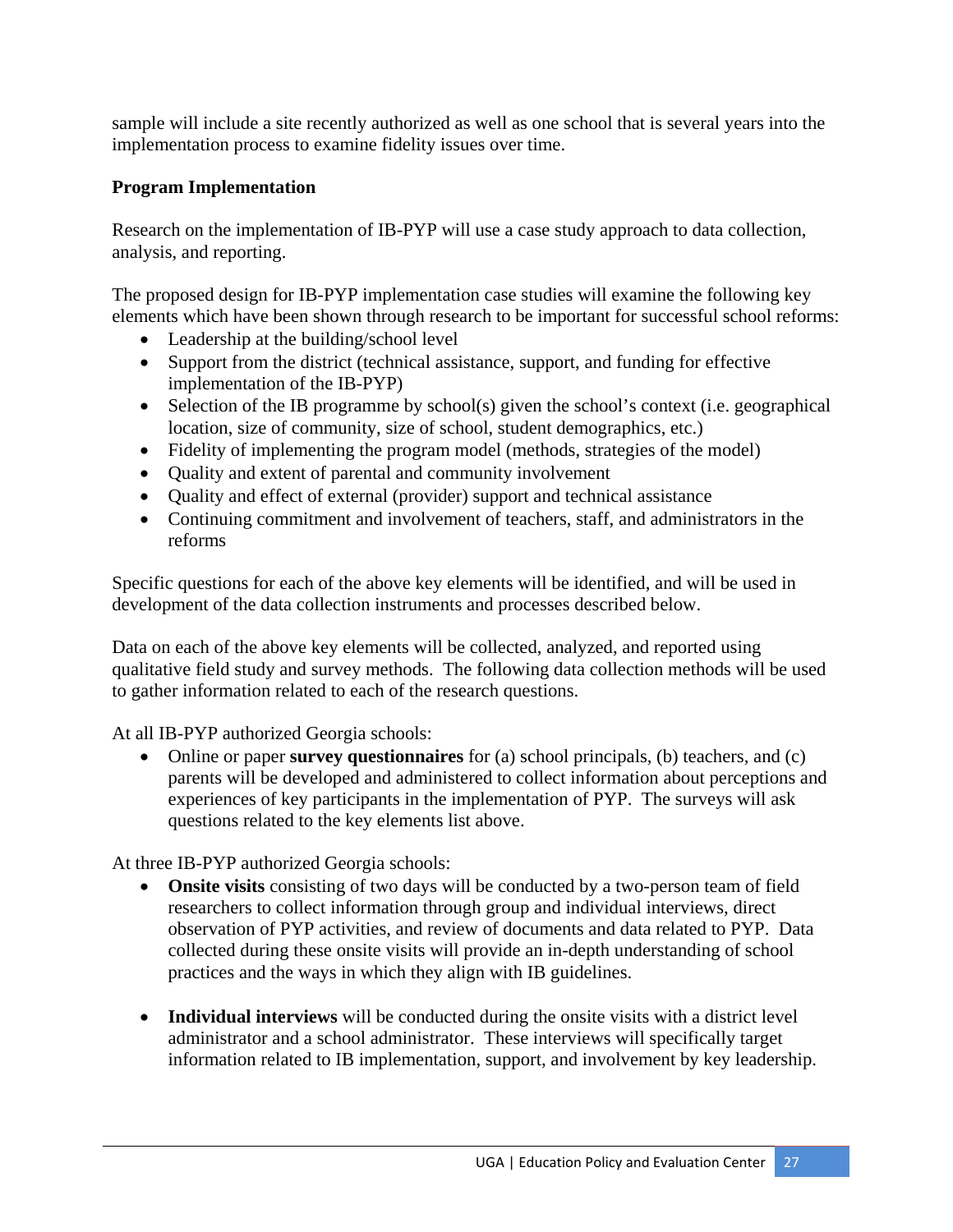sample will include a site recently authorized as well as one school that is several years into the implementation process to examine fidelity issues over time.

**Program Implementation**

Research on the implementation of IB-PYP will use a case study approach to data collection, analysis, and reporting.

The proposed design for IB-PYP implementation case studies will examine the following key elements which have been shown through research to be important for successful school reforms:

- Leadership at the building/school level
- Support from the district (technical assistance, support, and funding for effective implementation of the IB-PYP)
- Selection of the IB programme by school(s) given the school's context (i.e. geographical location, size of community, size of school, student demographics, etc.)
- Fidelity of implementing the program model (methods, strategies of the model)
- Quality and extent of parental and community involvement
- Quality and effect of external (provider) support and technical assistance
- Continuing commitment and involvement of teachers, staff, and administrators in the reforms

Specific questions for each of the above key elements will be identified, and will be used in development of the data collection instruments and processes described below.

Data on each of the above key elements will be collected, analyzed, and reported using qualitative field study and survey methods. The following data collection methods will be used to gather information related to each of the research questions.

At all IB-PYP authorized Georgia schools:

- Online or paper **survey questionnaires** for (a) school principals, (b) teachers, and (c) parents will be developed and administered to collect information about perceptions and experiences of key participants in the implementation of PYP. The surveys will ask questions related to the key elements list above.

At three IB-PYP authorized Georgia schools:

- **Onsite visits** consisting of two days will be conducted by a two-person team of field researchers to collect information through group and individual interviews, direct observation of PYP activities, and review of documents and data related to PYP. Data collected during these onsite visits will provide an in-depth understanding of school practices and the ways in which they align with IB guidelines.

- **Individual interviews** will be conducted during the onsite visits with a district level administrator and a school administrator. These interviews will specifically target information related to IB implementation, support, and involvement by key leadership.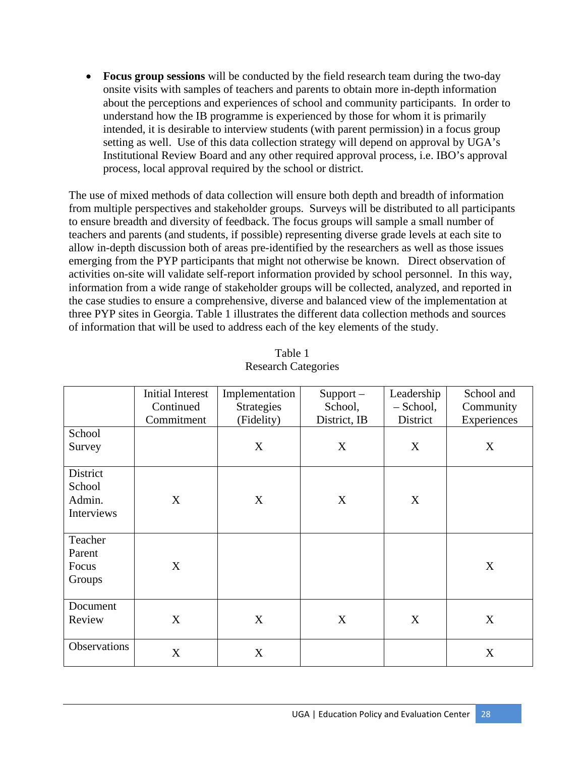- **Focus group sessions** will be conducted by the field research team during the two-day onsite visits with samples of teachers and parents to obtain more in-depth information about the perceptions and experiences of school and community participants. In order to understand how the IB programme is experienced by those for whom it is primarily intended, it is desirable to interview students (with parent permission) in a focus group setting as well. Use of this data collection strategy will depend on approval by UGA's Institutional Review Board and any other required approval process, i.e. IBO's approval process, local approval required by the school or district.

The use of mixed methods of data collection will ensure both depth and breadth of information from multiple perspectives and stakeholder groups. Surveys will be distributed to all participants to ensure breadth and diversity of feedback. The focus groups will sample a small number of teachers and parents (and students, if possible) representing diverse grade levels at each site to allow in-depth discussion both of areas pre-identified by the researchers as well as those issues emerging from the PYP participants that might not otherwise be known. Direct observation of activities on-site will validate self-report information provided by school personnel. In this way, information from a wide range of stakeholder groups will be collected, analyzed, and reported in the case studies to ensure a comprehensive, diverse and balanced view of the implementation at three PYP sites in Georgia. Table 1 illustrates the different data collection methods and sources of information that will be used to address each of the key elements of the study.

Table 1
Research Categories

| | Initial Interest Continued Commitment | Implementation Strategies (Fidelity) | Support – School, District, IB | Leadership – School, District | School and Community Experiences |
|---|---|---|---|---|---|
| School Survey | | X | X | X | X |
| District School Admin. Interviews | X | X | X | X | |
| Teacher Parent Focus Groups | X | | | | X |
| Document Review | X | X | X | X | X |
| Observations | X | X | | | X |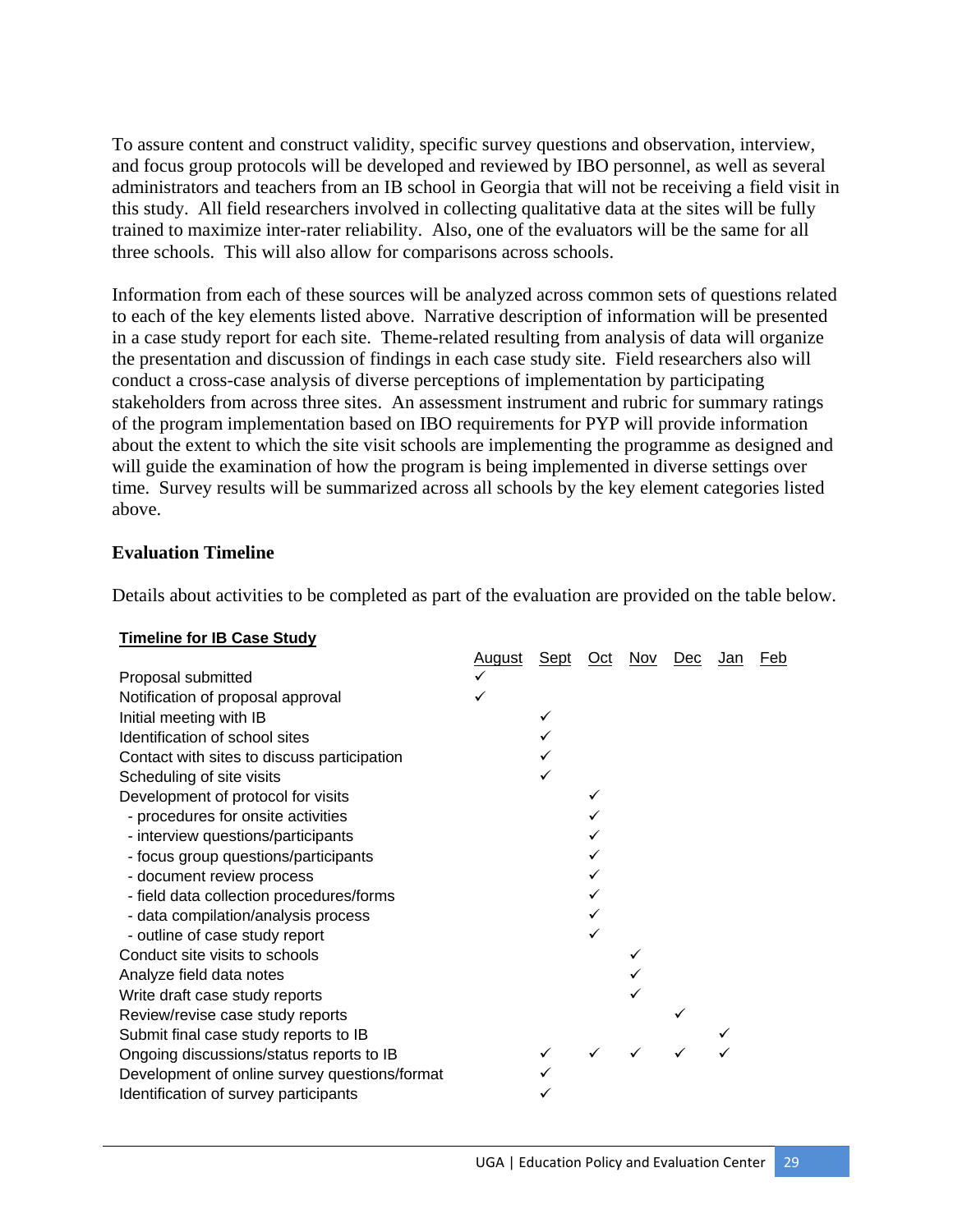To assure content and construct validity, specific survey questions and observation, interview, and focus group protocols will be developed and reviewed by IBO personnel, as well as several administrators and teachers from an IB school in Georgia that will not be receiving a field visit in this study. All field researchers involved in collecting qualitative data at the sites will be fully trained to maximize inter-rater reliability. Also, one of the evaluators will be the same for all three schools. This will also allow for comparisons across schools.

Information from each of these sources will be analyzed across common sets of questions related to each of the key elements listed above. Narrative description of information will be presented in a case study report for each site. Theme-related resulting from analysis of data will organize the presentation and discussion of findings in each case study site. Field researchers also will conduct a cross-case analysis of diverse perceptions of implementation by participating stakeholders from across three sites. An assessment instrument and rubric for summary ratings of the program implementation based on IBO requirements for PYP will provide information about the extent to which the site visit schools are implementing the programme as designed and will guide the examination of how the program is being implemented in diverse settings over time. Survey results will be summarized across all schools by the key element categories listed above.

### Evaluation Timeline

Details about activities to be completed as part of the evaluation are provided on the table below.

**Timeline for IB Case Study**

| | August | Sept | Oct | Nov | Dec | Jan | Feb |
|---|---|---|---|---|---|---|---|
| Proposal submitted | ✓ | | | | | | |
| Notification of proposal approval | ✓ | | | | | | |
| Initial meeting with IB | | ✓ | | | | | |
| Identification of school sites | | ✓ | | | | | |
| Contact with sites to discuss participation | | ✓ | | | | | |
| Scheduling of site visits | | ✓ | | | | | |
| Development of protocol for visits | | | ✓ | | | | |
| - procedures for onsite activities | | | ✓ | | | | |
| - interview questions/participants | | | ✓ | | | | |
| - focus group questions/participants | | | ✓ | | | | |
| - document review process | | | ✓ | | | | |
| - field data collection procedures/forms | | | ✓ | | | | |
| - data compilation/analysis process | | | ✓ | | | | |
| - outline of case study report | | | ✓ | | | | |
| Conduct site visits to schools | | | | ✓ | | | |
| Analyze field data notes | | | | ✓ | | | |
| Write draft case study reports | | | | ✓ | | | |
| Review/revise case study reports | | | | | ✓ | | |
| Submit final case study reports to IB | | | | | | ✓ | |
| Ongoing discussions/status reports to IB | | ✓ | ✓ | ✓ | ✓ | ✓ | |
| Development of online survey questions/format | | ✓ | | | | | |
| Identification of survey participants | | ✓ | | | | | |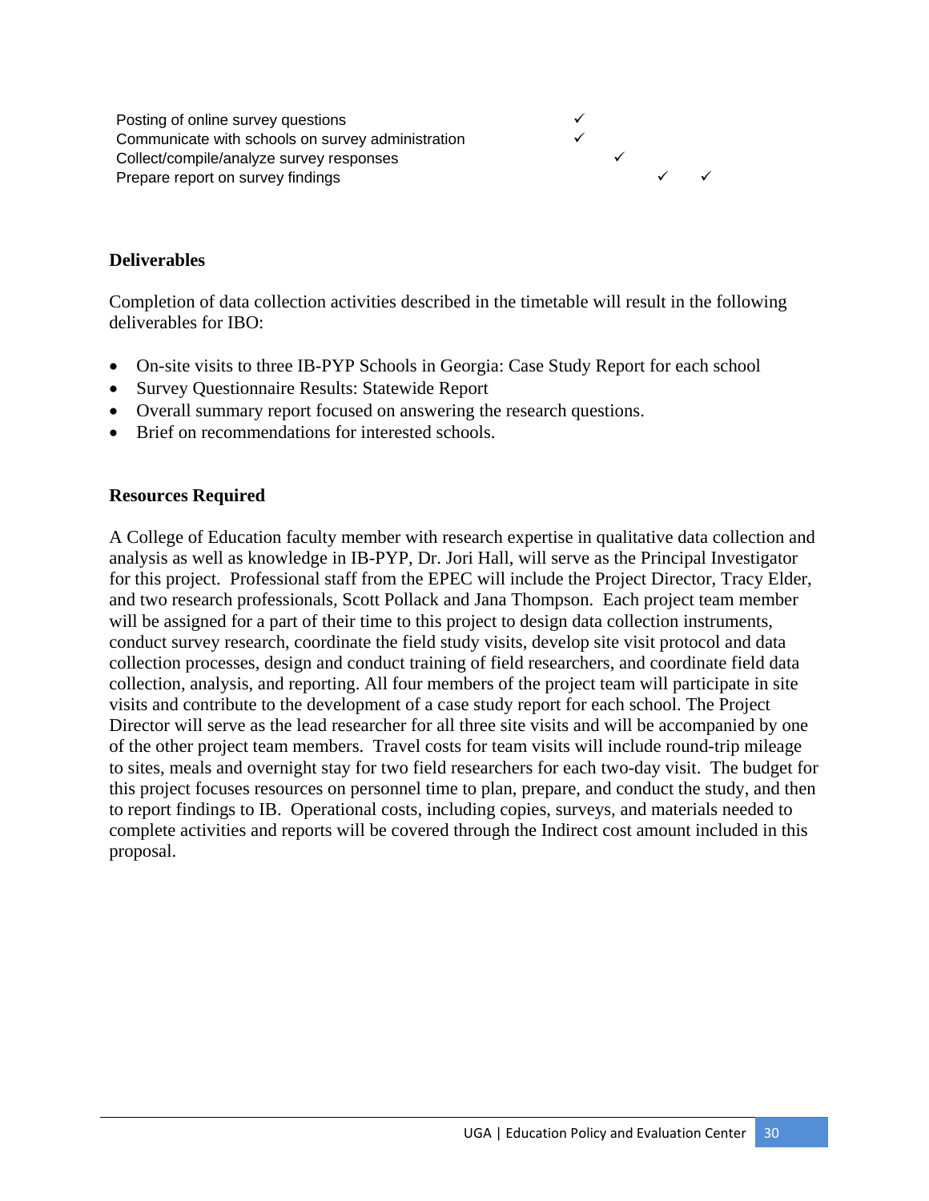| | | | | |
|---|---|---|---|---|
| Posting of online survey questions | ✓ | | | |
| Communicate with schools on survey administration | ✓ | | | |
| Collect/compile/analyze survey responses | | ✓ | | |
| Prepare report on survey findings | | | ✓ | ✓ |

**Deliverables**

Completion of data collection activities described in the timetable will result in the following deliverables for IBO:

- On-site visits to three IB-PYP Schools in Georgia: Case Study Report for each school
- Survey Questionnaire Results: Statewide Report
- Overall summary report focused on answering the research questions.
- Brief on recommendations for interested schools.

**Resources Required**

A College of Education faculty member with research expertise in qualitative data collection and analysis as well as knowledge in IB-PYP, Dr. Jori Hall, will serve as the Principal Investigator for this project. Professional staff from the EPEC will include the Project Director, Tracy Elder, and two research professionals, Scott Pollack and Jana Thompson. Each project team member will be assigned for a part of their time to this project to design data collection instruments, conduct survey research, coordinate the field study visits, develop site visit protocol and data collection processes, design and conduct training of field researchers, and coordinate field data collection, analysis, and reporting. All four members of the project team will participate in site visits and contribute to the development of a case study report for each school. The Project Director will serve as the lead researcher for all three site visits and will be accompanied by one of the other project team members. Travel costs for team visits will include round-trip mileage to sites, meals and overnight stay for two field researchers for each two-day visit. The budget for this project focuses resources on personnel time to plan, prepare, and conduct the study, and then to report findings to IB. Operational costs, including copies, surveys, and materials needed to complete activities and reports will be covered through the Indirect cost amount included in this proposal.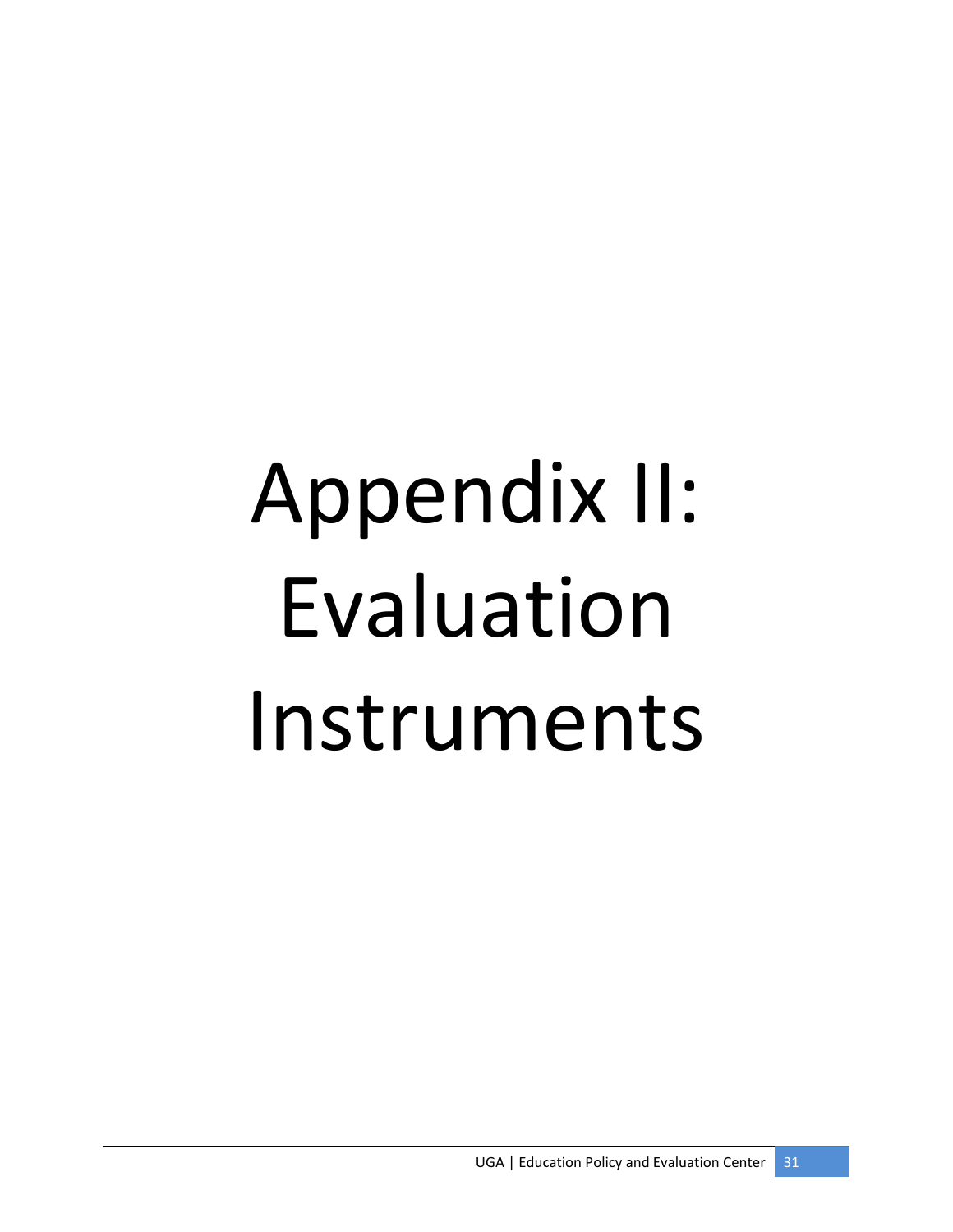# Appendix II: Evaluation Instruments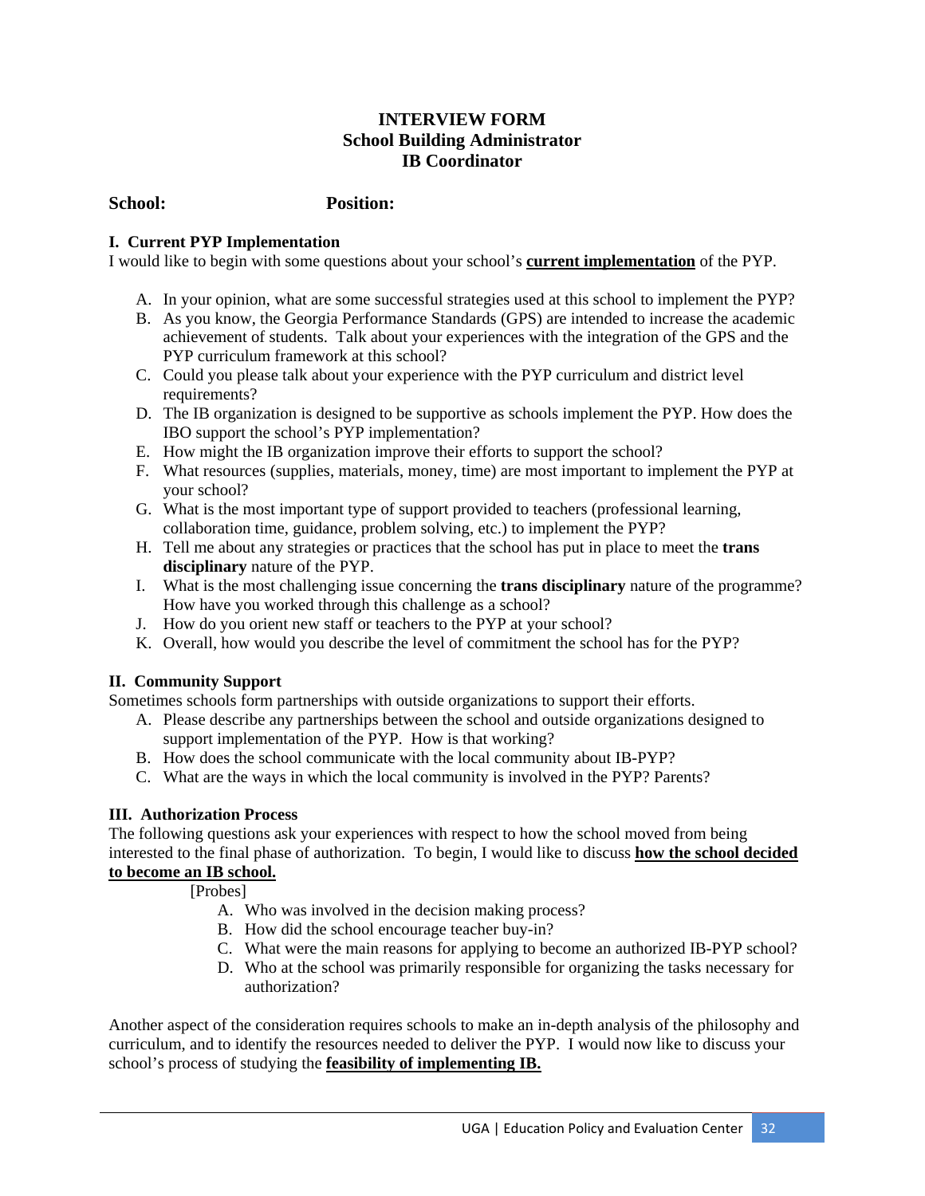# INTERVIEW FORM
## School Building Administrator
## IB Coordinator

**School:** **Position:**

### I. Current PYP Implementation

I would like to begin with some questions about your school's **current implementation** of the PYP.

A. In your opinion, what are some successful strategies used at this school to implement the PYP?
B. As you know, the Georgia Performance Standards (GPS) are intended to increase the academic achievement of students. Talk about your experiences with the integration of the GPS and the PYP curriculum framework at this school?
C. Could you please talk about your experience with the PYP curriculum and district level requirements?
D. The IB organization is designed to be supportive as schools implement the PYP. How does the IBO support the school's PYP implementation?
E. How might the IB organization improve their efforts to support the school?
F. What resources (supplies, materials, money, time) are most important to implement the PYP at your school?
G. What is the most important type of support provided to teachers (professional learning, collaboration time, guidance, problem solving, etc.) to implement the PYP?
H. Tell me about any strategies or practices that the school has put in place to meet the **trans disciplinary** nature of the PYP.
I. What is the most challenging issue concerning the **trans disciplinary** nature of the programme? How have you worked through this challenge as a school?
J. How do you orient new staff or teachers to the PYP at your school?
K. Overall, how would you describe the level of commitment the school has for the PYP?

### II. Community Support

Sometimes schools form partnerships with outside organizations to support their efforts.

A. Please describe any partnerships between the school and outside organizations designed to support implementation of the PYP. How is that working?
B. How does the school communicate with the local community about IB-PYP?
C. What are the ways in which the local community is involved in the PYP? Parents?

### III. Authorization Process

The following questions ask your experiences with respect to how the school moved from being interested to the final phase of authorization. To begin, I would like to discuss **how the school decided to become an IB school.**

[Probes]

A. Who was involved in the decision making process?
B. How did the school encourage teacher buy-in?
C. What were the main reasons for applying to become an authorized IB-PYP school?
D. Who at the school was primarily responsible for organizing the tasks necessary for authorization?

Another aspect of the consideration requires schools to make an in-depth analysis of the philosophy and curriculum, and to identify the resources needed to deliver the PYP. I would now like to discuss your school's process of studying the **feasibility of implementing IB.**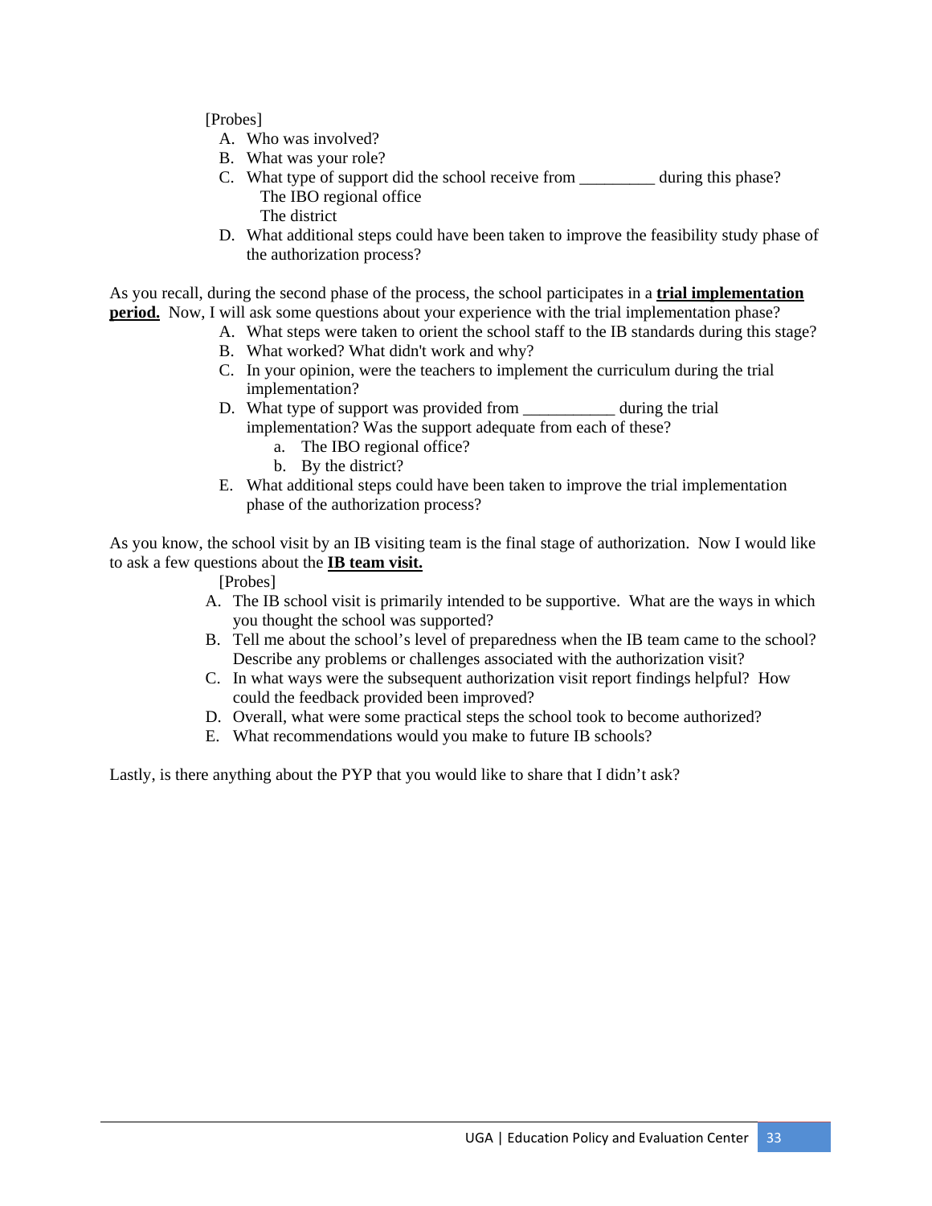[Probes]

A. Who was involved?
B. What was your role?
C. What type of support did the school receive from _________ during this phase?
   The IBO regional office
   The district
D. What additional steps could have been taken to improve the feasibility study phase of the authorization process?

As you recall, during the second phase of the process, the school participates in a **trial implementation period.** Now, I will ask some questions about your experience with the trial implementation phase?

A. What steps were taken to orient the school staff to the IB standards during this stage?
B. What worked? What didn't work and why?
C. In your opinion, were the teachers to implement the curriculum during the trial implementation?
D. What type of support was provided from ___________ during the trial implementation? Was the support adequate from each of these?
   a. The IBO regional office?
   b. By the district?
E. What additional steps could have been taken to improve the trial implementation phase of the authorization process?

As you know, the school visit by an IB visiting team is the final stage of authorization. Now I would like to ask a few questions about the **IB team visit.**

[Probes]

A. The IB school visit is primarily intended to be supportive. What are the ways in which you thought the school was supported?
B. Tell me about the school's level of preparedness when the IB team came to the school? Describe any problems or challenges associated with the authorization visit?
C. In what ways were the subsequent authorization visit report findings helpful? How could the feedback provided been improved?
D. Overall, what were some practical steps the school took to become authorized?
E. What recommendations would you make to future IB schools?

Lastly, is there anything about the PYP that you would like to share that I didn't ask?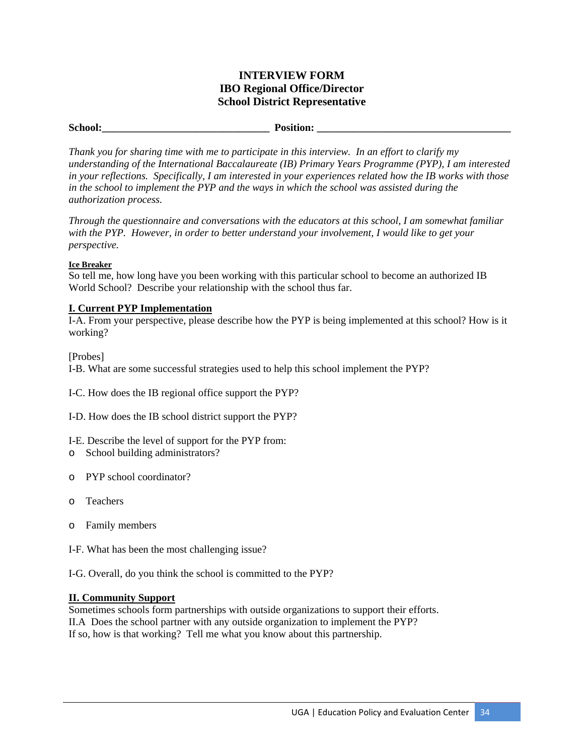**INTERVIEW FORM**
**IBO Regional Office/Director**
**School District Representative**

**School:_______________________________ Position: ___________________________________**

*Thank you for sharing time with me to participate in this interview. In an effort to clarify my understanding of the International Baccalaureate (IB) Primary Years Programme (PYP), I am interested in your reflections. Specifically, I am interested in your experiences related how the IB works with those in the school to implement the PYP and the ways in which the school was assisted during the authorization process.*

*Through the questionnaire and conversations with the educators at this school, I am somewhat familiar with the PYP. However, in order to better understand your involvement, I would like to get your perspective.*

**Ice Breaker**

So tell me, how long have you been working with this particular school to become an authorized IB World School? Describe your relationship with the school thus far.

**I. Current PYP Implementation**

I-A. From your perspective, please describe how the PYP is being implemented at this school? How is it working?

[Probes]

I-B. What are some successful strategies used to help this school implement the PYP?

I-C. How does the IB regional office support the PYP?

I-D. How does the IB school district support the PYP?

I-E. Describe the level of support for the PYP from:

- School building administrators?
- PYP school coordinator?
- Teachers
- Family members

I-F. What has been the most challenging issue?

I-G. Overall, do you think the school is committed to the PYP?

**II. Community Support**

Sometimes schools form partnerships with outside organizations to support their efforts.
II.A Does the school partner with any outside organization to implement the PYP?
If so, how is that working? Tell me what you know about this partnership.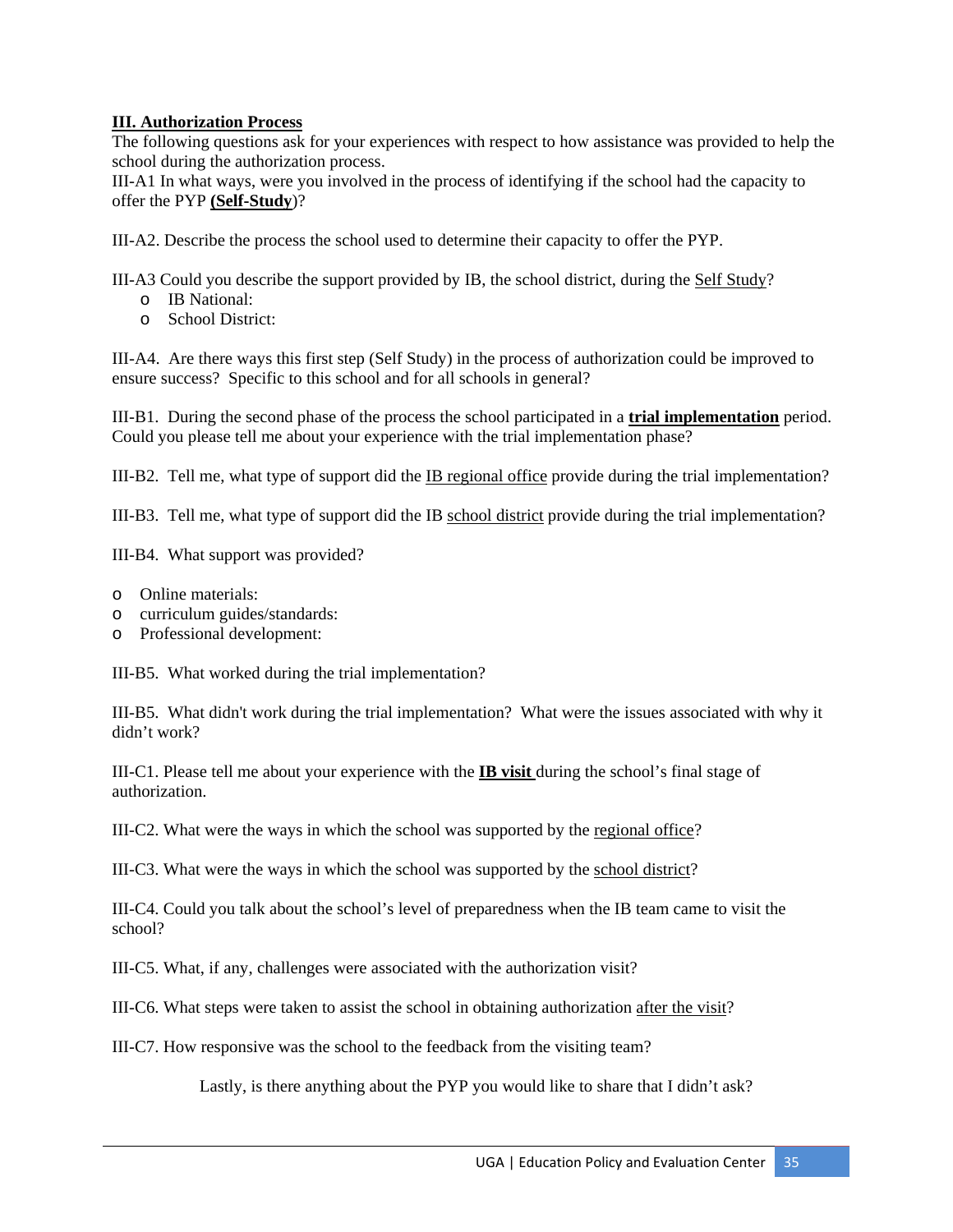**III. Authorization Process**

The following questions ask for your experiences with respect to how assistance was provided to help the school during the authorization process.

III-A1 In what ways, were you involved in the process of identifying if the school had the capacity to offer the PYP **(Self-Study**)?

III-A2. Describe the process the school used to determine their capacity to offer the PYP.

III-A3 Could you describe the support provided by IB, the school district, during the Self Study?

- IB National:
- School District:

III-A4. Are there ways this first step (Self Study) in the process of authorization could be improved to ensure success? Specific to this school and for all schools in general?

III-B1. During the second phase of the process the school participated in a **trial implementation** period. Could you please tell me about your experience with the trial implementation phase?

III-B2. Tell me, what type of support did the IB regional office provide during the trial implementation?

III-B3. Tell me, what type of support did the IB school district provide during the trial implementation?

III-B4. What support was provided?

- Online materials:
- curriculum guides/standards:
- Professional development:

III-B5. What worked during the trial implementation?

III-B5. What didn't work during the trial implementation? What were the issues associated with why it didn't work?

III-C1. Please tell me about your experience with the **IB visit** during the school's final stage of authorization.

III-C2. What were the ways in which the school was supported by the regional office?

III-C3. What were the ways in which the school was supported by the school district?

III-C4. Could you talk about the school's level of preparedness when the IB team came to visit the school?

III-C5. What, if any, challenges were associated with the authorization visit?

III-C6. What steps were taken to assist the school in obtaining authorization after the visit?

III-C7. How responsive was the school to the feedback from the visiting team?

Lastly, is there anything about the PYP you would like to share that I didn't ask?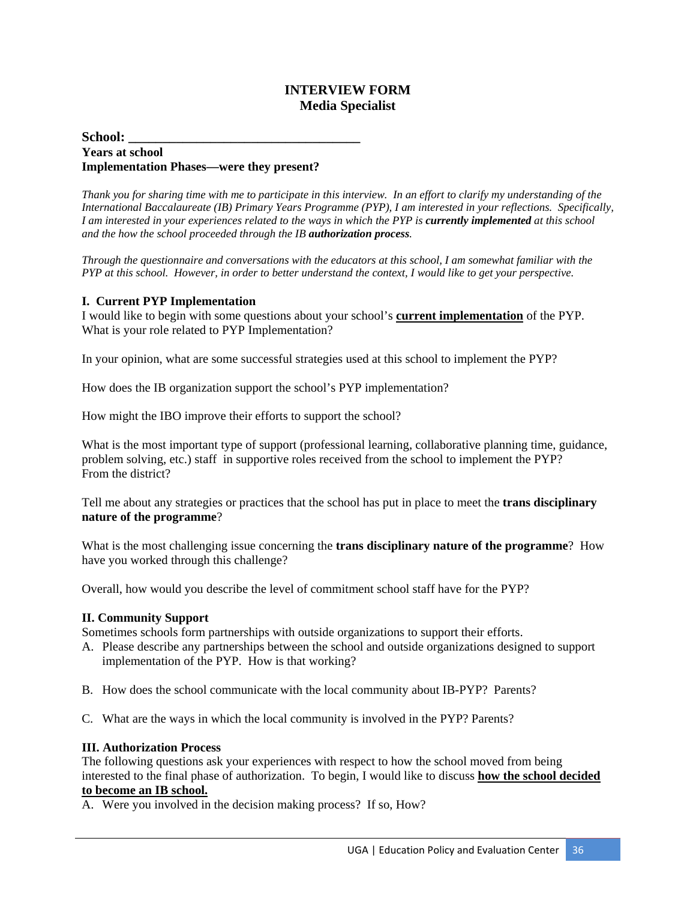# INTERVIEW FORM
## Media Specialist

**School: \_\_\_\_\_\_\_\_\_\_\_\_\_\_\_\_\_\_\_\_\_\_\_\_\_\_\_\_\_\_\_\_\_\_\_**
**Years at school**
**Implementation Phases—were they present?**

*Thank you for sharing time with me to participate in this interview. In an effort to clarify my understanding of the International Baccalaureate (IB) Primary Years Programme (PYP), I am interested in your reflections. Specifically, I am interested in your experiences related to the ways in which the PYP is **currently implemented** at this school and the how the school proceeded through the IB **authorization process**.*

*Through the questionnaire and conversations with the educators at this school, I am somewhat familiar with the PYP at this school. However, in order to better understand the context, I would like to get your perspective.*

### I. Current PYP Implementation

I would like to begin with some questions about your school's **<u>current implementation</u>** of the PYP. What is your role related to PYP Implementation?

In your opinion, what are some successful strategies used at this school to implement the PYP?

How does the IB organization support the school's PYP implementation?

How might the IBO improve their efforts to support the school?

What is the most important type of support (professional learning, collaborative planning time, guidance, problem solving, etc.) staff in supportive roles received from the school to implement the PYP? From the district?

Tell me about any strategies or practices that the school has put in place to meet the **trans disciplinary nature of the programme**?

What is the most challenging issue concerning the **trans disciplinary nature of the programme**? How have you worked through this challenge?

Overall, how would you describe the level of commitment school staff have for the PYP?

### II. Community Support

Sometimes schools form partnerships with outside organizations to support their efforts.

A. Please describe any partnerships between the school and outside organizations designed to support implementation of the PYP. How is that working?

B. How does the school communicate with the local community about IB-PYP? Parents?

C. What are the ways in which the local community is involved in the PYP? Parents?

### III. Authorization Process

The following questions ask your experiences with respect to how the school moved from being interested to the final phase of authorization. To begin, I would like to discuss **<u>how the school decided to become an IB school.</u>**

A. Were you involved in the decision making process? If so, How?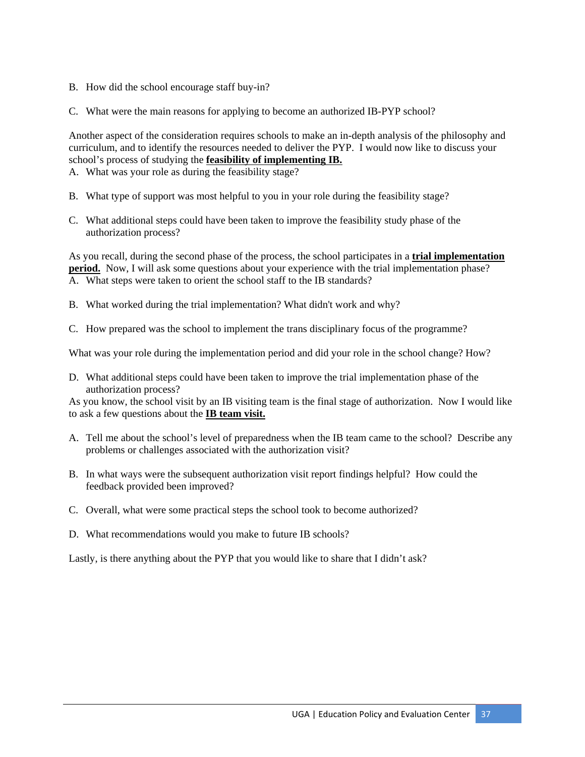B. How did the school encourage staff buy-in?

C. What were the main reasons for applying to become an authorized IB-PYP school?

Another aspect of the consideration requires schools to make an in-depth analysis of the philosophy and curriculum, and to identify the resources needed to deliver the PYP. I would now like to discuss your school's process of studying the **feasibility of implementing IB.**

A. What was your role as during the feasibility stage?

B. What type of support was most helpful to you in your role during the feasibility stage?

C. What additional steps could have been taken to improve the feasibility study phase of the authorization process?

As you recall, during the second phase of the process, the school participates in a **trial implementation period.** Now, I will ask some questions about your experience with the trial implementation phase?

A. What steps were taken to orient the school staff to the IB standards?

B. What worked during the trial implementation? What didn't work and why?

C. How prepared was the school to implement the trans disciplinary focus of the programme?

What was your role during the implementation period and did your role in the school change? How?

D. What additional steps could have been taken to improve the trial implementation phase of the authorization process?

As you know, the school visit by an IB visiting team is the final stage of authorization. Now I would like to ask a few questions about the **IB team visit.**

A. Tell me about the school's level of preparedness when the IB team came to the school? Describe any problems or challenges associated with the authorization visit?

B. In what ways were the subsequent authorization visit report findings helpful? How could the feedback provided been improved?

C. Overall, what were some practical steps the school took to become authorized?

D. What recommendations would you make to future IB schools?

Lastly, is there anything about the PYP that you would like to share that I didn't ask?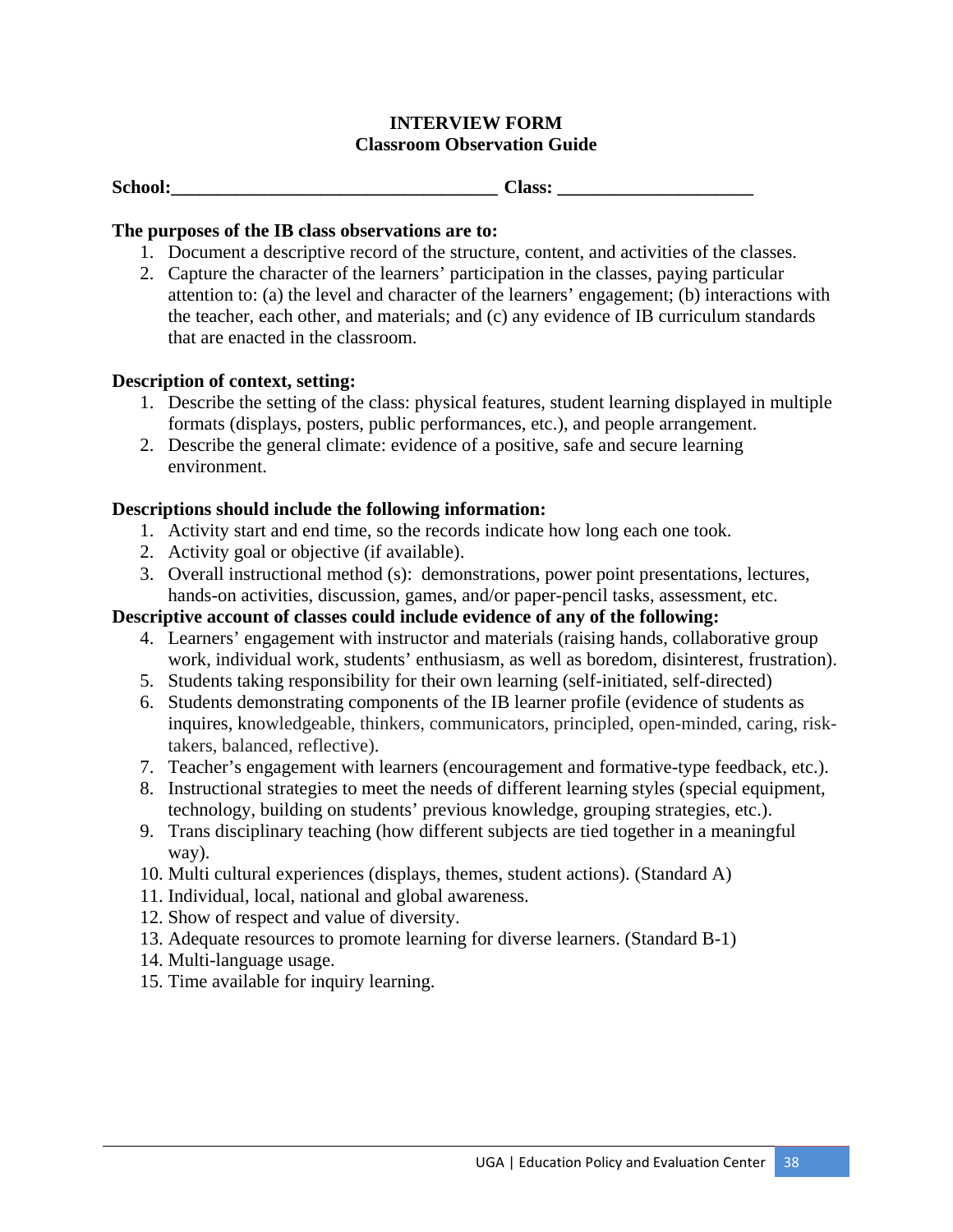**INTERVIEW FORM**
**Classroom Observation Guide**

**School:___________________________________ Class: ____________________**

**The purposes of the IB class observations are to:**

1. Document a descriptive record of the structure, content, and activities of the classes.
2. Capture the character of the learners' participation in the classes, paying particular attention to: (a) the level and character of the learners' engagement; (b) interactions with the teacher, each other, and materials; and (c) any evidence of IB curriculum standards that are enacted in the classroom.

**Description of context, setting:**

1. Describe the setting of the class: physical features, student learning displayed in multiple formats (displays, posters, public performances, etc.), and people arrangement.
2. Describe the general climate: evidence of a positive, safe and secure learning environment.

**Descriptions should include the following information:**

1. Activity start and end time, so the records indicate how long each one took.
2. Activity goal or objective (if available).
3. Overall instructional method (s): demonstrations, power point presentations, lectures, hands-on activities, discussion, games, and/or paper-pencil tasks, assessment, etc.

**Descriptive account of classes could include evidence of any of the following:**

4. Learners' engagement with instructor and materials (raising hands, collaborative group work, individual work, students' enthusiasm, as well as boredom, disinterest, frustration).
5. Students taking responsibility for their own learning (self-initiated, self-directed)
6. Students demonstrating components of the IB learner profile (evidence of students as inquires, knowledgeable, thinkers, communicators, principled, open-minded, caring, risk-takers, balanced, reflective).
7. Teacher's engagement with learners (encouragement and formative-type feedback, etc.).
8. Instructional strategies to meet the needs of different learning styles (special equipment, technology, building on students' previous knowledge, grouping strategies, etc.).
9. Trans disciplinary teaching (how different subjects are tied together in a meaningful way).
10. Multi cultural experiences (displays, themes, student actions). (Standard A)
11. Individual, local, national and global awareness.
12. Show of respect and value of diversity.
13. Adequate resources to promote learning for diverse learners. (Standard B-1)
14. Multi-language usage.
15. Time available for inquiry learning.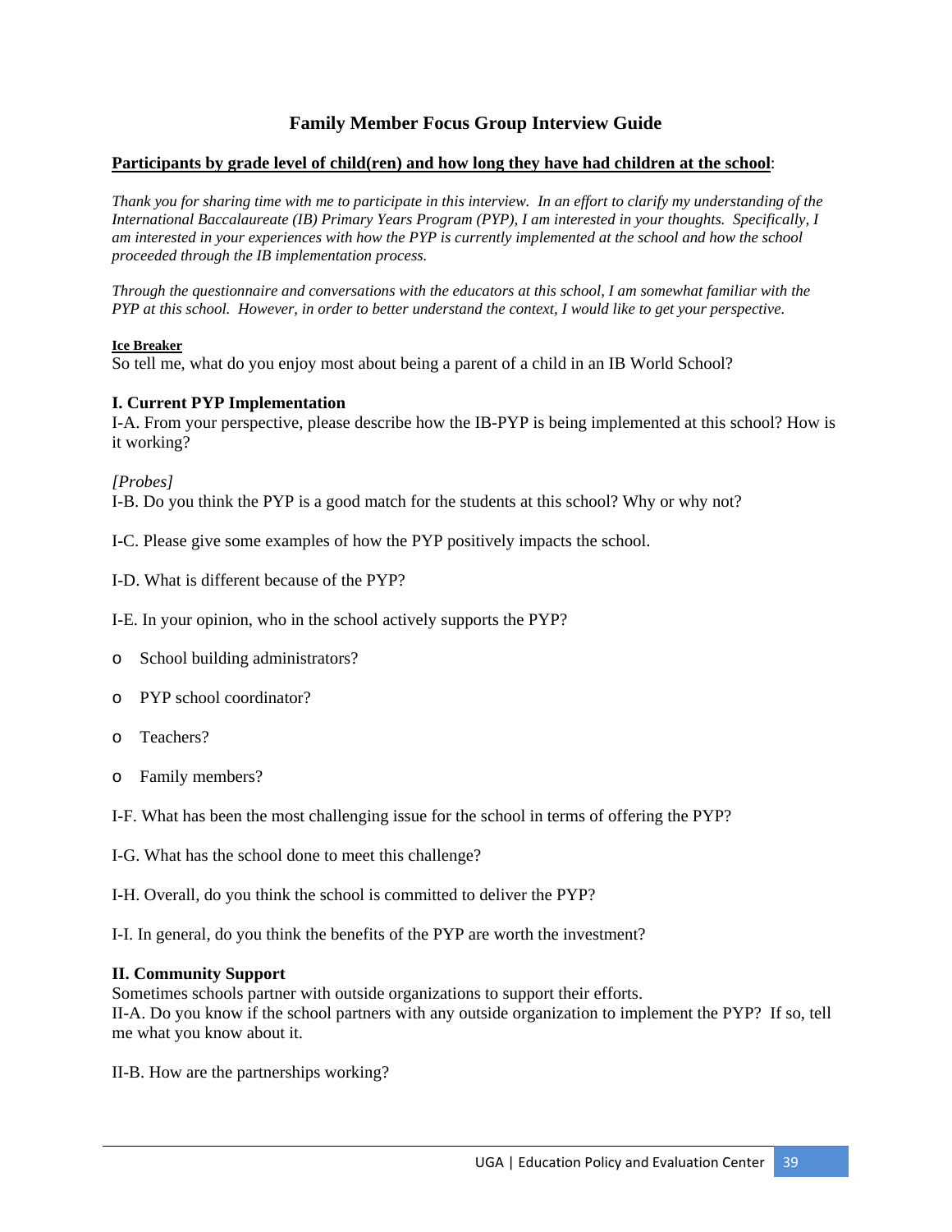## Family Member Focus Group Interview Guide

**Participants by grade level of child(ren) and how long they have had children at the school**:

*Thank you for sharing time with me to participate in this interview. In an effort to clarify my understanding of the International Baccalaureate (IB) Primary Years Program (PYP), I am interested in your thoughts. Specifically, I am interested in your experiences with how the PYP is currently implemented at the school and how the school proceeded through the IB implementation process.*

*Through the questionnaire and conversations with the educators at this school, I am somewhat familiar with the PYP at this school. However, in order to better understand the context, I would like to get your perspective.*

**Ice Breaker**

So tell me, what do you enjoy most about being a parent of a child in an IB World School?

**I. Current PYP Implementation**

I-A. From your perspective, please describe how the IB-PYP is being implemented at this school? How is it working?

*[Probes]*

I-B. Do you think the PYP is a good match for the students at this school? Why or why not?

I-C. Please give some examples of how the PYP positively impacts the school.

I-D. What is different because of the PYP?

I-E. In your opinion, who in the school actively supports the PYP?

- School building administrators?
- PYP school coordinator?
- Teachers?
- Family members?

I-F. What has been the most challenging issue for the school in terms of offering the PYP?

I-G. What has the school done to meet this challenge?

I-H. Overall, do you think the school is committed to deliver the PYP?

I-I. In general, do you think the benefits of the PYP are worth the investment?

**II. Community Support**

Sometimes schools partner with outside organizations to support their efforts.

II-A. Do you know if the school partners with any outside organization to implement the PYP? If so, tell me what you know about it.

II-B. How are the partnerships working?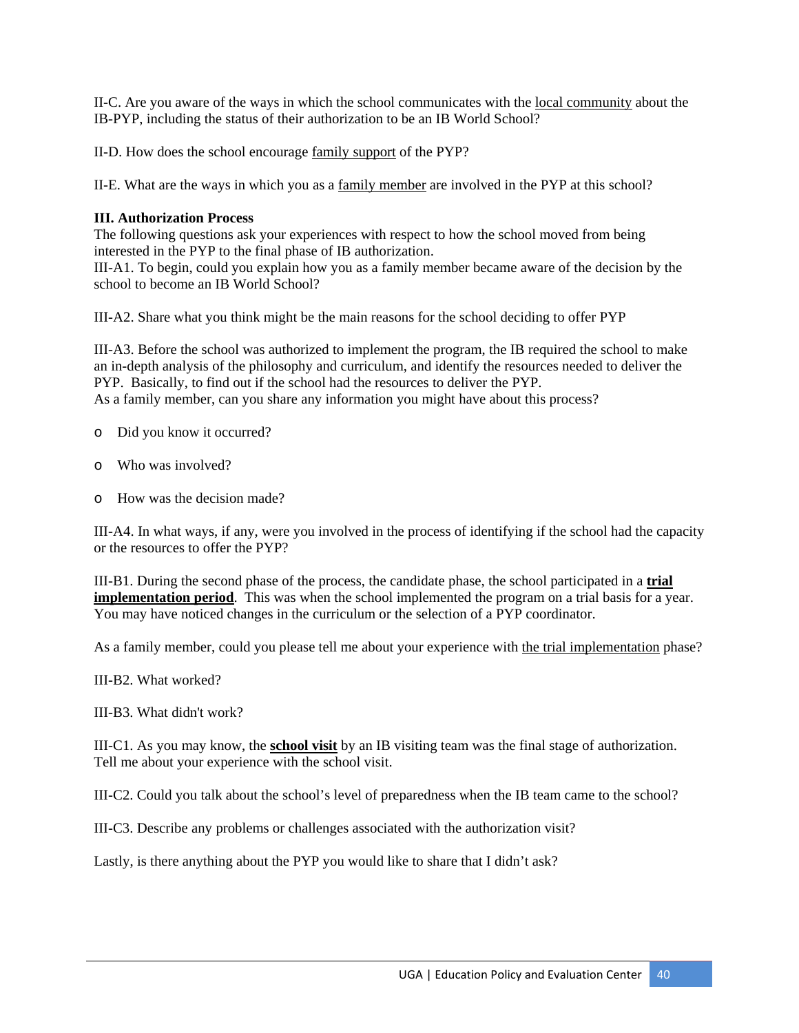II-C. Are you aware of the ways in which the school communicates with the <u>local community</u> about the IB-PYP, including the status of their authorization to be an IB World School?

II-D. How does the school encourage <u>family support</u> of the PYP?

II-E. What are the ways in which you as a <u>family member</u> are involved in the PYP at this school?

**III. Authorization Process**

The following questions ask your experiences with respect to how the school moved from being interested in the PYP to the final phase of IB authorization.

III-A1. To begin, could you explain how you as a family member became aware of the decision by the school to become an IB World School?

III-A2. Share what you think might be the main reasons for the school deciding to offer PYP

III-A3. Before the school was authorized to implement the program, the IB required the school to make an in-depth analysis of the philosophy and curriculum, and identify the resources needed to deliver the PYP. Basically, to find out if the school had the resources to deliver the PYP.
As a family member, can you share any information you might have about this process?

- Did you know it occurred?
- Who was involved?
- How was the decision made?

III-A4. In what ways, if any, were you involved in the process of identifying if the school had the capacity or the resources to offer the PYP?

III-B1. During the second phase of the process, the candidate phase, the school participated in a <u>**trial implementation period**</u>. This was when the school implemented the program on a trial basis for a year. You may have noticed changes in the curriculum or the selection of a PYP coordinator.

As a family member, could you please tell me about your experience with <u>the trial implementation</u> phase?

III-B2. What worked?

III-B3. What didn't work?

III-C1. As you may know, the <u>**school visit**</u> by an IB visiting team was the final stage of authorization. Tell me about your experience with the school visit.

III-C2. Could you talk about the school's level of preparedness when the IB team came to the school?

III-C3. Describe any problems or challenges associated with the authorization visit?

Lastly, is there anything about the PYP you would like to share that I didn't ask?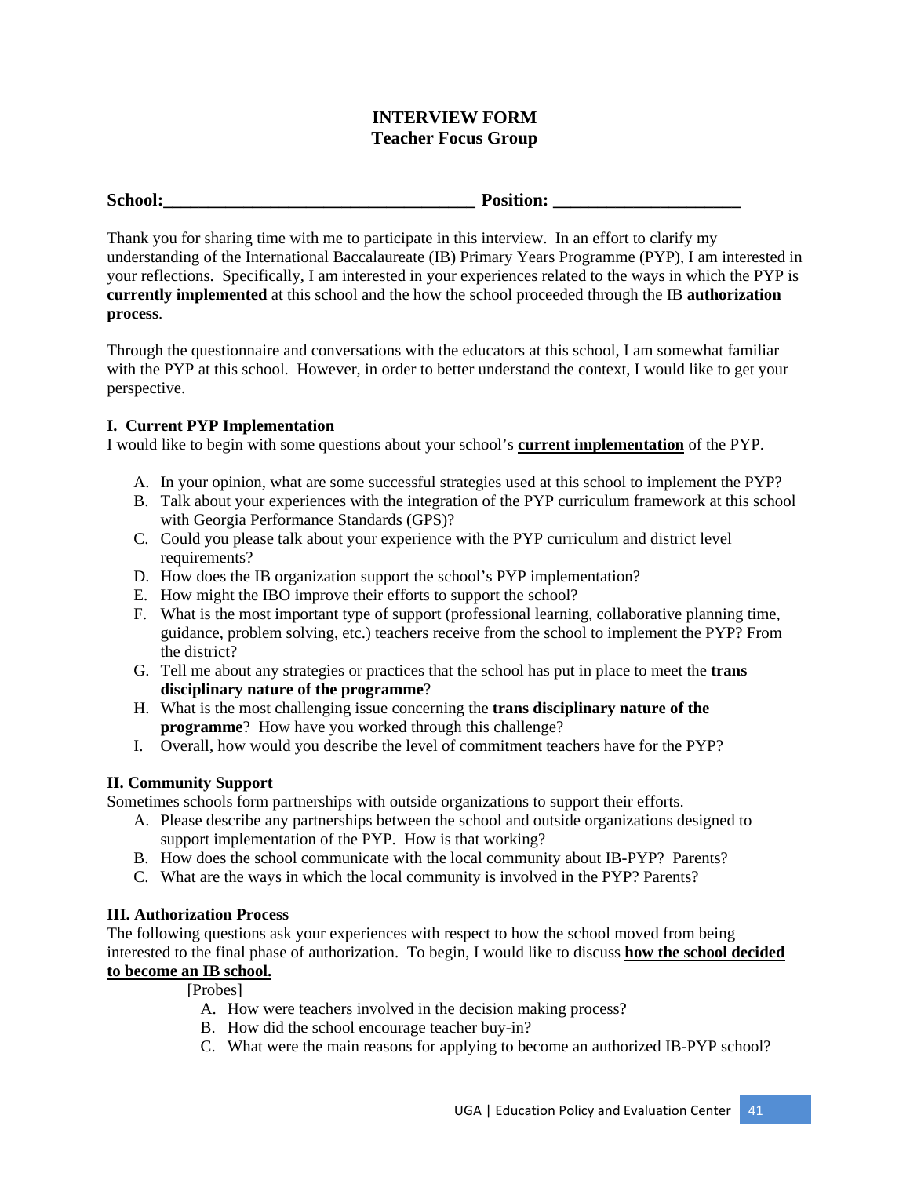**INTERVIEW FORM**
**Teacher Focus Group**

**School:**___________________________________ **Position:** ____________________

Thank you for sharing time with me to participate in this interview. In an effort to clarify my understanding of the International Baccalaureate (IB) Primary Years Programme (PYP), I am interested in your reflections. Specifically, I am interested in your experiences related to the ways in which the PYP is **currently implemented** at this school and the how the school proceeded through the IB **authorization process**.

Through the questionnaire and conversations with the educators at this school, I am somewhat familiar with the PYP at this school. However, in order to better understand the context, I would like to get your perspective.

**I. Current PYP Implementation**

I would like to begin with some questions about your school's **<u>current implementation</u>** of the PYP.

A. In your opinion, what are some successful strategies used at this school to implement the PYP?
B. Talk about your experiences with the integration of the PYP curriculum framework at this school with Georgia Performance Standards (GPS)?
C. Could you please talk about your experience with the PYP curriculum and district level requirements?
D. How does the IB organization support the school's PYP implementation?
E. How might the IBO improve their efforts to support the school?
F. What is the most important type of support (professional learning, collaborative planning time, guidance, problem solving, etc.) teachers receive from the school to implement the PYP? From the district?
G. Tell me about any strategies or practices that the school has put in place to meet the **trans disciplinary nature of the programme**?
H. What is the most challenging issue concerning the **trans disciplinary nature of the programme**? How have you worked through this challenge?
I. Overall, how would you describe the level of commitment teachers have for the PYP?

**II. Community Support**

Sometimes schools form partnerships with outside organizations to support their efforts.

A. Please describe any partnerships between the school and outside organizations designed to support implementation of the PYP. How is that working?
B. How does the school communicate with the local community about IB-PYP? Parents?
C. What are the ways in which the local community is involved in the PYP? Parents?

**III. Authorization Process**

The following questions ask your experiences with respect to how the school moved from being interested to the final phase of authorization. To begin, I would like to discuss **<u>how the school decided to become an IB school.</u>**

[Probes]

A. How were teachers involved in the decision making process?
B. How did the school encourage teacher buy-in?
C. What were the main reasons for applying to become an authorized IB-PYP school?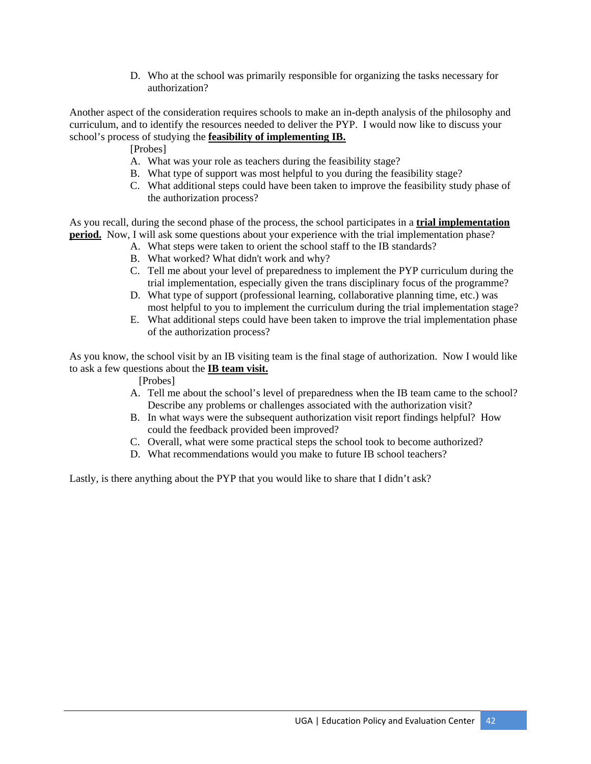D. Who at the school was primarily responsible for organizing the tasks necessary for authorization?

Another aspect of the consideration requires schools to make an in-depth analysis of the philosophy and curriculum, and to identify the resources needed to deliver the PYP. I would now like to discuss your school's process of studying the **feasibility of implementing IB.**

[Probes]

A. What was your role as teachers during the feasibility stage?
B. What type of support was most helpful to you during the feasibility stage?
C. What additional steps could have been taken to improve the feasibility study phase of the authorization process?

As you recall, during the second phase of the process, the school participates in a **trial implementation period.** Now, I will ask some questions about your experience with the trial implementation phase?

A. What steps were taken to orient the school staff to the IB standards?
B. What worked? What didn't work and why?
C. Tell me about your level of preparedness to implement the PYP curriculum during the trial implementation, especially given the trans disciplinary focus of the programme?
D. What type of support (professional learning, collaborative planning time, etc.) was most helpful to you to implement the curriculum during the trial implementation stage?
E. What additional steps could have been taken to improve the trial implementation phase of the authorization process?

As you know, the school visit by an IB visiting team is the final stage of authorization. Now I would like to ask a few questions about the **IB team visit.**

[Probes]

A. Tell me about the school's level of preparedness when the IB team came to the school? Describe any problems or challenges associated with the authorization visit?
B. In what ways were the subsequent authorization visit report findings helpful? How could the feedback provided been improved?
C. Overall, what were some practical steps the school took to become authorized?
D. What recommendations would you make to future IB school teachers?

Lastly, is there anything about the PYP that you would like to share that I didn't ask?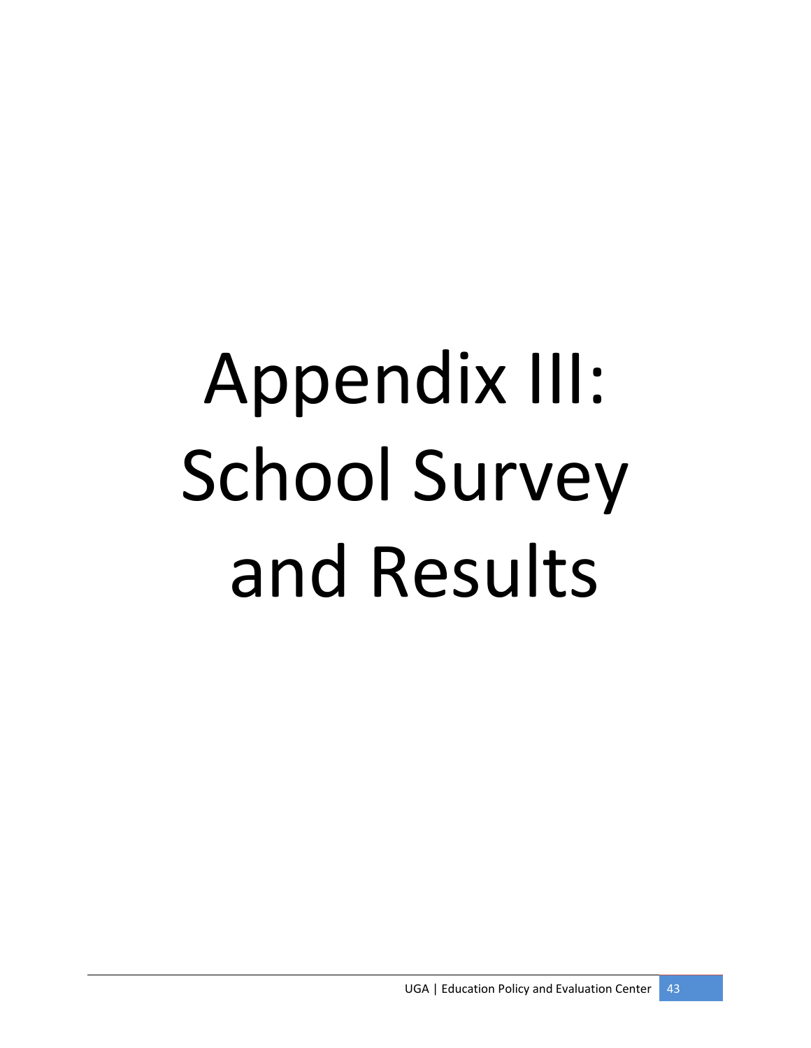# Appendix III: School Survey and Results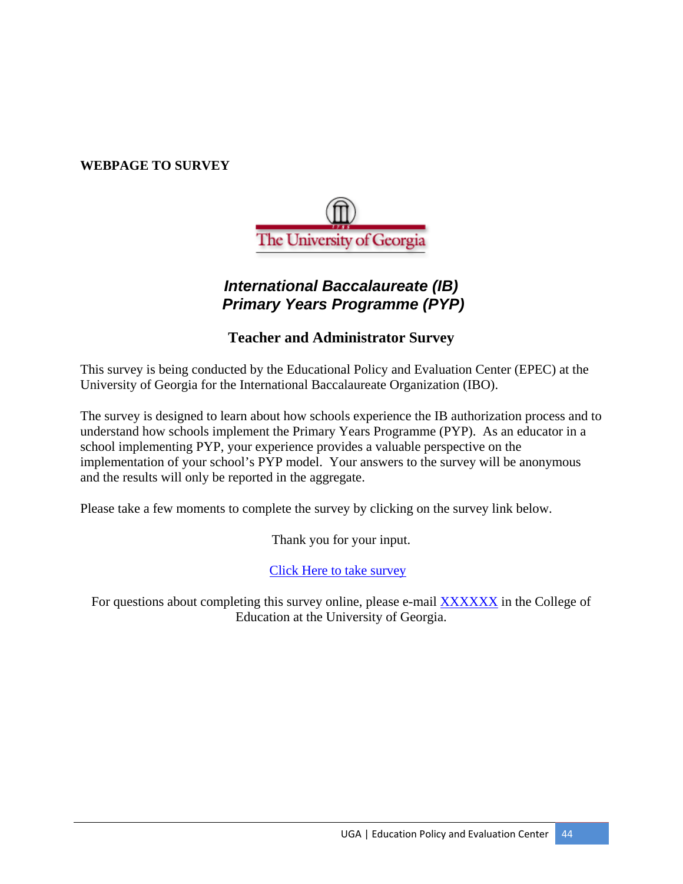**WEBPAGE TO SURVEY**

The University of Georgia

***International Baccalaureate (IB)***
***Primary Years Programme (PYP)***

**Teacher and Administrator Survey**

This survey is being conducted by the Educational Policy and Evaluation Center (EPEC) at the University of Georgia for the International Baccalaureate Organization (IBO).

The survey is designed to learn about how schools experience the IB authorization process and to understand how schools implement the Primary Years Programme (PYP). As an educator in a school implementing PYP, your experience provides a valuable perspective on the implementation of your school's PYP model. Your answers to the survey will be anonymous and the results will only be reported in the aggregate.

Please take a few moments to complete the survey by clicking on the survey link below.

Thank you for your input.

Click Here to take survey

For questions about completing this survey online, please e-mail XXXXXX in the College of Education at the University of Georgia.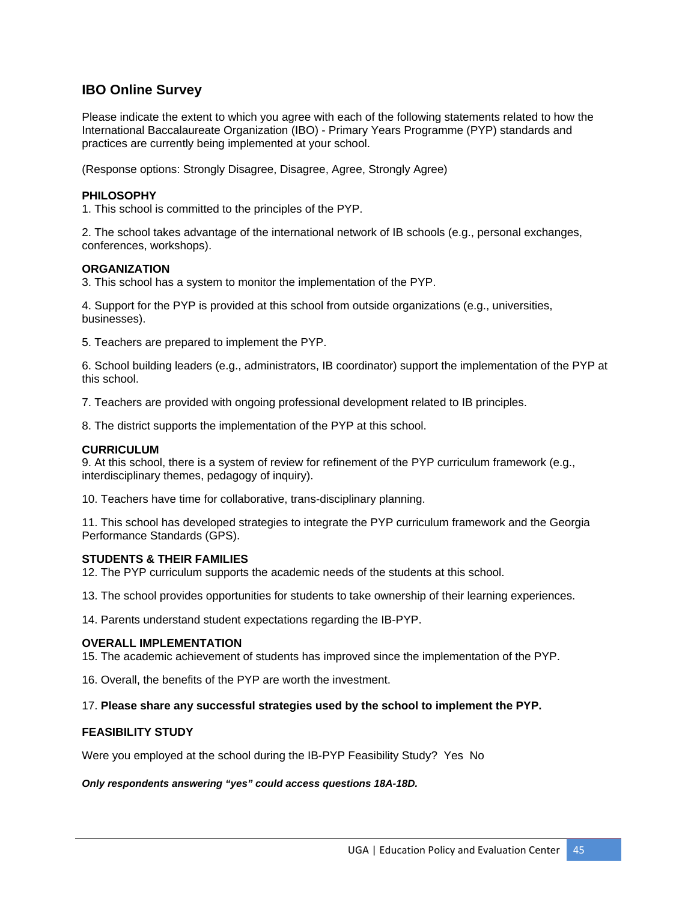## IBO Online Survey

Please indicate the extent to which you agree with each of the following statements related to how the International Baccalaureate Organization (IBO) - Primary Years Programme (PYP) standards and practices are currently being implemented at your school.

(Response options: Strongly Disagree, Disagree, Agree, Strongly Agree)

**PHILOSOPHY**

1. This school is committed to the principles of the PYP.

2. The school takes advantage of the international network of IB schools (e.g., personal exchanges, conferences, workshops).

**ORGANIZATION**

3. This school has a system to monitor the implementation of the PYP.

4. Support for the PYP is provided at this school from outside organizations (e.g., universities, businesses).

5. Teachers are prepared to implement the PYP.

6. School building leaders (e.g., administrators, IB coordinator) support the implementation of the PYP at this school.

7. Teachers are provided with ongoing professional development related to IB principles.

8. The district supports the implementation of the PYP at this school.

**CURRICULUM**

9. At this school, there is a system of review for refinement of the PYP curriculum framework (e.g., interdisciplinary themes, pedagogy of inquiry).

10. Teachers have time for collaborative, trans-disciplinary planning.

11. This school has developed strategies to integrate the PYP curriculum framework and the Georgia Performance Standards (GPS).

**STUDENTS & THEIR FAMILIES**

12. The PYP curriculum supports the academic needs of the students at this school.

13. The school provides opportunities for students to take ownership of their learning experiences.

14. Parents understand student expectations regarding the IB-PYP.

**OVERALL IMPLEMENTATION**

15. The academic achievement of students has improved since the implementation of the PYP.

16. Overall, the benefits of the PYP are worth the investment.

17. **Please share any successful strategies used by the school to implement the PYP.**

**FEASIBILITY STUDY**

Were you employed at the school during the IB-PYP Feasibility Study? Yes No

***Only respondents answering "yes" could access questions 18A-18D.***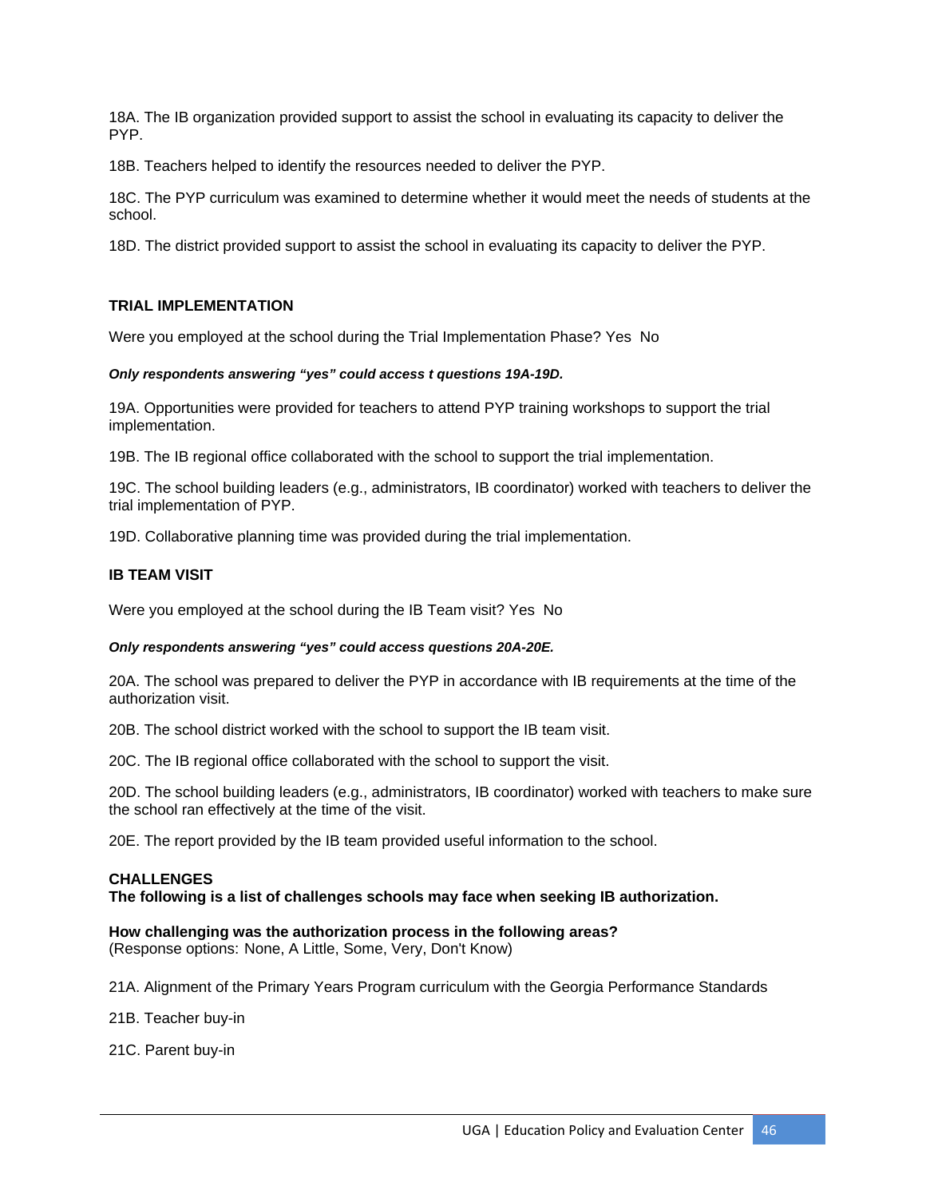18A. The IB organization provided support to assist the school in evaluating its capacity to deliver the PYP.

18B. Teachers helped to identify the resources needed to deliver the PYP.

18C. The PYP curriculum was examined to determine whether it would meet the needs of students at the school.

18D. The district provided support to assist the school in evaluating its capacity to deliver the PYP.

**TRIAL IMPLEMENTATION**

Were you employed at the school during the Trial Implementation Phase? Yes  No

***Only respondents answering "yes" could access t questions 19A-19D.***

19A. Opportunities were provided for teachers to attend PYP training workshops to support the trial implementation.

19B. The IB regional office collaborated with the school to support the trial implementation.

19C. The school building leaders (e.g., administrators, IB coordinator) worked with teachers to deliver the trial implementation of PYP.

19D. Collaborative planning time was provided during the trial implementation.

**IB TEAM VISIT**

Were you employed at the school during the IB Team visit? Yes  No

***Only respondents answering "yes" could access questions 20A-20E.***

20A. The school was prepared to deliver the PYP in accordance with IB requirements at the time of the authorization visit.

20B. The school district worked with the school to support the IB team visit.

20C. The IB regional office collaborated with the school to support the visit.

20D. The school building leaders (e.g., administrators, IB coordinator) worked with teachers to make sure the school ran effectively at the time of the visit.

20E. The report provided by the IB team provided useful information to the school.

**CHALLENGES**
**The following is a list of challenges schools may face when seeking IB authorization.**

**How challenging was the authorization process in the following areas?**
(Response options: None, A Little, Some, Very, Don't Know)

21A. Alignment of the Primary Years Program curriculum with the Georgia Performance Standards

21B. Teacher buy-in

21C. Parent buy-in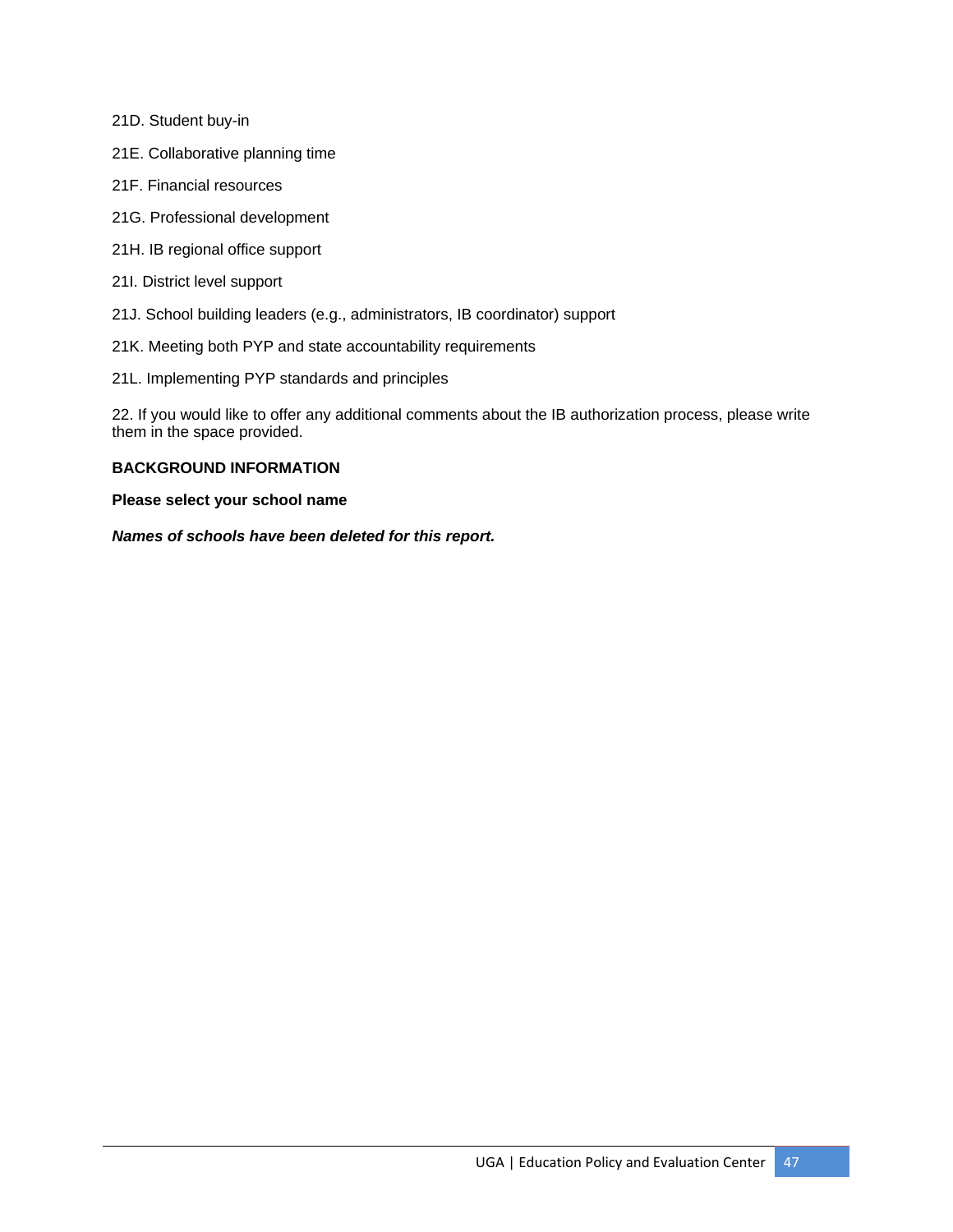21D. Student buy-in

21E. Collaborative planning time

21F. Financial resources

21G. Professional development

21H. IB regional office support

21I. District level support

21J. School building leaders (e.g., administrators, IB coordinator) support

21K. Meeting both PYP and state accountability requirements

21L. Implementing PYP standards and principles

22. If you would like to offer any additional comments about the IB authorization process, please write them in the space provided.

**BACKGROUND INFORMATION**

**Please select your school name**

***Names of schools have been deleted for this report.***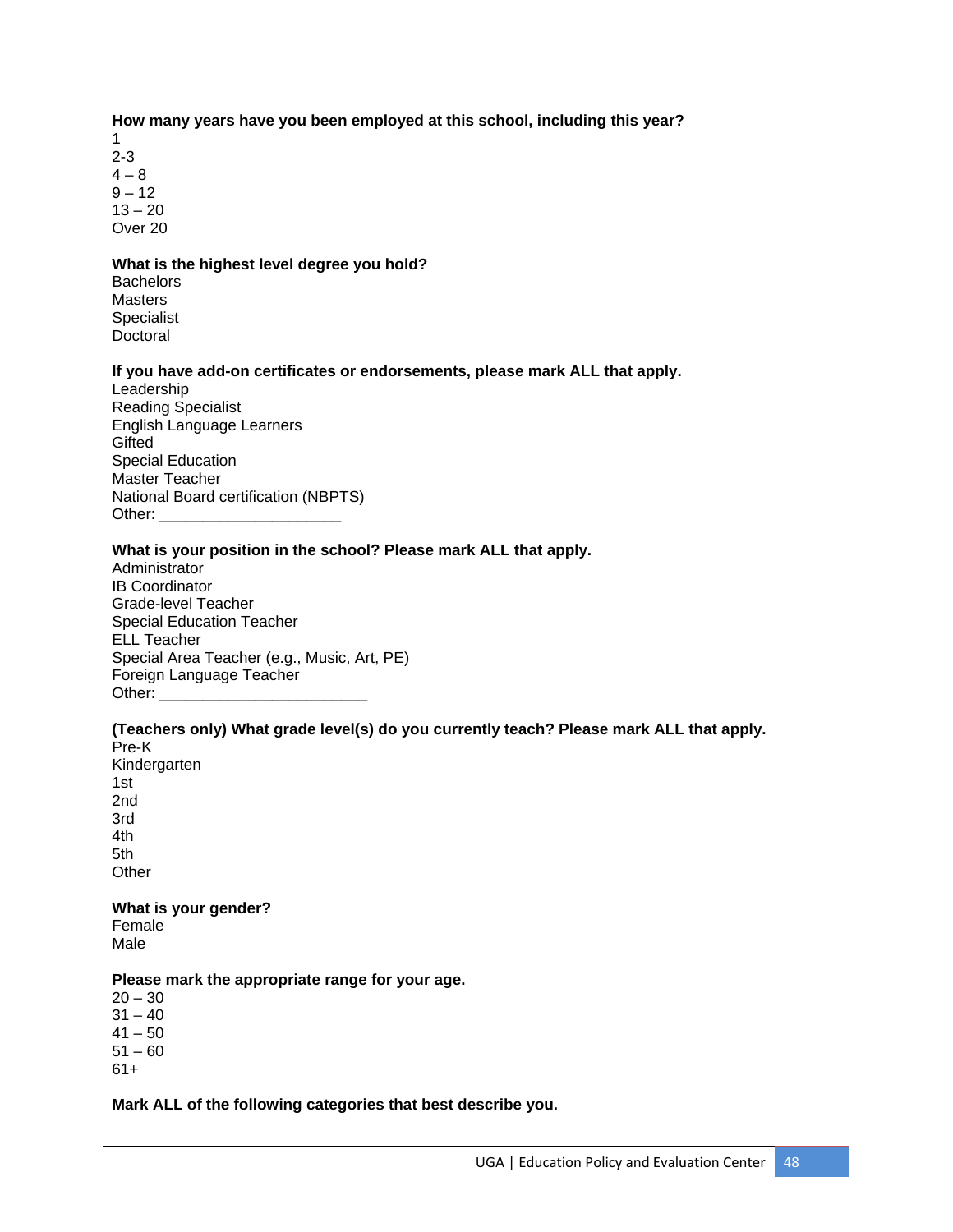**How many years have you been employed at this school, including this year?**

1
2-3
4 – 8
9 – 12
13 – 20
Over 20

**What is the highest level degree you hold?**

Bachelors
Masters
Specialist
Doctoral

**If you have add-on certificates or endorsements, please mark ALL that apply.**

Leadership
Reading Specialist
English Language Learners
Gifted
Special Education
Master Teacher
National Board certification (NBPTS)
Other: ____________________

**What is your position in the school? Please mark ALL that apply.**

Administrator
IB Coordinator
Grade-level Teacher
Special Education Teacher
ELL Teacher
Special Area Teacher (e.g., Music, Art, PE)
Foreign Language Teacher
Other: _______________________

**(Teachers only) What grade level(s) do you currently teach? Please mark ALL that apply.**

Pre-K
Kindergarten
1st
2nd
3rd
4th
5th
Other

**What is your gender?**

Female
Male

**Please mark the appropriate range for your age.**

20 – 30
31 – 40
41 – 50
51 – 60
61+

**Mark ALL of the following categories that best describe you.**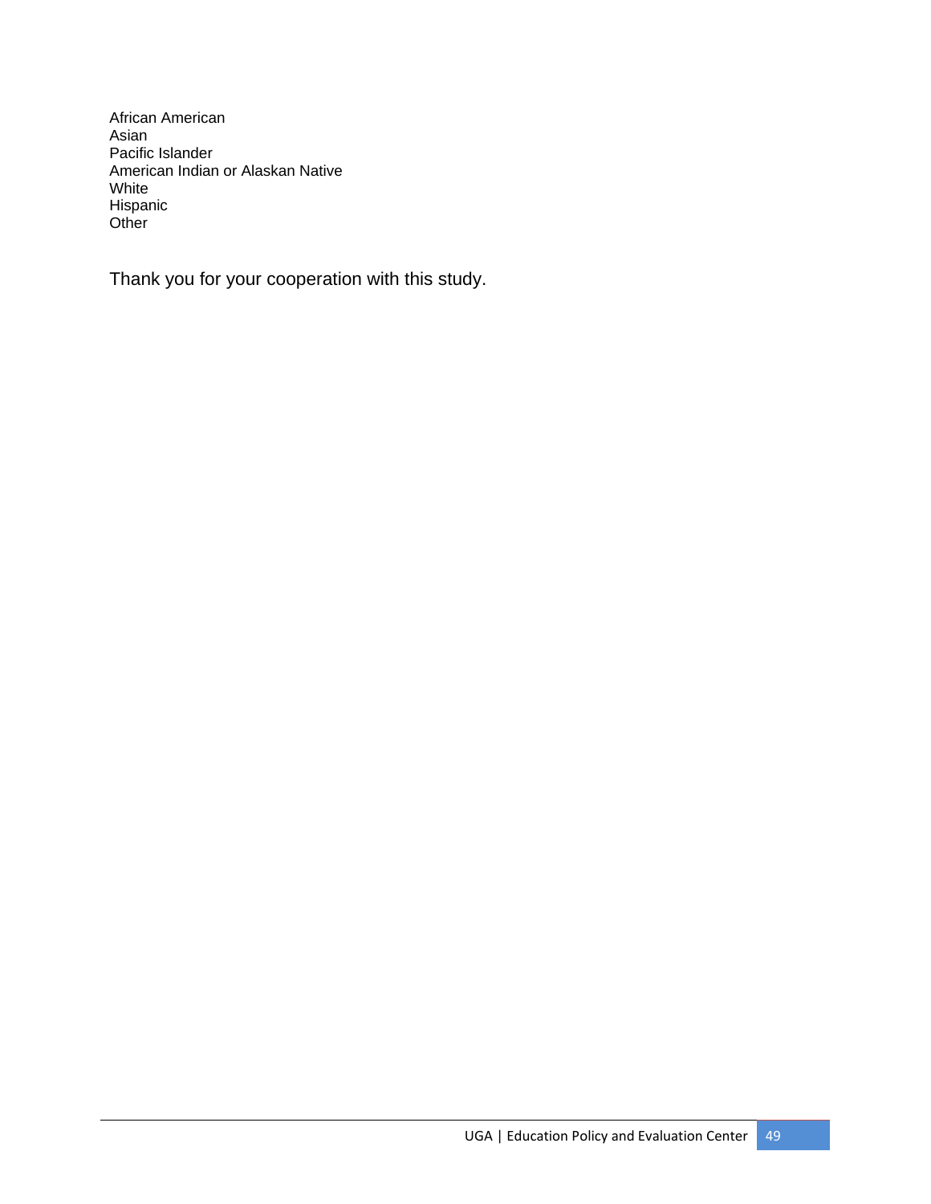African American
Asian
Pacific Islander
American Indian or Alaskan Native
White
Hispanic
Other

Thank you for your cooperation with this study.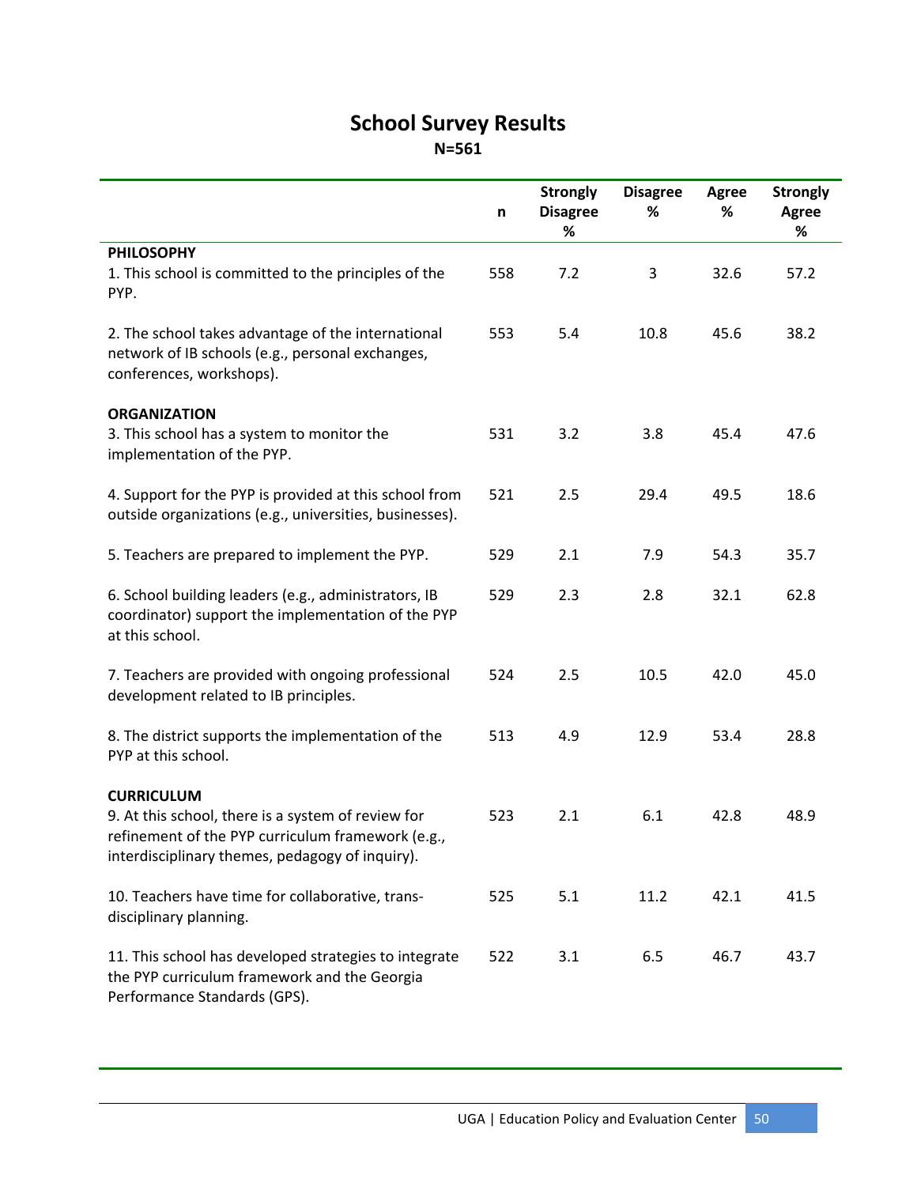# School Survey Results

**N=561**

| | n | Strongly Disagree % | Disagree % | Agree % | Strongly Agree % |
|---|---|---|---|---|---|
| **PHILOSOPHY** | | | | | |
| 1. This school is committed to the principles of the PYP. | 558 | 7.2 | 3 | 32.6 | 57.2 |
| 2. The school takes advantage of the international network of IB schools (e.g., personal exchanges, conferences, workshops). | 553 | 5.4 | 10.8 | 45.6 | 38.2 |
| **ORGANIZATION** | | | | | |
| 3. This school has a system to monitor the implementation of the PYP. | 531 | 3.2 | 3.8 | 45.4 | 47.6 |
| 4. Support for the PYP is provided at this school from outside organizations (e.g., universities, businesses). | 521 | 2.5 | 29.4 | 49.5 | 18.6 |
| 5. Teachers are prepared to implement the PYP. | 529 | 2.1 | 7.9 | 54.3 | 35.7 |
| 6. School building leaders (e.g., administrators, IB coordinator) support the implementation of the PYP at this school. | 529 | 2.3 | 2.8 | 32.1 | 62.8 |
| 7. Teachers are provided with ongoing professional development related to IB principles. | 524 | 2.5 | 10.5 | 42.0 | 45.0 |
| 8. The district supports the implementation of the PYP at this school. | 513 | 4.9 | 12.9 | 53.4 | 28.8 |
| **CURRICULUM** | | | | | |
| 9. At this school, there is a system of review for refinement of the PYP curriculum framework (e.g., interdisciplinary themes, pedagogy of inquiry). | 523 | 2.1 | 6.1 | 42.8 | 48.9 |
| 10. Teachers have time for collaborative, trans-disciplinary planning. | 525 | 5.1 | 11.2 | 42.1 | 41.5 |
| 11. This school has developed strategies to integrate the PYP curriculum framework and the Georgia Performance Standards (GPS). | 522 | 3.1 | 6.5 | 46.7 | 43.7 |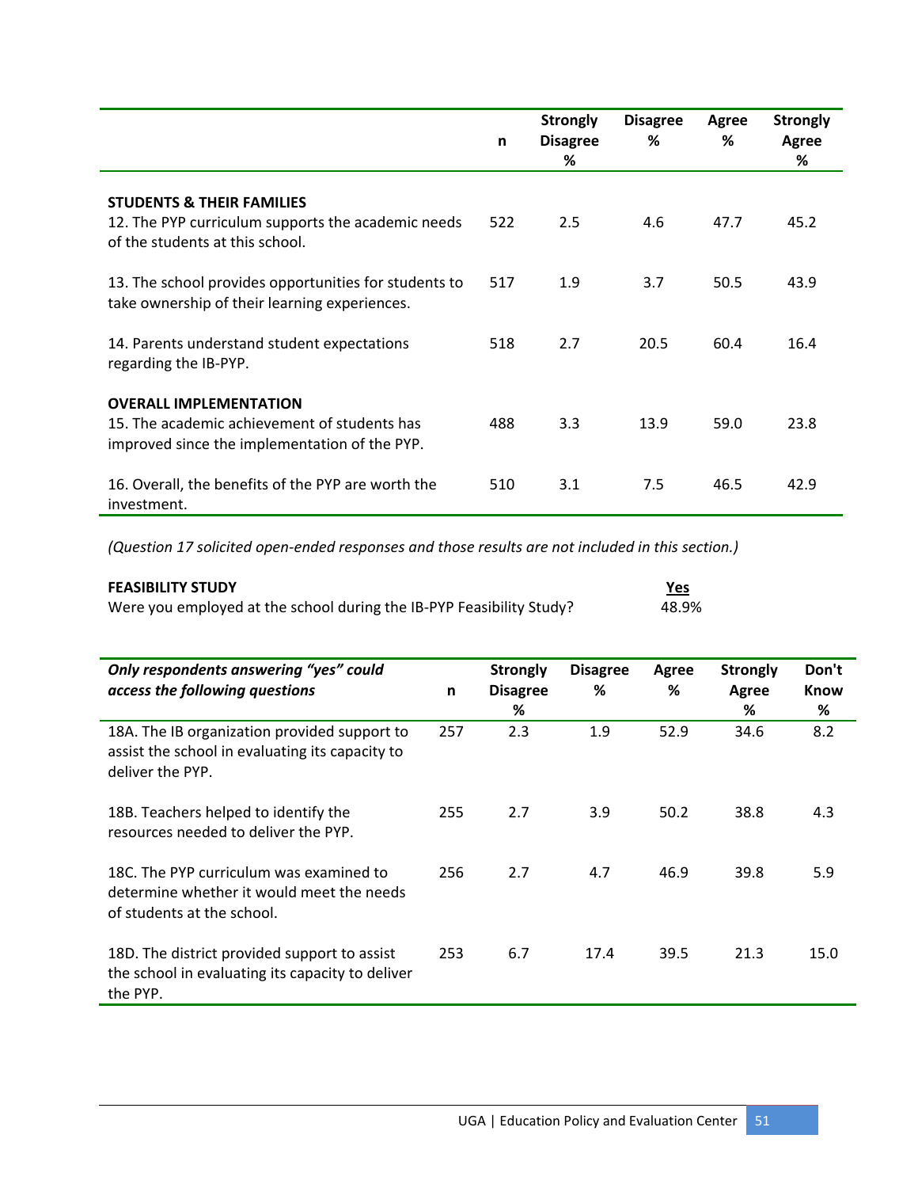| | n | Strongly Disagree % | Disagree % | Agree % | Strongly Agree % |
|---|---|---|---|---|---|
| **STUDENTS & THEIR FAMILIES** | | | | | |
| 12. The PYP curriculum supports the academic needs of the students at this school. | 522 | 2.5 | 4.6 | 47.7 | 45.2 |
| 13. The school provides opportunities for students to take ownership of their learning experiences. | 517 | 1.9 | 3.7 | 50.5 | 43.9 |
| 14. Parents understand student expectations regarding the IB-PYP. | 518 | 2.7 | 20.5 | 60.4 | 16.4 |
| **OVERALL IMPLEMENTATION** | | | | | |
| 15. The academic achievement of students has improved since the implementation of the PYP. | 488 | 3.3 | 13.9 | 59.0 | 23.8 |
| 16. Overall, the benefits of the PYP are worth the investment. | 510 | 3.1 | 7.5 | 46.5 | 42.9 |

*(Question 17 solicited open-ended responses and those results are not included in this section.)*

| **FEASIBILITY STUDY** | Yes |
|---|---|
| Were you employed at the school during the IB-PYP Feasibility Study? | 48.9% |

| ***Only respondents answering "yes" could access the following questions*** | n | Strongly Disagree % | Disagree % | Agree % | Strongly Agree % | Don't Know % |
|---|---|---|---|---|---|---|
| 18A. The IB organization provided support to assist the school in evaluating its capacity to deliver the PYP. | 257 | 2.3 | 1.9 | 52.9 | 34.6 | 8.2 |
| 18B. Teachers helped to identify the resources needed to deliver the PYP. | 255 | 2.7 | 3.9 | 50.2 | 38.8 | 4.3 |
| 18C. The PYP curriculum was examined to determine whether it would meet the needs of students at the school. | 256 | 2.7 | 4.7 | 46.9 | 39.8 | 5.9 |
| 18D. The district provided support to assist the school in evaluating its capacity to deliver the PYP. | 253 | 6.7 | 17.4 | 39.5 | 21.3 | 15.0 |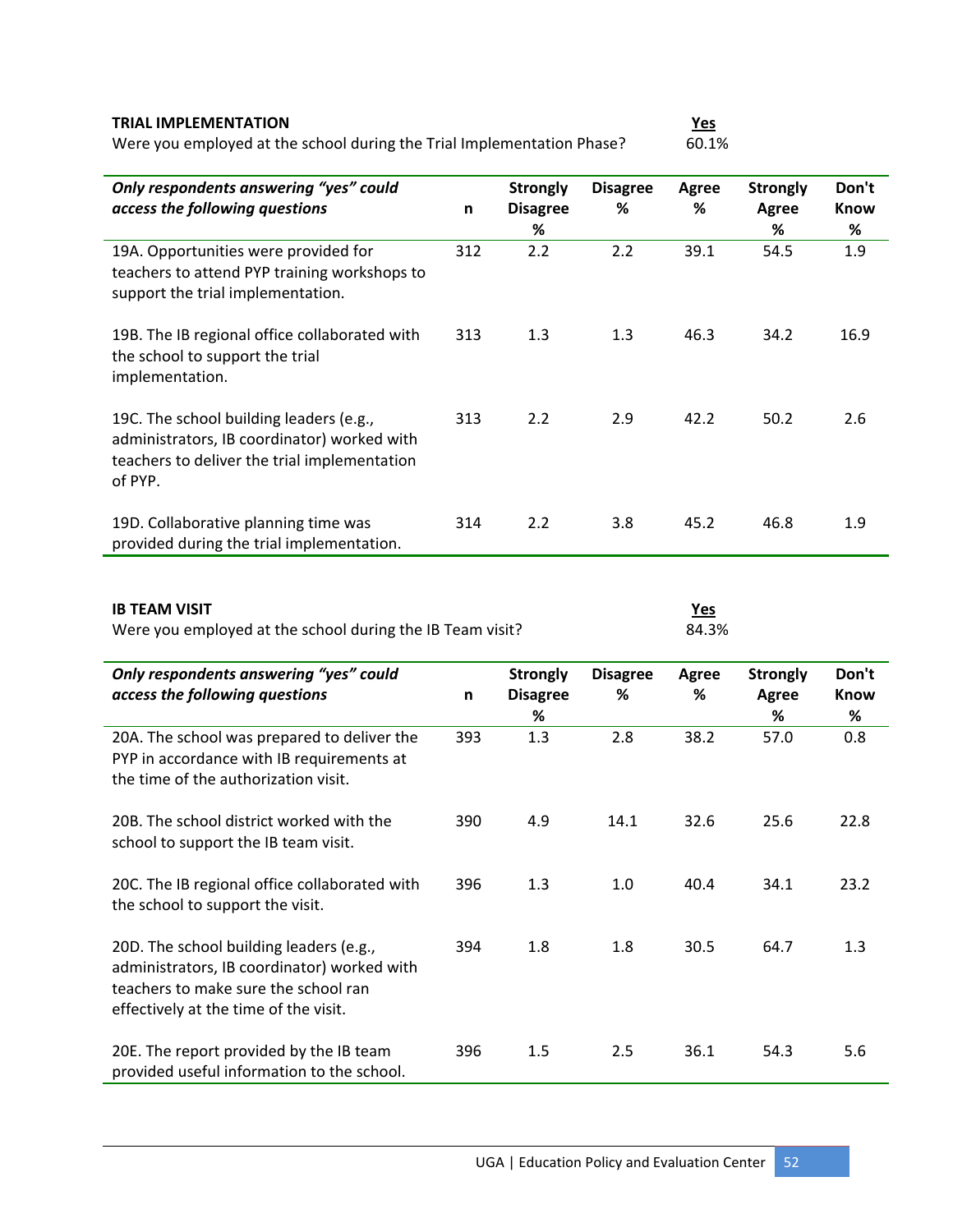**TRIAL IMPLEMENTATION**

| | Yes |
|---|---|
| Were you employed at the school during the Trial Implementation Phase? | 60.1% |

| *Only respondents answering "yes" could access the following questions* | n | Strongly Disagree % | Disagree % | Agree % | Strongly Agree % | Don't Know % |
|---|---|---|---|---|---|---|
| 19A. Opportunities were provided for teachers to attend PYP training workshops to support the trial implementation. | 312 | 2.2 | 2.2 | 39.1 | 54.5 | 1.9 |
| 19B. The IB regional office collaborated with the school to support the trial implementation. | 313 | 1.3 | 1.3 | 46.3 | 34.2 | 16.9 |
| 19C. The school building leaders (e.g., administrators, IB coordinator) worked with teachers to deliver the trial implementation of PYP. | 313 | 2.2 | 2.9 | 42.2 | 50.2 | 2.6 |
| 19D. Collaborative planning time was provided during the trial implementation. | 314 | 2.2 | 3.8 | 45.2 | 46.8 | 1.9 |

**IB TEAM VISIT**

| | Yes |
|---|---|
| Were you employed at the school during the IB Team visit? | 84.3% |

| *Only respondents answering "yes" could access the following questions* | n | Strongly Disagree % | Disagree % | Agree % | Strongly Agree % | Don't Know % |
|---|---|---|---|---|---|---|
| 20A. The school was prepared to deliver the PYP in accordance with IB requirements at the time of the authorization visit. | 393 | 1.3 | 2.8 | 38.2 | 57.0 | 0.8 |
| 20B. The school district worked with the school to support the IB team visit. | 390 | 4.9 | 14.1 | 32.6 | 25.6 | 22.8 |
| 20C. The IB regional office collaborated with the school to support the visit. | 396 | 1.3 | 1.0 | 40.4 | 34.1 | 23.2 |
| 20D. The school building leaders (e.g., administrators, IB coordinator) worked with teachers to make sure the school ran effectively at the time of the visit. | 394 | 1.8 | 1.8 | 30.5 | 64.7 | 1.3 |
| 20E. The report provided by the IB team provided useful information to the school. | 396 | 1.5 | 2.5 | 36.1 | 54.3 | 5.6 |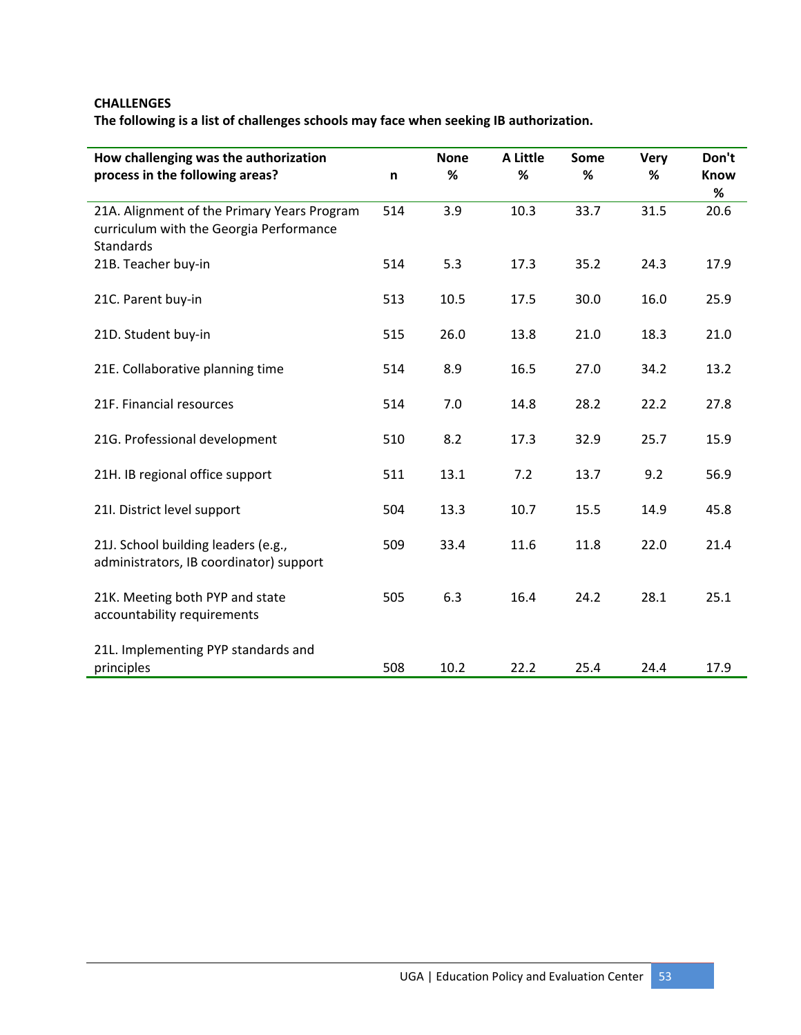**CHALLENGES**

**The following is a list of challenges schools may face when seeking IB authorization.**

| How challenging was the authorization process in the following areas? | n | None % | A Little % | Some % | Very % | Don't Know % |
|---|---|---|---|---|---|---|
| 21A. Alignment of the Primary Years Program curriculum with the Georgia Performance Standards | 514 | 3.9 | 10.3 | 33.7 | 31.5 | 20.6 |
| 21B. Teacher buy-in | 514 | 5.3 | 17.3 | 35.2 | 24.3 | 17.9 |
| 21C. Parent buy-in | 513 | 10.5 | 17.5 | 30.0 | 16.0 | 25.9 |
| 21D. Student buy-in | 515 | 26.0 | 13.8 | 21.0 | 18.3 | 21.0 |
| 21E. Collaborative planning time | 514 | 8.9 | 16.5 | 27.0 | 34.2 | 13.2 |
| 21F. Financial resources | 514 | 7.0 | 14.8 | 28.2 | 22.2 | 27.8 |
| 21G. Professional development | 510 | 8.2 | 17.3 | 32.9 | 25.7 | 15.9 |
| 21H. IB regional office support | 511 | 13.1 | 7.2 | 13.7 | 9.2 | 56.9 |
| 21I. District level support | 504 | 13.3 | 10.7 | 15.5 | 14.9 | 45.8 |
| 21J. School building leaders (e.g., administrators, IB coordinator) support | 509 | 33.4 | 11.6 | 11.8 | 22.0 | 21.4 |
| 21K. Meeting both PYP and state accountability requirements | 505 | 6.3 | 16.4 | 24.2 | 28.1 | 25.1 |
| 21L. Implementing PYP standards and principles | 508 | 10.2 | 22.2 | 25.4 | 24.4 | 17.9 |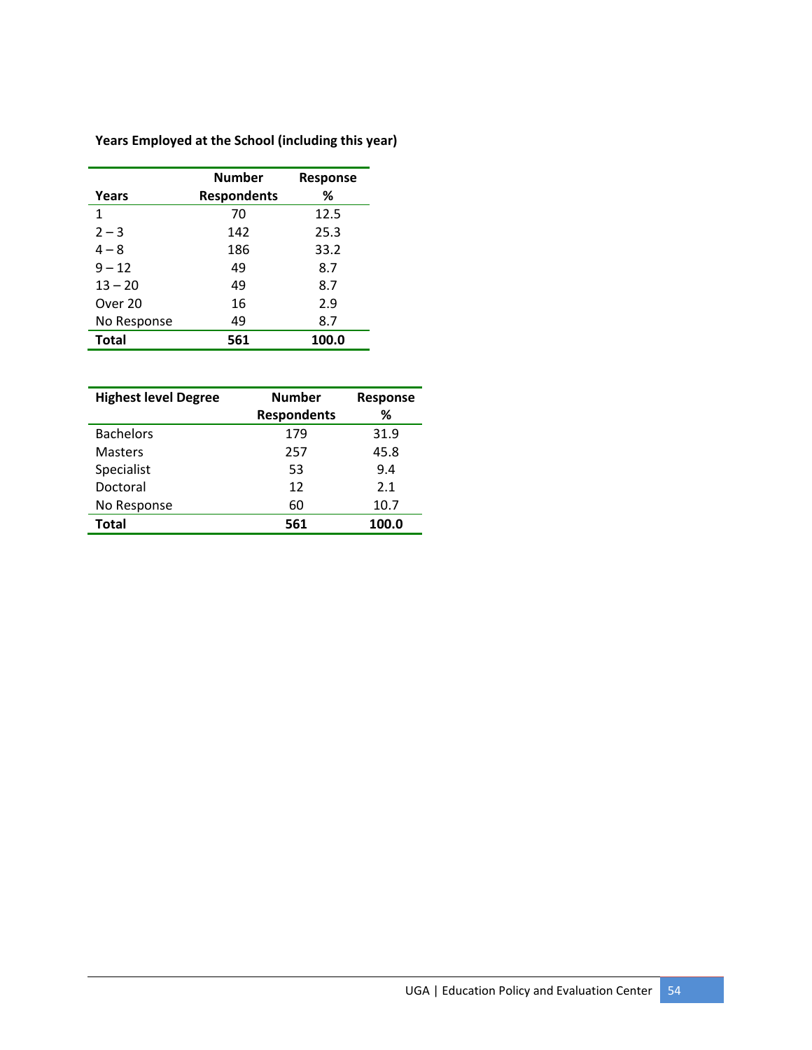**Years Employed at the School (including this year)**

| Years | Number Respondents | Response % |
|---|---|---|
| 1 | 70 | 12.5 |
| 2 – 3 | 142 | 25.3 |
| 4 – 8 | 186 | 33.2 |
| 9 – 12 | 49 | 8.7 |
| 13 – 20 | 49 | 8.7 |
| Over 20 | 16 | 2.9 |
| No Response | 49 | 8.7 |
| **Total** | **561** | **100.0** |

| Highest level Degree | Number Respondents | Response % |
|---|---|---|
| Bachelors | 179 | 31.9 |
| Masters | 257 | 45.8 |
| Specialist | 53 | 9.4 |
| Doctoral | 12 | 2.1 |
| No Response | 60 | 10.7 |
| **Total** | **561** | **100.0** |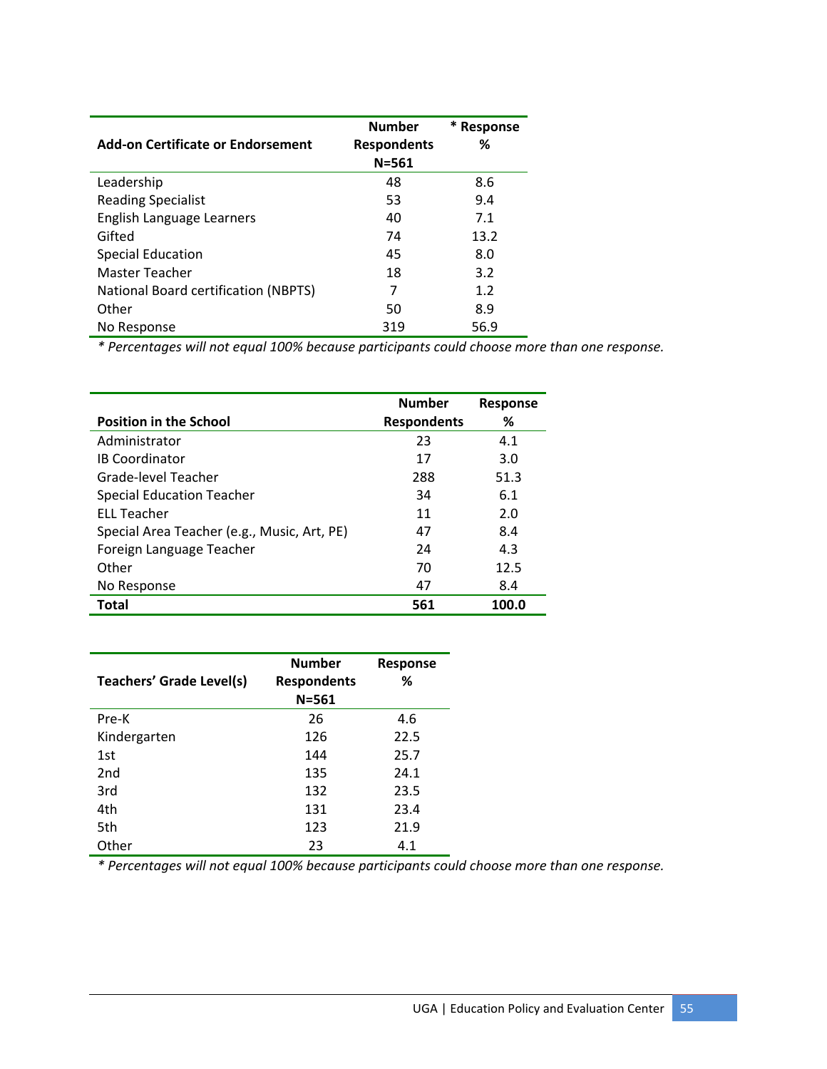| Add-on Certificate or Endorsement | Number Respondents N=561 | * Response % |
|---|---|---|
| Leadership | 48 | 8.6 |
| Reading Specialist | 53 | 9.4 |
| English Language Learners | 40 | 7.1 |
| Gifted | 74 | 13.2 |
| Special Education | 45 | 8.0 |
| Master Teacher | 18 | 3.2 |
| National Board certification (NBPTS) | 7 | 1.2 |
| Other | 50 | 8.9 |
| No Response | 319 | 56.9 |

*\* Percentages will not equal 100% because participants could choose more than one response.*

| Position in the School | Number Respondents | Response % |
|---|---|---|
| Administrator | 23 | 4.1 |
| IB Coordinator | 17 | 3.0 |
| Grade-level Teacher | 288 | 51.3 |
| Special Education Teacher | 34 | 6.1 |
| ELL Teacher | 11 | 2.0 |
| Special Area Teacher (e.g., Music, Art, PE) | 47 | 8.4 |
| Foreign Language Teacher | 24 | 4.3 |
| Other | 70 | 12.5 |
| No Response | 47 | 8.4 |
| **Total** | **561** | **100.0** |

| Teachers' Grade Level(s) | Number Respondents N=561 | Response % |
|---|---|---|
| Pre-K | 26 | 4.6 |
| Kindergarten | 126 | 22.5 |
| 1st | 144 | 25.7 |
| 2nd | 135 | 24.1 |
| 3rd | 132 | 23.5 |
| 4th | 131 | 23.4 |
| 5th | 123 | 21.9 |
| Other | 23 | 4.1 |

*\* Percentages will not equal 100% because participants could choose more than one response.*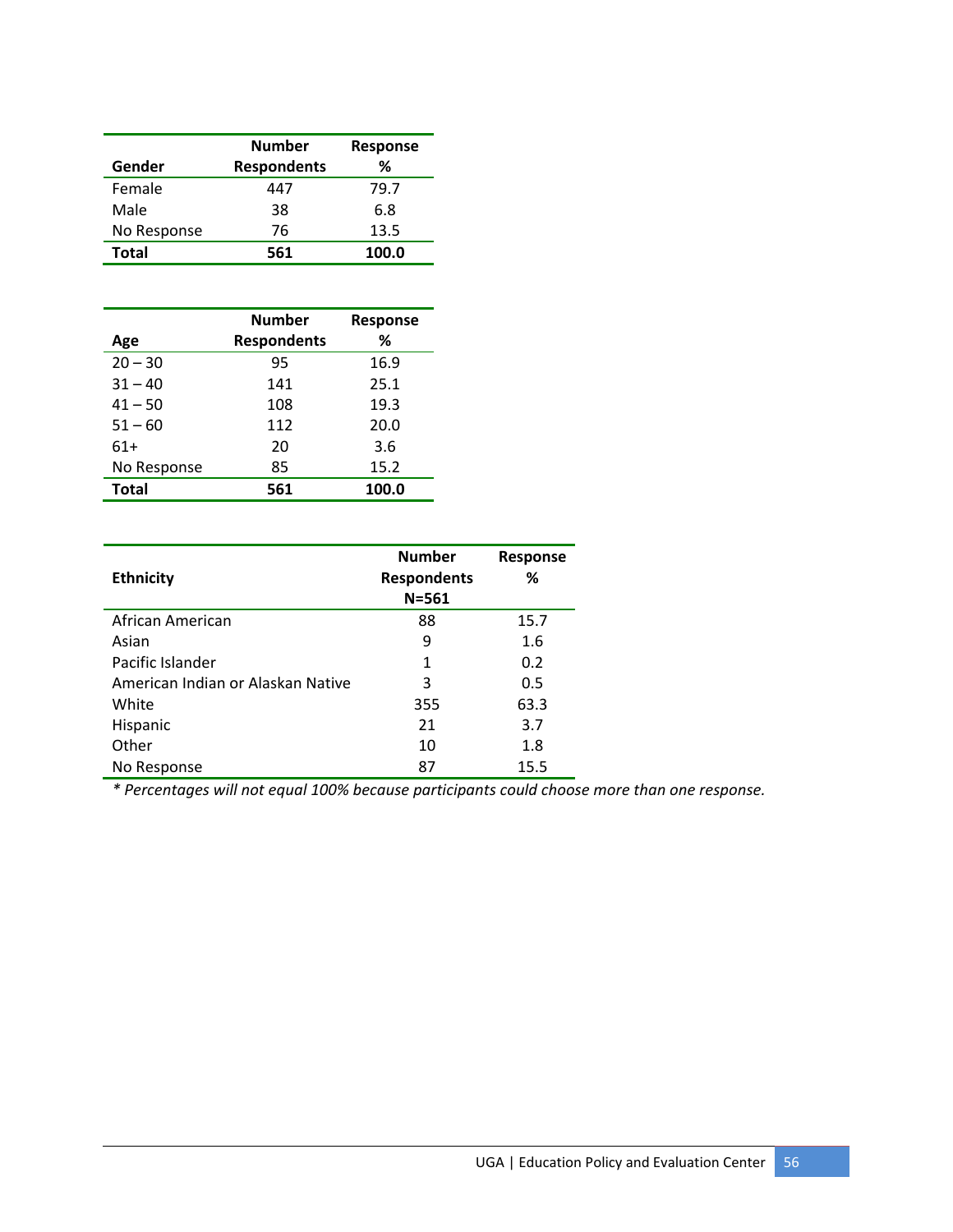| Gender | Number Respondents | Response % |
|---|---|---|
| Female | 447 | 79.7 |
| Male | 38 | 6.8 |
| No Response | 76 | 13.5 |
| **Total** | **561** | **100.0** |

| Age | Number Respondents | Response % |
|---|---|---|
| 20 – 30 | 95 | 16.9 |
| 31 – 40 | 141 | 25.1 |
| 41 – 50 | 108 | 19.3 |
| 51 – 60 | 112 | 20.0 |
| 61+ | 20 | 3.6 |
| No Response | 85 | 15.2 |
| **Total** | **561** | **100.0** |

| Ethnicity | Number Respondents N=561 | Response % |
|---|---|---|
| African American | 88 | 15.7 |
| Asian | 9 | 1.6 |
| Pacific Islander | 1 | 0.2 |
| American Indian or Alaskan Native | 3 | 0.5 |
| White | 355 | 63.3 |
| Hispanic | 21 | 3.7 |
| Other | 10 | 1.8 |
| No Response | 87 | 15.5 |

*\* Percentages will not equal 100% because participants could choose more than one response.*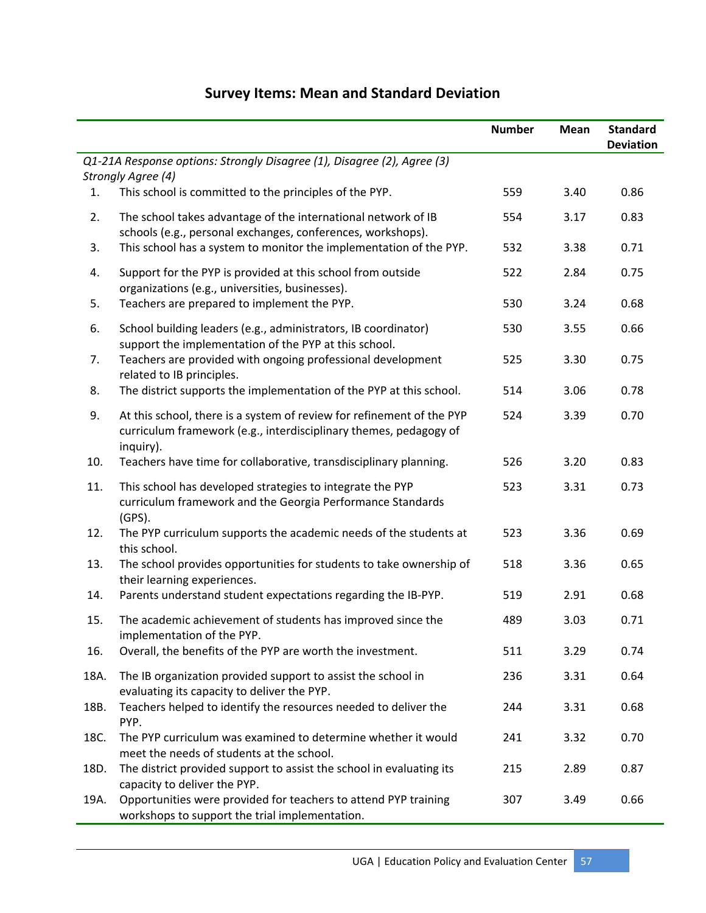## Survey Items: Mean and Standard Deviation

| | | Number | Mean | Standard Deviation |
|---|---|---|---|---|
| *Q1-21A Response options: Strongly Disagree (1), Disagree (2), Agree (3) Strongly Agree (4)* | | | | |
| 1. | This school is committed to the principles of the PYP. | 559 | 3.40 | 0.86 |
| 2. | The school takes advantage of the international network of IB schools (e.g., personal exchanges, conferences, workshops). | 554 | 3.17 | 0.83 |
| 3. | This school has a system to monitor the implementation of the PYP. | 532 | 3.38 | 0.71 |
| 4. | Support for the PYP is provided at this school from outside organizations (e.g., universities, businesses). | 522 | 2.84 | 0.75 |
| 5. | Teachers are prepared to implement the PYP. | 530 | 3.24 | 0.68 |
| 6. | School building leaders (e.g., administrators, IB coordinator) support the implementation of the PYP at this school. | 530 | 3.55 | 0.66 |
| 7. | Teachers are provided with ongoing professional development related to IB principles. | 525 | 3.30 | 0.75 |
| 8. | The district supports the implementation of the PYP at this school. | 514 | 3.06 | 0.78 |
| 9. | At this school, there is a system of review for refinement of the PYP curriculum framework (e.g., interdisciplinary themes, pedagogy of inquiry). | 524 | 3.39 | 0.70 |
| 10. | Teachers have time for collaborative, transdisciplinary planning. | 526 | 3.20 | 0.83 |
| 11. | This school has developed strategies to integrate the PYP curriculum framework and the Georgia Performance Standards (GPS). | 523 | 3.31 | 0.73 |
| 12. | The PYP curriculum supports the academic needs of the students at this school. | 523 | 3.36 | 0.69 |
| 13. | The school provides opportunities for students to take ownership of their learning experiences. | 518 | 3.36 | 0.65 |
| 14. | Parents understand student expectations regarding the IB-PYP. | 519 | 2.91 | 0.68 |
| 15. | The academic achievement of students has improved since the implementation of the PYP. | 489 | 3.03 | 0.71 |
| 16. | Overall, the benefits of the PYP are worth the investment. | 511 | 3.29 | 0.74 |
| 18A. | The IB organization provided support to assist the school in evaluating its capacity to deliver the PYP. | 236 | 3.31 | 0.64 |
| 18B. | Teachers helped to identify the resources needed to deliver the PYP. | 244 | 3.31 | 0.68 |
| 18C. | The PYP curriculum was examined to determine whether it would meet the needs of students at the school. | 241 | 3.32 | 0.70 |
| 18D. | The district provided support to assist the school in evaluating its capacity to deliver the PYP. | 215 | 2.89 | 0.87 |
| 19A. | Opportunities were provided for teachers to attend PYP training workshops to support the trial implementation. | 307 | 3.49 | 0.66 |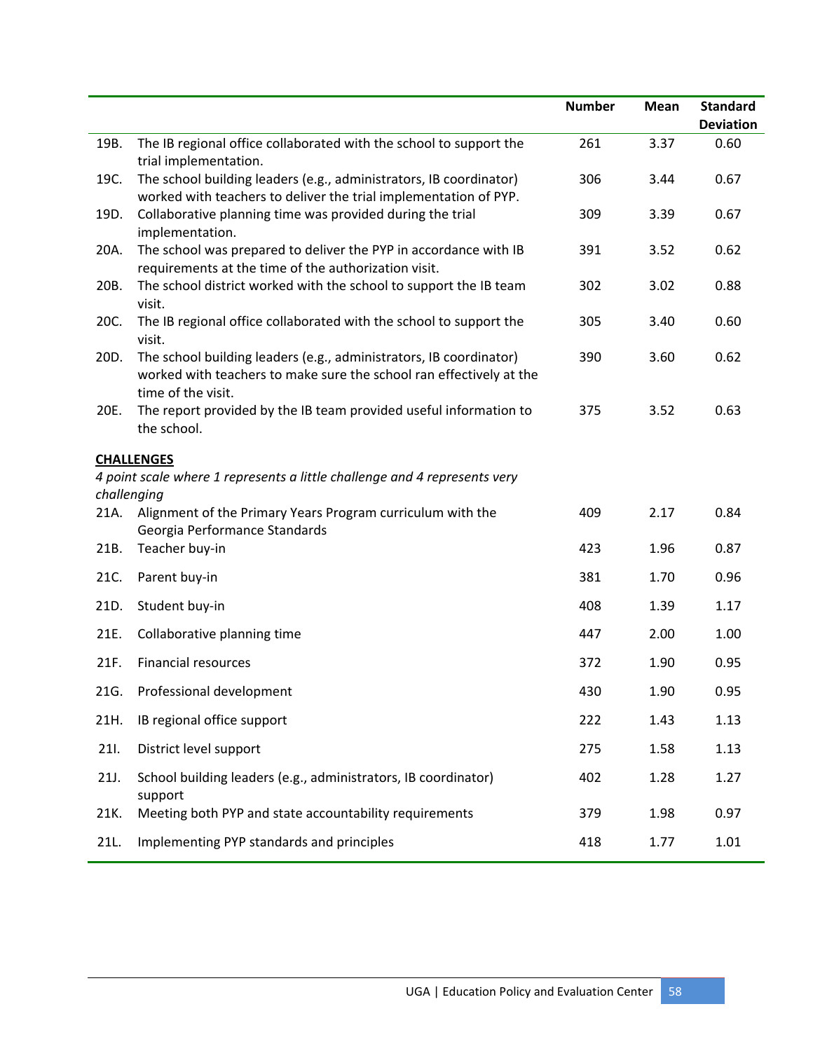| | | Number | Mean | Standard Deviation |
|---|---|---|---|---|
| 19B. | The IB regional office collaborated with the school to support the trial implementation. | 261 | 3.37 | 0.60 |
| 19C. | The school building leaders (e.g., administrators, IB coordinator) worked with teachers to deliver the trial implementation of PYP. | 306 | 3.44 | 0.67 |
| 19D. | Collaborative planning time was provided during the trial implementation. | 309 | 3.39 | 0.67 |
| 20A. | The school was prepared to deliver the PYP in accordance with IB requirements at the time of the authorization visit. | 391 | 3.52 | 0.62 |
| 20B. | The school district worked with the school to support the IB team visit. | 302 | 3.02 | 0.88 |
| 20C. | The IB regional office collaborated with the school to support the visit. | 305 | 3.40 | 0.60 |
| 20D. | The school building leaders (e.g., administrators, IB coordinator) worked with teachers to make sure the school ran effectively at the time of the visit. | 390 | 3.60 | 0.62 |
| 20E. | The report provided by the IB team provided useful information to the school. | 375 | 3.52 | 0.63 |
| **CHALLENGES** | | | | |
| *4 point scale where 1 represents a little challenge and 4 represents very challenging* | | | | |
| 21A. | Alignment of the Primary Years Program curriculum with the Georgia Performance Standards | 409 | 2.17 | 0.84 |
| 21B. | Teacher buy-in | 423 | 1.96 | 0.87 |
| 21C. | Parent buy-in | 381 | 1.70 | 0.96 |
| 21D. | Student buy-in | 408 | 1.39 | 1.17 |
| 21E. | Collaborative planning time | 447 | 2.00 | 1.00 |
| 21F. | Financial resources | 372 | 1.90 | 0.95 |
| 21G. | Professional development | 430 | 1.90 | 0.95 |
| 21H. | IB regional office support | 222 | 1.43 | 1.13 |
| 21I. | District level support | 275 | 1.58 | 1.13 |
| 21J. | School building leaders (e.g., administrators, IB coordinator) support | 402 | 1.28 | 1.27 |
| 21K. | Meeting both PYP and state accountability requirements | 379 | 1.98 | 0.97 |
| 21L. | Implementing PYP standards and principles | 418 | 1.77 | 1.01 |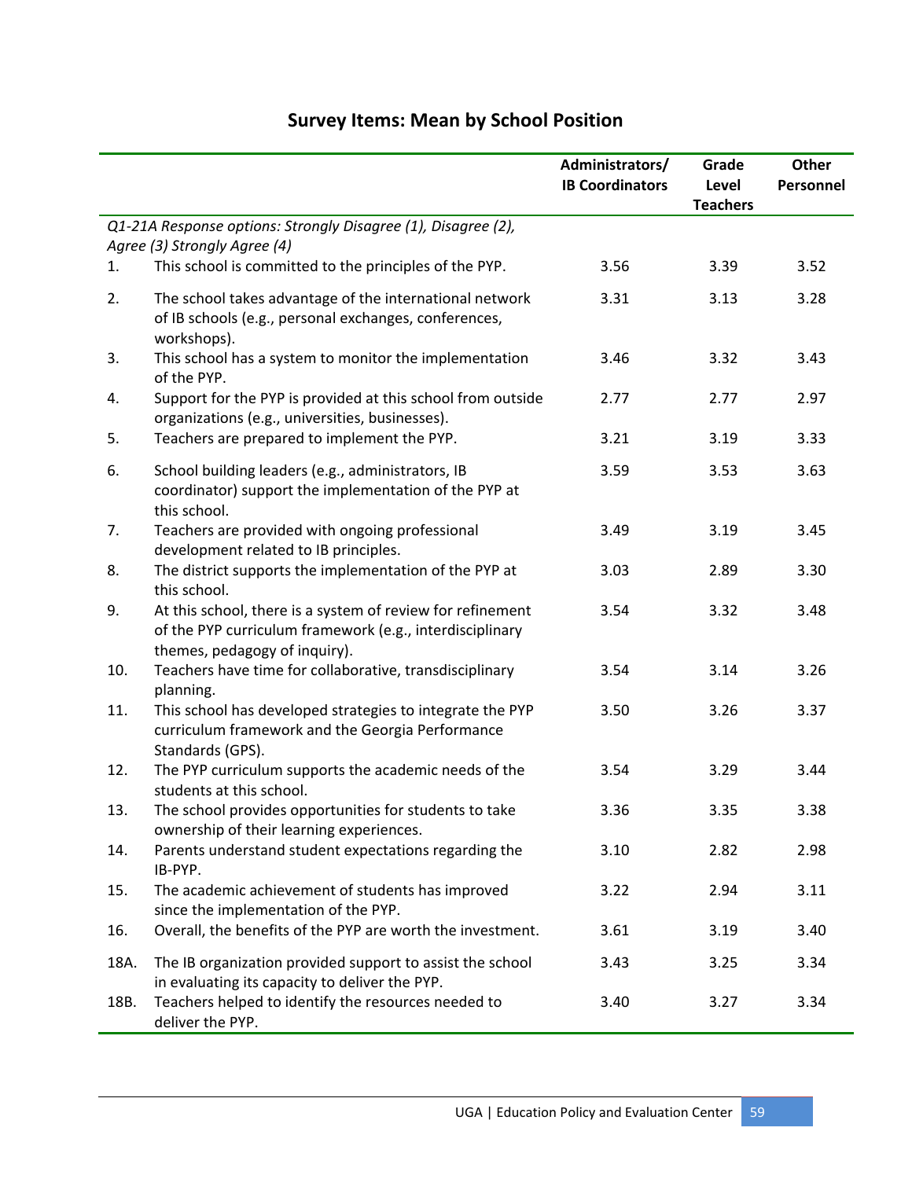## Survey Items: Mean by School Position

| | | Administrators/ IB Coordinators | Grade Level Teachers | Other Personnel |
|---|---|---|---|---|
| *Q1-21A Response options: Strongly Disagree (1), Disagree (2), Agree (3) Strongly Agree (4)* | | | | |
| 1. | This school is committed to the principles of the PYP. | 3.56 | 3.39 | 3.52 |
| 2. | The school takes advantage of the international network of IB schools (e.g., personal exchanges, conferences, workshops). | 3.31 | 3.13 | 3.28 |
| 3. | This school has a system to monitor the implementation of the PYP. | 3.46 | 3.32 | 3.43 |
| 4. | Support for the PYP is provided at this school from outside organizations (e.g., universities, businesses). | 2.77 | 2.77 | 2.97 |
| 5. | Teachers are prepared to implement the PYP. | 3.21 | 3.19 | 3.33 |
| 6. | School building leaders (e.g., administrators, IB coordinator) support the implementation of the PYP at this school. | 3.59 | 3.53 | 3.63 |
| 7. | Teachers are provided with ongoing professional development related to IB principles. | 3.49 | 3.19 | 3.45 |
| 8. | The district supports the implementation of the PYP at this school. | 3.03 | 2.89 | 3.30 |
| 9. | At this school, there is a system of review for refinement of the PYP curriculum framework (e.g., interdisciplinary themes, pedagogy of inquiry). | 3.54 | 3.32 | 3.48 |
| 10. | Teachers have time for collaborative, transdisciplinary planning. | 3.54 | 3.14 | 3.26 |
| 11. | This school has developed strategies to integrate the PYP curriculum framework and the Georgia Performance Standards (GPS). | 3.50 | 3.26 | 3.37 |
| 12. | The PYP curriculum supports the academic needs of the students at this school. | 3.54 | 3.29 | 3.44 |
| 13. | The school provides opportunities for students to take ownership of their learning experiences. | 3.36 | 3.35 | 3.38 |
| 14. | Parents understand student expectations regarding the IB-PYP. | 3.10 | 2.82 | 2.98 |
| 15. | The academic achievement of students has improved since the implementation of the PYP. | 3.22 | 2.94 | 3.11 |
| 16. | Overall, the benefits of the PYP are worth the investment. | 3.61 | 3.19 | 3.40 |
| 18A. | The IB organization provided support to assist the school in evaluating its capacity to deliver the PYP. | 3.43 | 3.25 | 3.34 |
| 18B. | Teachers helped to identify the resources needed to deliver the PYP. | 3.40 | 3.27 | 3.34 |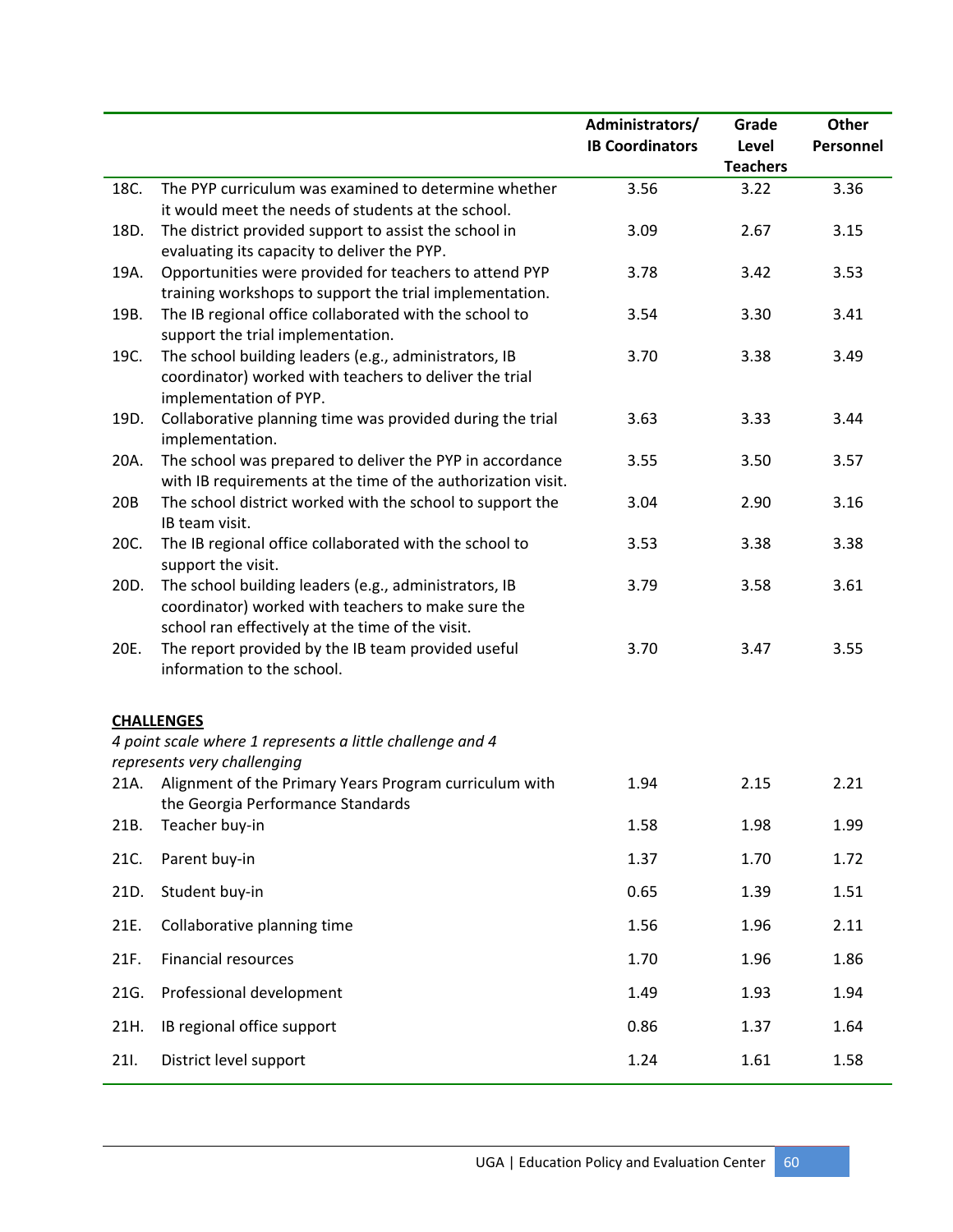| | | Administrators/ IB Coordinators | Grade Level Teachers | Other Personnel |
|---|---|---|---|---|
| 18C. | The PYP curriculum was examined to determine whether it would meet the needs of students at the school. | 3.56 | 3.22 | 3.36 |
| 18D. | The district provided support to assist the school in evaluating its capacity to deliver the PYP. | 3.09 | 2.67 | 3.15 |
| 19A. | Opportunities were provided for teachers to attend PYP training workshops to support the trial implementation. | 3.78 | 3.42 | 3.53 |
| 19B. | The IB regional office collaborated with the school to support the trial implementation. | 3.54 | 3.30 | 3.41 |
| 19C. | The school building leaders (e.g., administrators, IB coordinator) worked with teachers to deliver the trial implementation of PYP. | 3.70 | 3.38 | 3.49 |
| 19D. | Collaborative planning time was provided during the trial implementation. | 3.63 | 3.33 | 3.44 |
| 20A. | The school was prepared to deliver the PYP in accordance with IB requirements at the time of the authorization visit. | 3.55 | 3.50 | 3.57 |
| 20B | The school district worked with the school to support the IB team visit. | 3.04 | 2.90 | 3.16 |
| 20C. | The IB regional office collaborated with the school to support the visit. | 3.53 | 3.38 | 3.38 |
| 20D. | The school building leaders (e.g., administrators, IB coordinator) worked with teachers to make sure the school ran effectively at the time of the visit. | 3.79 | 3.58 | 3.61 |
| 20E. | The report provided by the IB team provided useful information to the school. | 3.70 | 3.47 | 3.55 |
| **<u>CHALLENGES</u>** *4 point scale where 1 represents a little challenge and 4 represents very challenging* | | | | |
| 21A. | Alignment of the Primary Years Program curriculum with the Georgia Performance Standards | 1.94 | 2.15 | 2.21 |
| 21B. | Teacher buy-in | 1.58 | 1.98 | 1.99 |
| 21C. | Parent buy-in | 1.37 | 1.70 | 1.72 |
| 21D. | Student buy-in | 0.65 | 1.39 | 1.51 |
| 21E. | Collaborative planning time | 1.56 | 1.96 | 2.11 |
| 21F. | Financial resources | 1.70 | 1.96 | 1.86 |
| 21G. | Professional development | 1.49 | 1.93 | 1.94 |
| 21H. | IB regional office support | 0.86 | 1.37 | 1.64 |
| 21I. | District level support | 1.24 | 1.61 | 1.58 |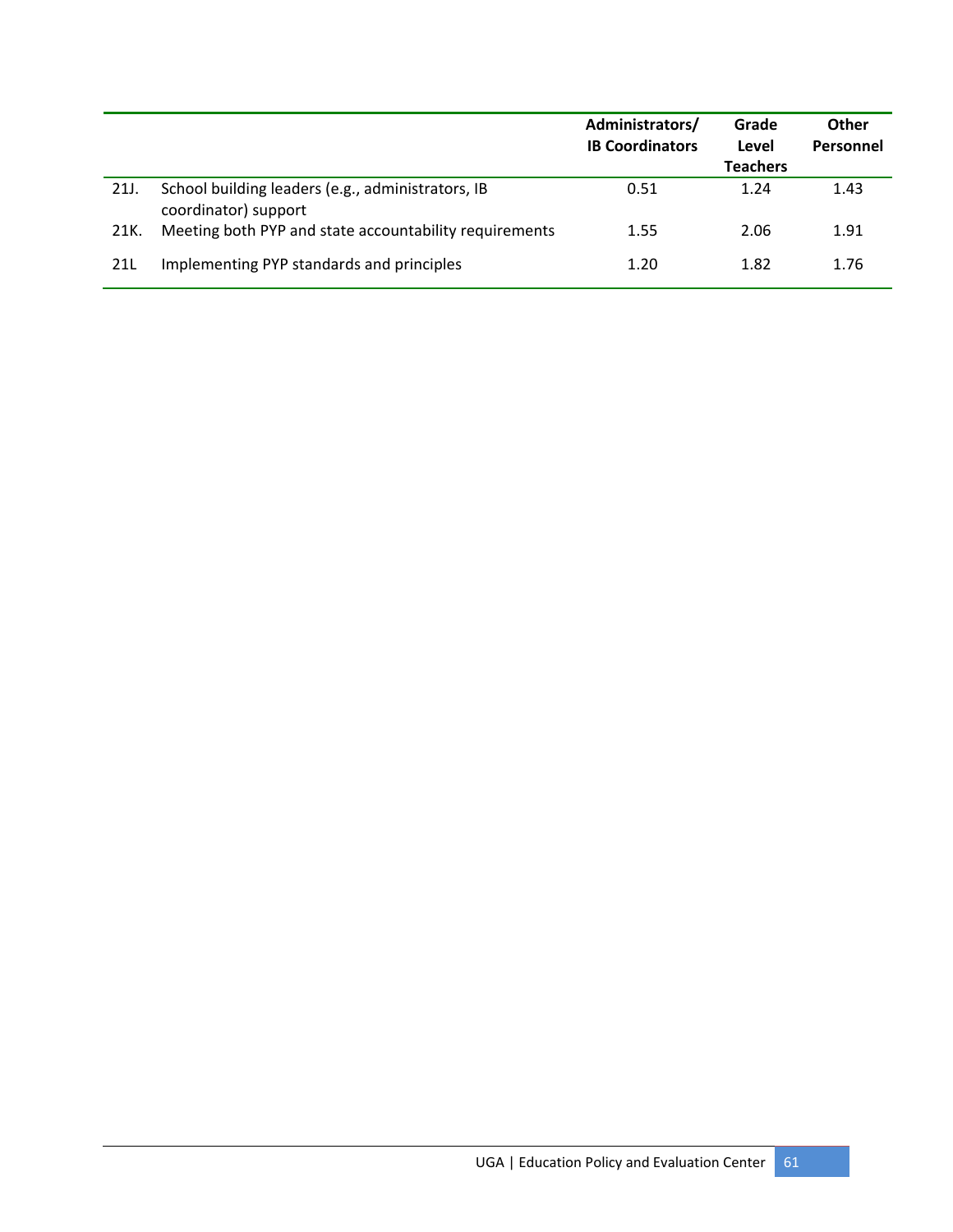| | | Administrators/ IB Coordinators | Grade Level Teachers | Other Personnel |
|---|---|---|---|---|
| 21J. | School building leaders (e.g., administrators, IB coordinator) support | 0.51 | 1.24 | 1.43 |
| 21K. | Meeting both PYP and state accountability requirements | 1.55 | 2.06 | 1.91 |
| 21L | Implementing PYP standards and principles | 1.20 | 1.82 | 1.76 |